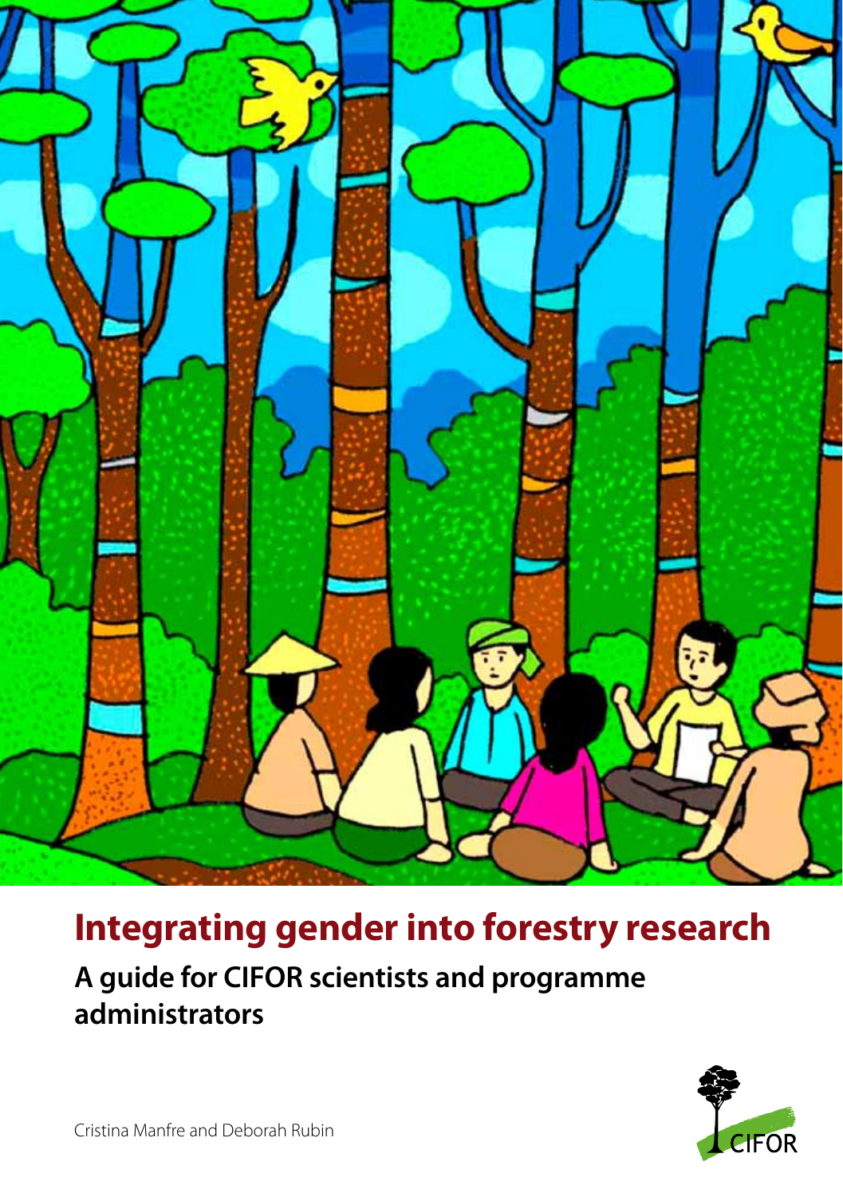# Integrating gender into forestry research

## A guide for CIFOR scientists and programme administrators

Cristina Manfre and Deborah Rubin

CIFOR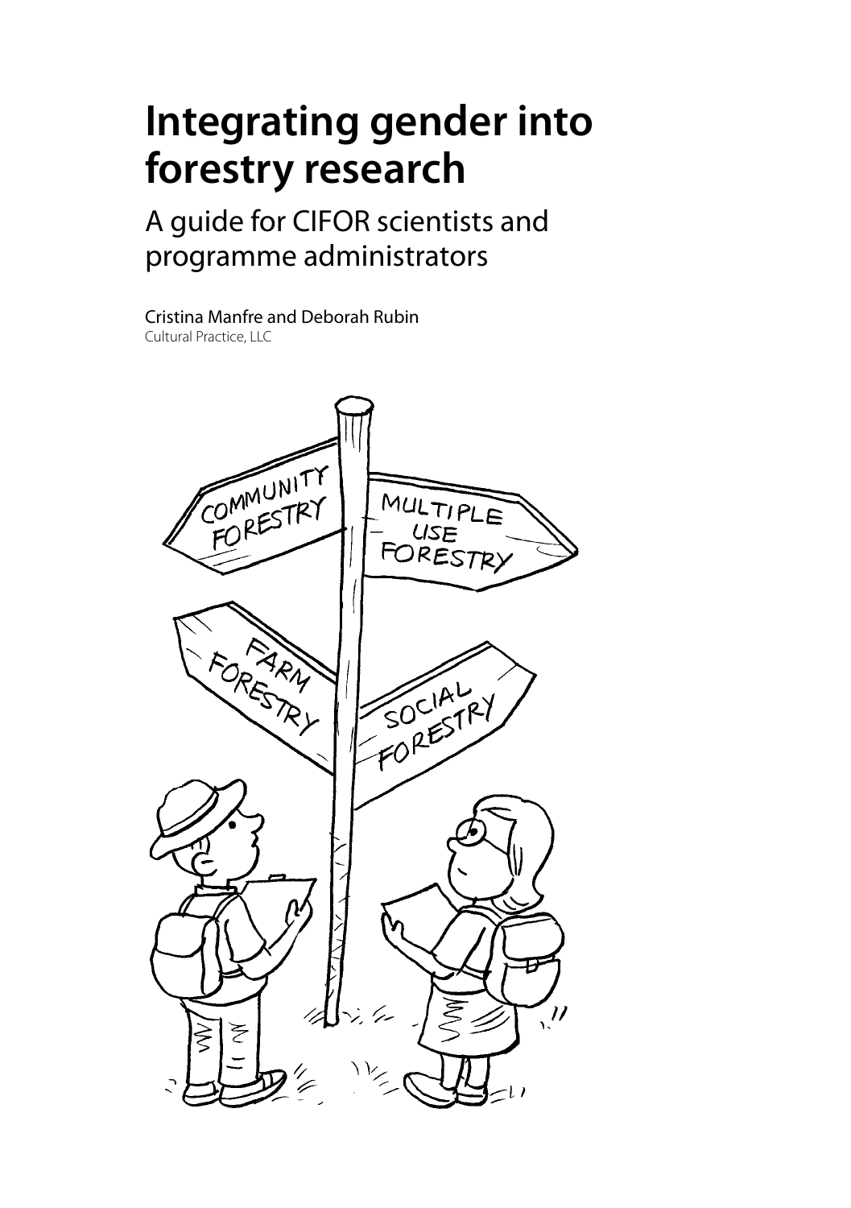# Integrating gender into forestry research

## A guide for CIFOR scientists and programme administrators

Cristina Manfre and Deborah Rubin

Cultural Practice, LLC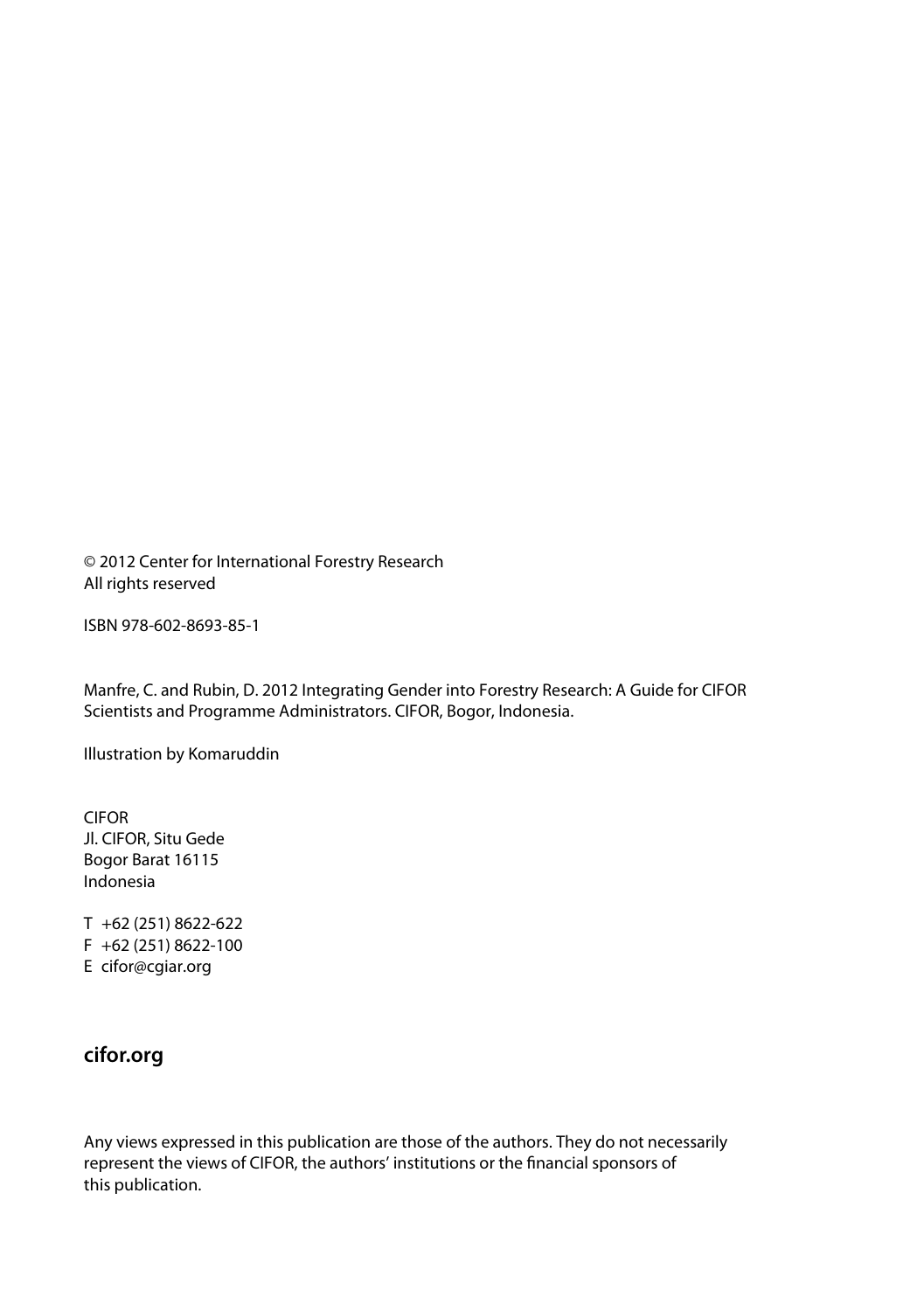© 2012 Center for International Forestry Research
All rights reserved

ISBN 978-602-8693-85-1

Manfre, C. and Rubin, D. 2012 Integrating Gender into Forestry Research: A Guide for CIFOR Scientists and Programme Administrators. CIFOR, Bogor, Indonesia.

Illustration by Komaruddin

CIFOR
Jl. CIFOR, Situ Gede
Bogor Barat 16115
Indonesia

T +62 (251) 8622-622
F +62 (251) 8622-100
E cifor@cgiar.org

**cifor.org**

Any views expressed in this publication are those of the authors. They do not necessarily represent the views of CIFOR, the authors' institutions or the financial sponsors of this publication.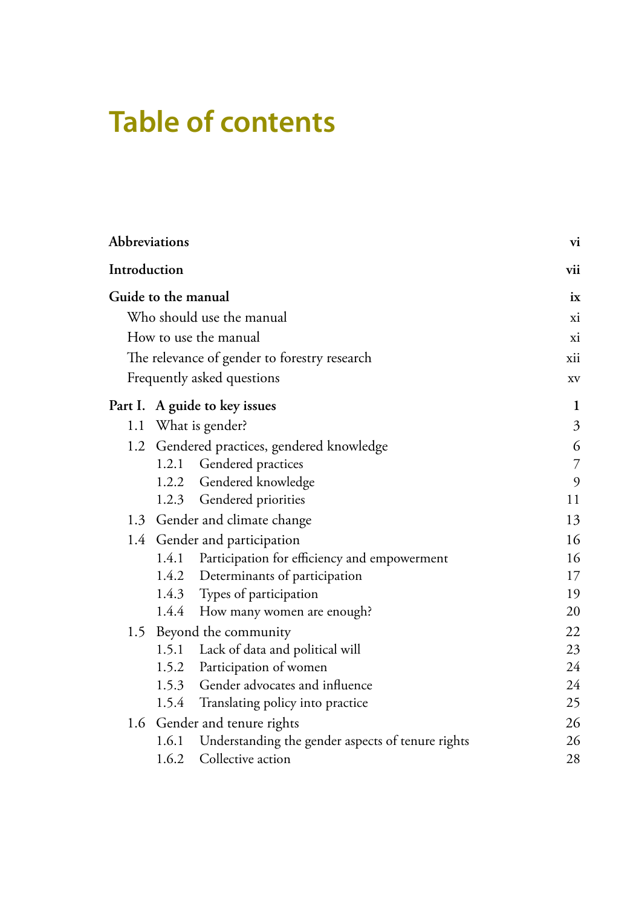# Table of contents

| | |
|---|---|
| **Abbreviations** | **vi** |
| **Introduction** | **vii** |
| **Guide to the manual** | **ix** |
| Who should use the manual | xi |
| How to use the manual | xi |
| The relevance of gender to forestry research | xii |
| Frequently asked questions | xv |
| **Part I. A guide to key issues** | **1** |
| 1.1 What is gender? | 3 |
| 1.2 Gendered practices, gendered knowledge | 6 |
| 1.2.1 Gendered practices | 7 |
| 1.2.2 Gendered knowledge | 9 |
| 1.2.3 Gendered priorities | 11 |
| 1.3 Gender and climate change | 13 |
| 1.4 Gender and participation | 16 |
| 1.4.1 Participation for efficiency and empowerment | 16 |
| 1.4.2 Determinants of participation | 17 |
| 1.4.3 Types of participation | 19 |
| 1.4.4 How many women are enough? | 20 |
| 1.5 Beyond the community | 22 |
| 1.5.1 Lack of data and political will | 23 |
| 1.5.2 Participation of women | 24 |
| 1.5.3 Gender advocates and influence | 24 |
| 1.5.4 Translating policy into practice | 25 |
| 1.6 Gender and tenure rights | 26 |
| 1.6.1 Understanding the gender aspects of tenure rights | 26 |
| 1.6.2 Collective action | 28 |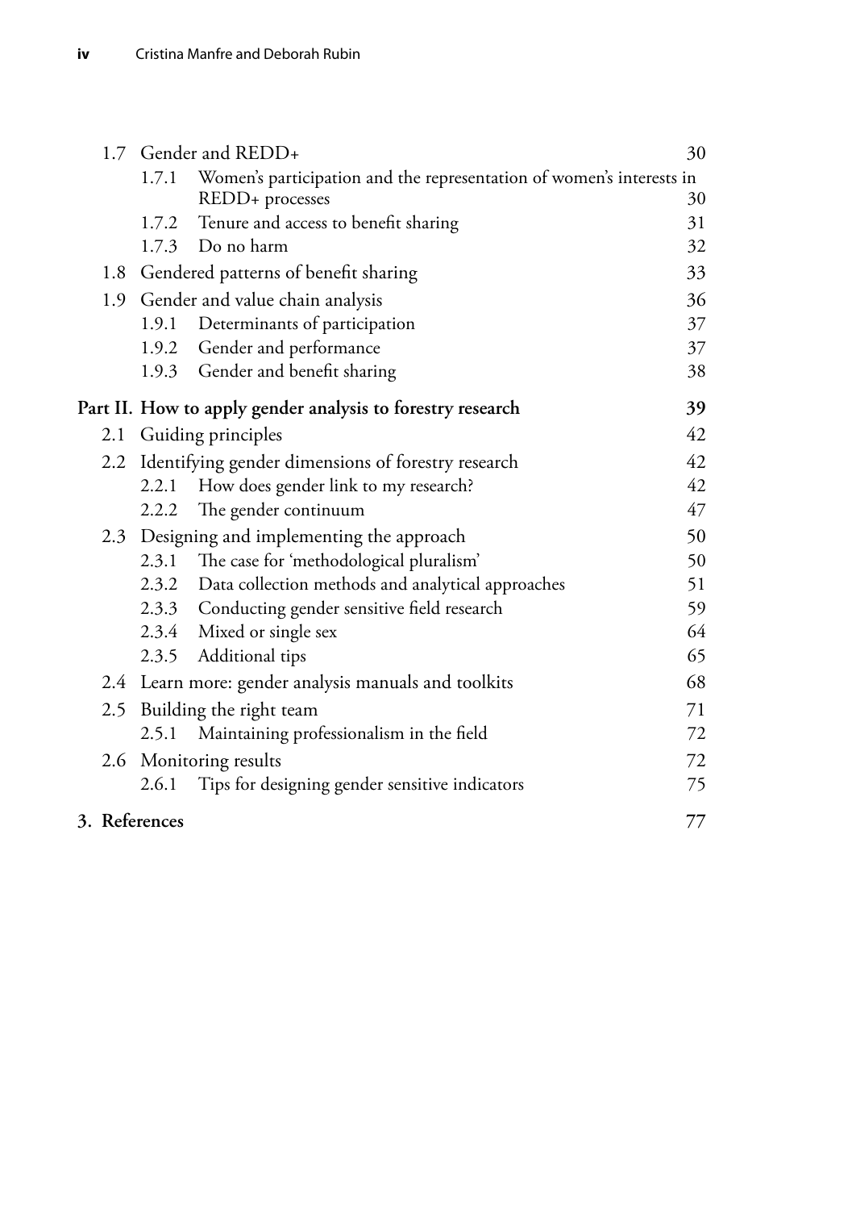- 1.7 Gender and REDD+ 30
  - 1.7.1 Women's participation and the representation of women's interests in REDD+ processes 30
  - 1.7.2 Tenure and access to benefit sharing 31
  - 1.7.3 Do no harm 32
- 1.8 Gendered patterns of benefit sharing 33
- 1.9 Gender and value chain analysis 36
  - 1.9.1 Determinants of participation 37
  - 1.9.2 Gender and performance 37
  - 1.9.3 Gender and benefit sharing 38

**Part II. How to apply gender analysis to forestry research 39**

- 2.1 Guiding principles 42
- 2.2 Identifying gender dimensions of forestry research 42
  - 2.2.1 How does gender link to my research? 42
  - 2.2.2 The gender continuum 47
- 2.3 Designing and implementing the approach 50
  - 2.3.1 The case for 'methodological pluralism' 50
  - 2.3.2 Data collection methods and analytical approaches 51
  - 2.3.3 Conducting gender sensitive field research 59
  - 2.3.4 Mixed or single sex 64
  - 2.3.5 Additional tips 65
- 2.4 Learn more: gender analysis manuals and toolkits 68
- 2.5 Building the right team 71
  - 2.5.1 Maintaining professionalism in the field 72
- 2.6 Monitoring results 72
  - 2.6.1 Tips for designing gender sensitive indicators 75

**3. References 77**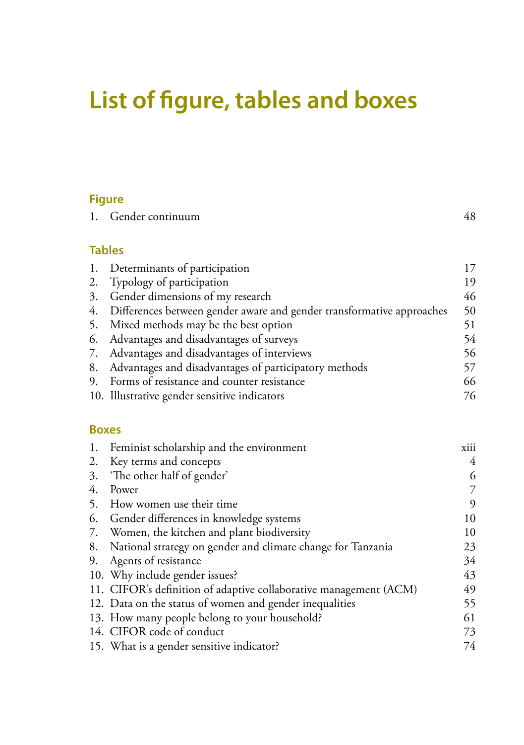# List of figure, tables and boxes

## Figure

1. Gender continuum 48

## Tables

1. Determinants of participation 17
2. Typology of participation 19
3. Gender dimensions of my research 46
4. Differences between gender aware and gender transformative approaches 50
5. Mixed methods may be the best option 51
6. Advantages and disadvantages of surveys 54
7. Advantages and disadvantages of interviews 56
8. Advantages and disadvantages of participatory methods 57
9. Forms of resistance and counter resistance 66
10. Illustrative gender sensitive indicators 76

## Boxes

1. Feminist scholarship and the environment xiii
2. Key terms and concepts 4
3. 'The other half of gender' 6
4. Power 7
5. How women use their time 9
6. Gender differences in knowledge systems 10
7. Women, the kitchen and plant biodiversity 10
8. National strategy on gender and climate change for Tanzania 23
9. Agents of resistance 34
10. Why include gender issues? 43
11. CIFOR's definition of adaptive collaborative management (ACM) 49
12. Data on the status of women and gender inequalities 55
13. How many people belong to your household? 61
14. CIFOR code of conduct 73
15. What is a gender sensitive indicator? 74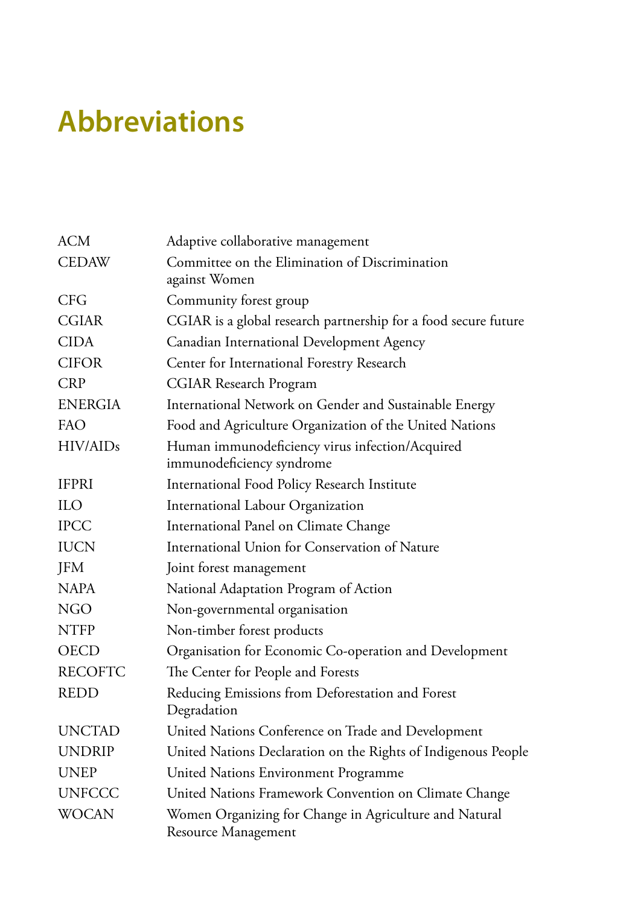# Abbreviations

| | |
|---|---|
| ACM | Adaptive collaborative management |
| CEDAW | Committee on the Elimination of Discrimination against Women |
| CFG | Community forest group |
| CGIAR | CGIAR is a global research partnership for a food secure future |
| CIDA | Canadian International Development Agency |
| CIFOR | Center for International Forestry Research |
| CRP | CGIAR Research Program |
| ENERGIA | International Network on Gender and Sustainable Energy |
| FAO | Food and Agriculture Organization of the United Nations |
| HIV/AIDs | Human immunodeficiency virus infection/Acquired immunodeficiency syndrome |
| IFPRI | International Food Policy Research Institute |
| ILO | International Labour Organization |
| IPCC | International Panel on Climate Change |
| IUCN | International Union for Conservation of Nature |
| JFM | Joint forest management |
| NAPA | National Adaptation Program of Action |
| NGO | Non-governmental organisation |
| NTFP | Non-timber forest products |
| OECD | Organisation for Economic Co-operation and Development |
| RECOFTC | The Center for People and Forests |
| REDD | Reducing Emissions from Deforestation and Forest Degradation |
| UNCTAD | United Nations Conference on Trade and Development |
| UNDRIP | United Nations Declaration on the Rights of Indigenous People |
| UNEP | United Nations Environment Programme |
| UNFCCC | United Nations Framework Convention on Climate Change |
| WOCAN | Women Organizing for Change in Agriculture and Natural Resource Management |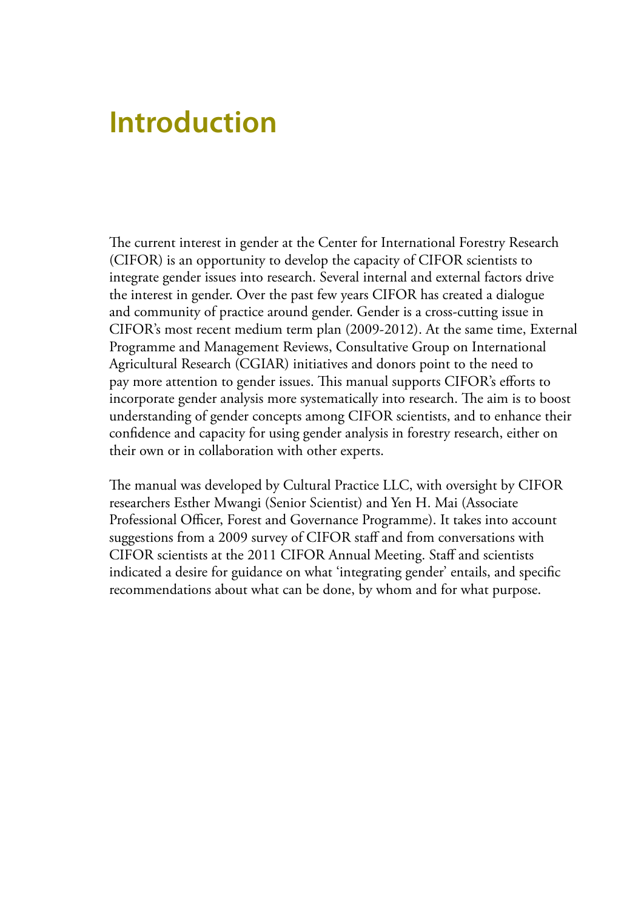# Introduction

The current interest in gender at the Center for International Forestry Research (CIFOR) is an opportunity to develop the capacity of CIFOR scientists to integrate gender issues into research. Several internal and external factors drive the interest in gender. Over the past few years CIFOR has created a dialogue and community of practice around gender. Gender is a cross-cutting issue in CIFOR's most recent medium term plan (2009-2012). At the same time, External Programme and Management Reviews, Consultative Group on International Agricultural Research (CGIAR) initiatives and donors point to the need to pay more attention to gender issues. This manual supports CIFOR's efforts to incorporate gender analysis more systematically into research. The aim is to boost understanding of gender concepts among CIFOR scientists, and to enhance their confidence and capacity for using gender analysis in forestry research, either on their own or in collaboration with other experts.

The manual was developed by Cultural Practice LLC, with oversight by CIFOR researchers Esther Mwangi (Senior Scientist) and Yen H. Mai (Associate Professional Officer, Forest and Governance Programme). It takes into account suggestions from a 2009 survey of CIFOR staff and from conversations with CIFOR scientists at the 2011 CIFOR Annual Meeting. Staff and scientists indicated a desire for guidance on what 'integrating gender' entails, and specific recommendations about what can be done, by whom and for what purpose.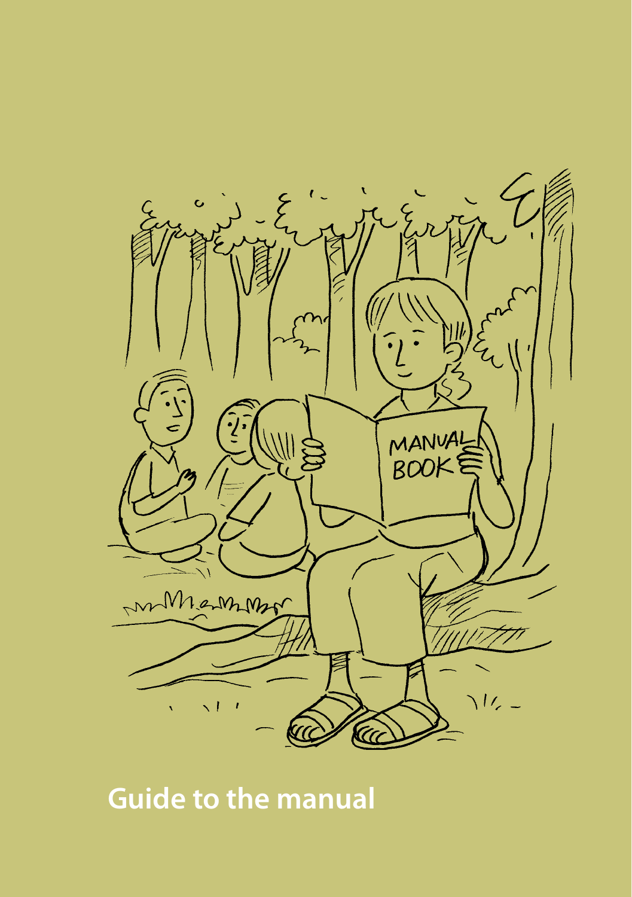# Guide to the manual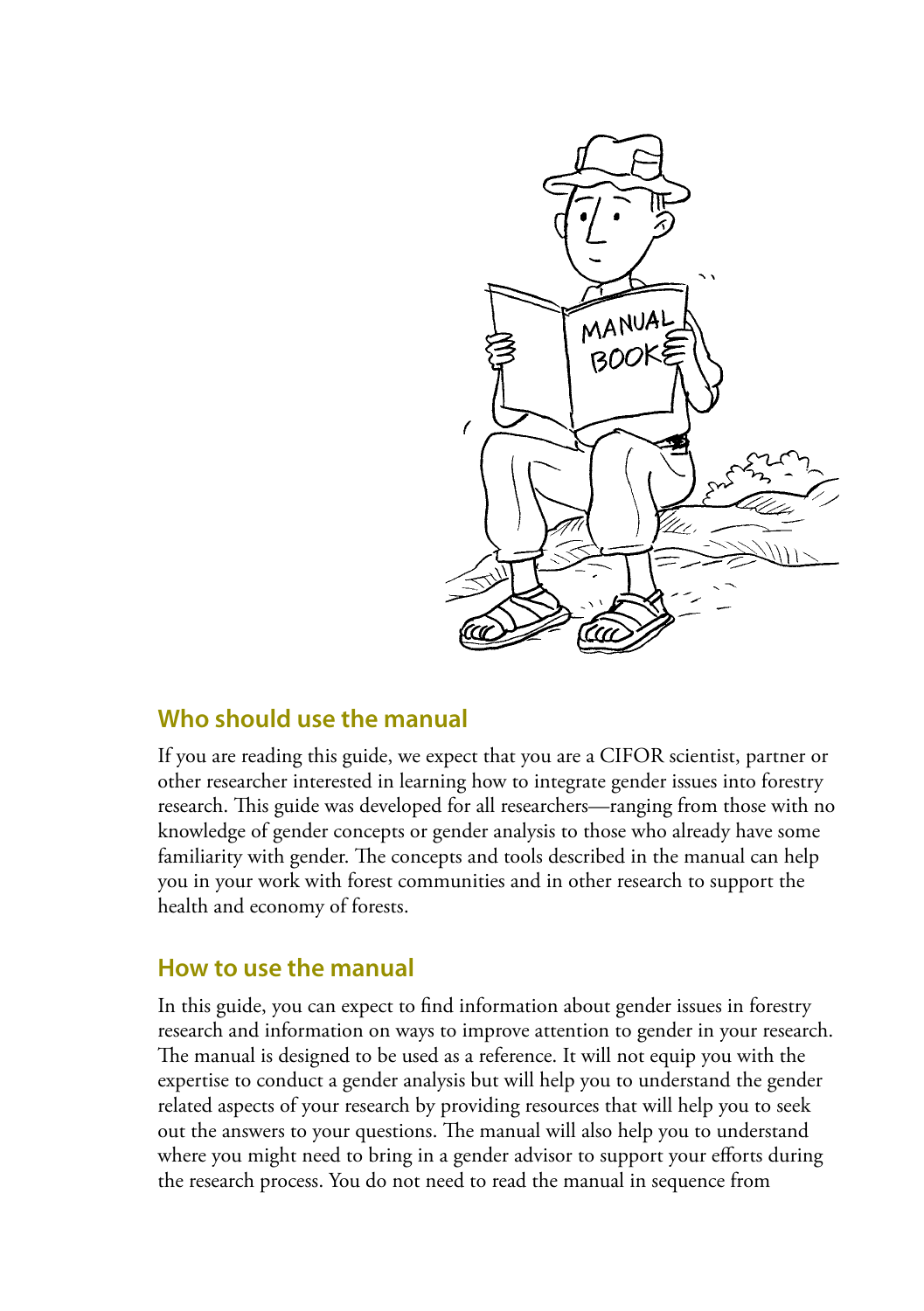## Who should use the manual

If you are reading this guide, we expect that you are a CIFOR scientist, partner or other researcher interested in learning how to integrate gender issues into forestry research. This guide was developed for all researchers—ranging from those with no knowledge of gender concepts or gender analysis to those who already have some familiarity with gender. The concepts and tools described in the manual can help you in your work with forest communities and in other research to support the health and economy of forests.

## How to use the manual

In this guide, you can expect to find information about gender issues in forestry research and information on ways to improve attention to gender in your research. The manual is designed to be used as a reference. It will not equip you with the expertise to conduct a gender analysis but will help you to understand the gender related aspects of your research by providing resources that will help you to seek out the answers to your questions. The manual will also help you to understand where you might need to bring in a gender advisor to support your efforts during the research process. You do not need to read the manual in sequence from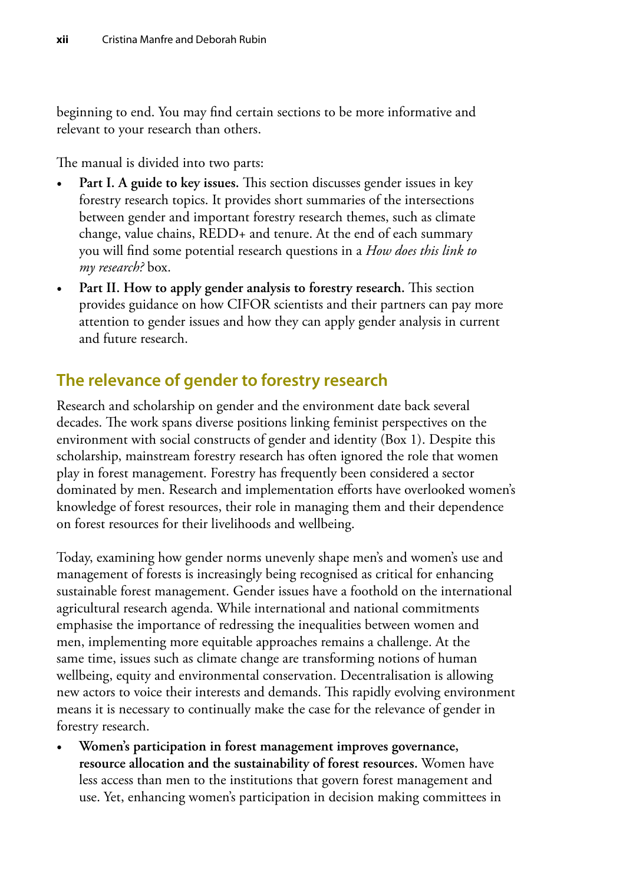beginning to end. You may find certain sections to be more informative and relevant to your research than others.

The manual is divided into two parts:

- **Part I. A guide to key issues.** This section discusses gender issues in key forestry research topics. It provides short summaries of the intersections between gender and important forestry research themes, such as climate change, value chains, REDD+ and tenure. At the end of each summary you will find some potential research questions in a *How does this link to my research?* box.
- **Part II. How to apply gender analysis to forestry research.** This section provides guidance on how CIFOR scientists and their partners can pay more attention to gender issues and how they can apply gender analysis in current and future research.

## The relevance of gender to forestry research

Research and scholarship on gender and the environment date back several decades. The work spans diverse positions linking feminist perspectives on the environment with social constructs of gender and identity (Box 1). Despite this scholarship, mainstream forestry research has often ignored the role that women play in forest management. Forestry has frequently been considered a sector dominated by men. Research and implementation efforts have overlooked women's knowledge of forest resources, their role in managing them and their dependence on forest resources for their livelihoods and wellbeing.

Today, examining how gender norms unevenly shape men's and women's use and management of forests is increasingly being recognised as critical for enhancing sustainable forest management. Gender issues have a foothold on the international agricultural research agenda. While international and national commitments emphasise the importance of redressing the inequalities between women and men, implementing more equitable approaches remains a challenge. At the same time, issues such as climate change are transforming notions of human wellbeing, equity and environmental conservation. Decentralisation is allowing new actors to voice their interests and demands. This rapidly evolving environment means it is necessary to continually make the case for the relevance of gender in forestry research.

- **Women's participation in forest management improves governance, resource allocation and the sustainability of forest resources.** Women have less access than men to the institutions that govern forest management and use. Yet, enhancing women's participation in decision making committees in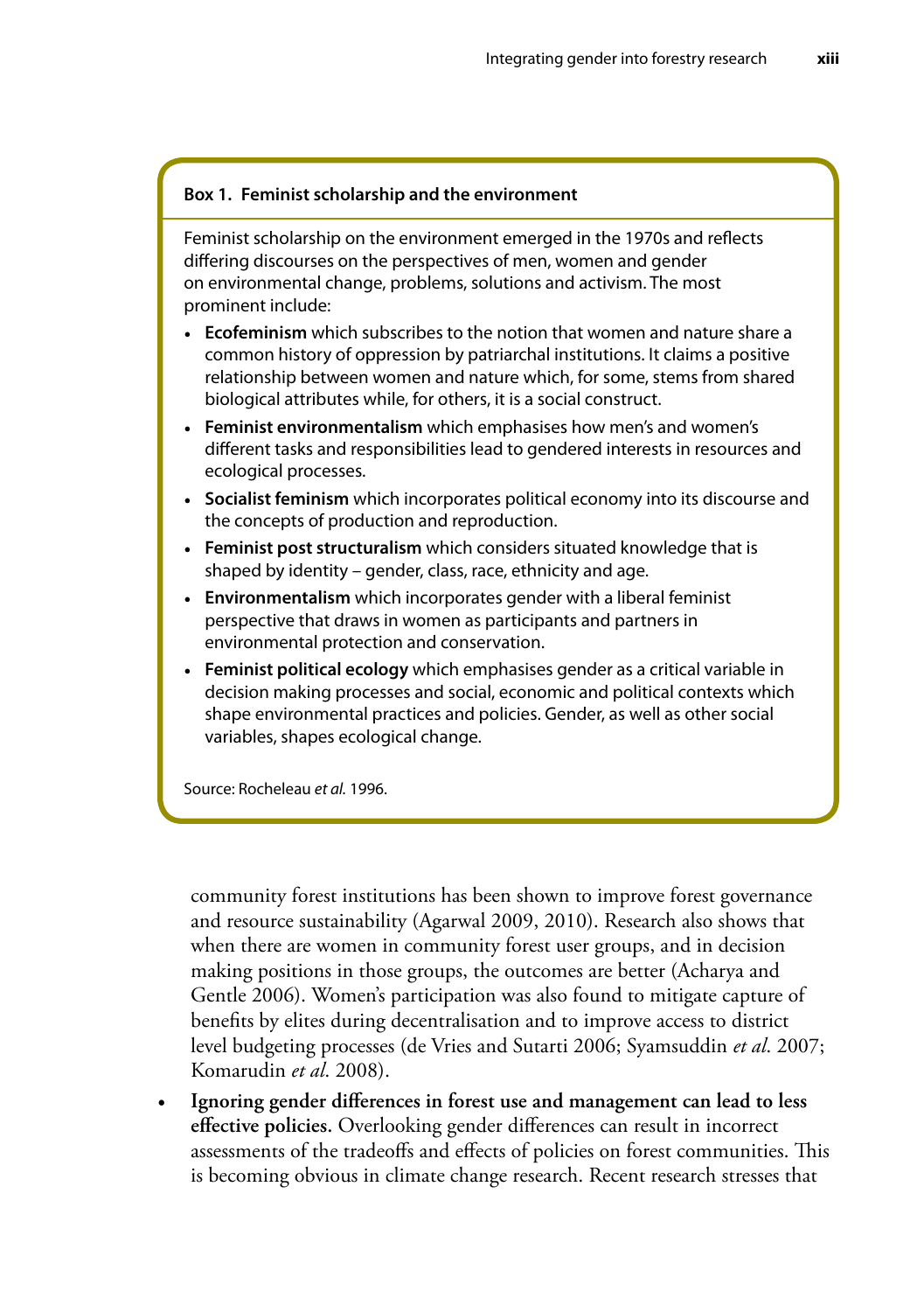**Box 1. Feminist scholarship and the environment**

Feminist scholarship on the environment emerged in the 1970s and reflects differing discourses on the perspectives of men, women and gender on environmental change, problems, solutions and activism. The most prominent include:

- **Ecofeminism** which subscribes to the notion that women and nature share a common history of oppression by patriarchal institutions. It claims a positive relationship between women and nature which, for some, stems from shared biological attributes while, for others, it is a social construct.
- **Feminist environmentalism** which emphasises how men's and women's different tasks and responsibilities lead to gendered interests in resources and ecological processes.
- **Socialist feminism** which incorporates political economy into its discourse and the concepts of production and reproduction.
- **Feminist post structuralism** which considers situated knowledge that is shaped by identity – gender, class, race, ethnicity and age.
- **Environmentalism** which incorporates gender with a liberal feminist perspective that draws in women as participants and partners in environmental protection and conservation.
- **Feminist political ecology** which emphasises gender as a critical variable in decision making processes and social, economic and political contexts which shape environmental practices and policies. Gender, as well as other social variables, shapes ecological change.

Source: Rocheleau *et al.* 1996.

community forest institutions has been shown to improve forest governance and resource sustainability (Agarwal 2009, 2010). Research also shows that when there are women in community forest user groups, and in decision making positions in those groups, the outcomes are better (Acharya and Gentle 2006). Women's participation was also found to mitigate capture of benefits by elites during decentralisation and to improve access to district level budgeting processes (de Vries and Sutarti 2006; Syamsuddin *et al.* 2007; Komarudin *et al.* 2008).

- **Ignoring gender differences in forest use and management can lead to less effective policies.** Overlooking gender differences can result in incorrect assessments of the tradeoffs and effects of policies on forest communities. This is becoming obvious in climate change research. Recent research stresses that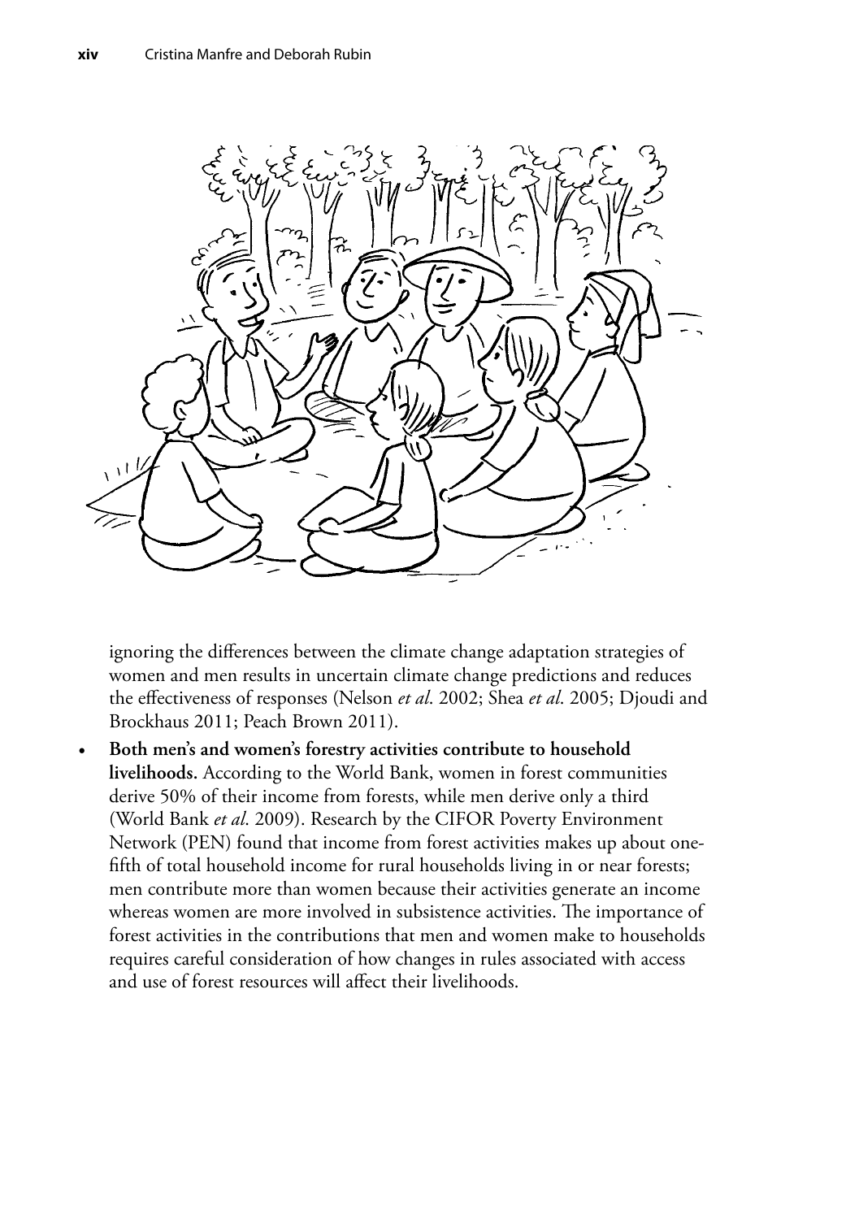ignoring the differences between the climate change adaptation strategies of women and men results in uncertain climate change predictions and reduces the effectiveness of responses (Nelson *et al.* 2002; Shea *et al.* 2005; Djoudi and Brockhaus 2011; Peach Brown 2011).

- **Both men's and women's forestry activities contribute to household livelihoods.** According to the World Bank, women in forest communities derive 50% of their income from forests, while men derive only a third (World Bank *et al.* 2009). Research by the CIFOR Poverty Environment Network (PEN) found that income from forest activities makes up about one-fifth of total household income for rural households living in or near forests; men contribute more than women because their activities generate an income whereas women are more involved in subsistence activities. The importance of forest activities in the contributions that men and women make to households requires careful consideration of how changes in rules associated with access and use of forest resources will affect their livelihoods.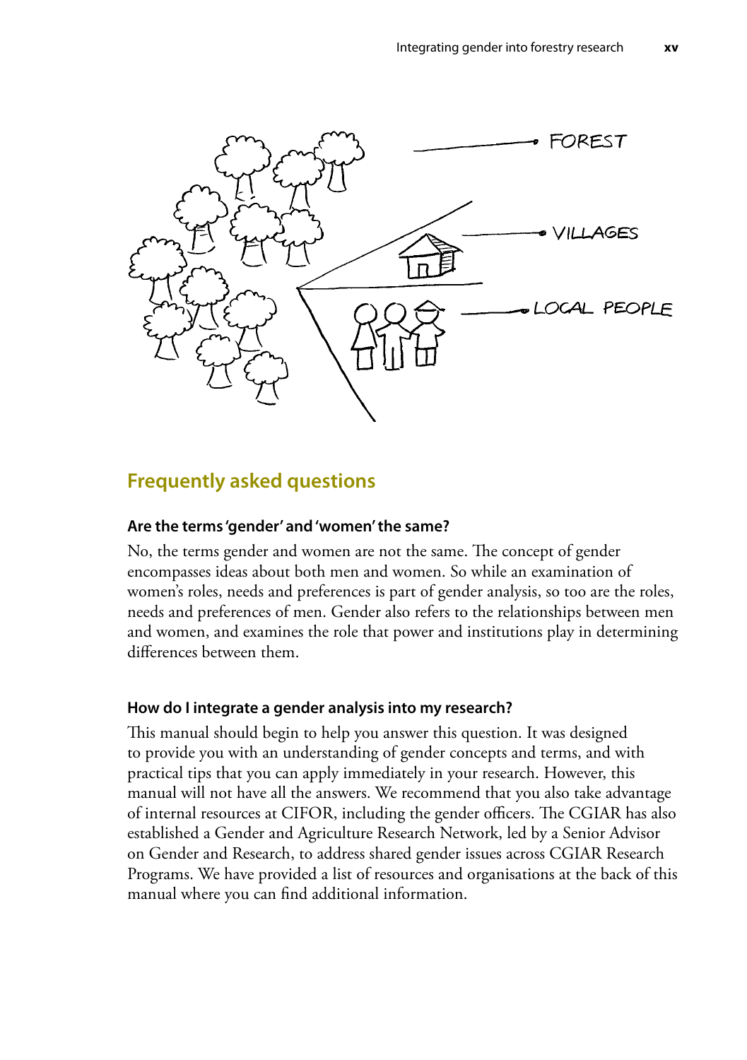## Frequently asked questions

### Are the terms 'gender' and 'women' the same?

No, the terms gender and women are not the same. The concept of gender encompasses ideas about both men and women. So while an examination of women's roles, needs and preferences is part of gender analysis, so too are the roles, needs and preferences of men. Gender also refers to the relationships between men and women, and examines the role that power and institutions play in determining differences between them.

### How do I integrate a gender analysis into my research?

This manual should begin to help you answer this question. It was designed to provide you with an understanding of gender concepts and terms, and with practical tips that you can apply immediately in your research. However, this manual will not have all the answers. We recommend that you also take advantage of internal resources at CIFOR, including the gender officers. The CGIAR has also established a Gender and Agriculture Research Network, led by a Senior Advisor on Gender and Research, to address shared gender issues across CGIAR Research Programs. We have provided a list of resources and organisations at the back of this manual where you can find additional information.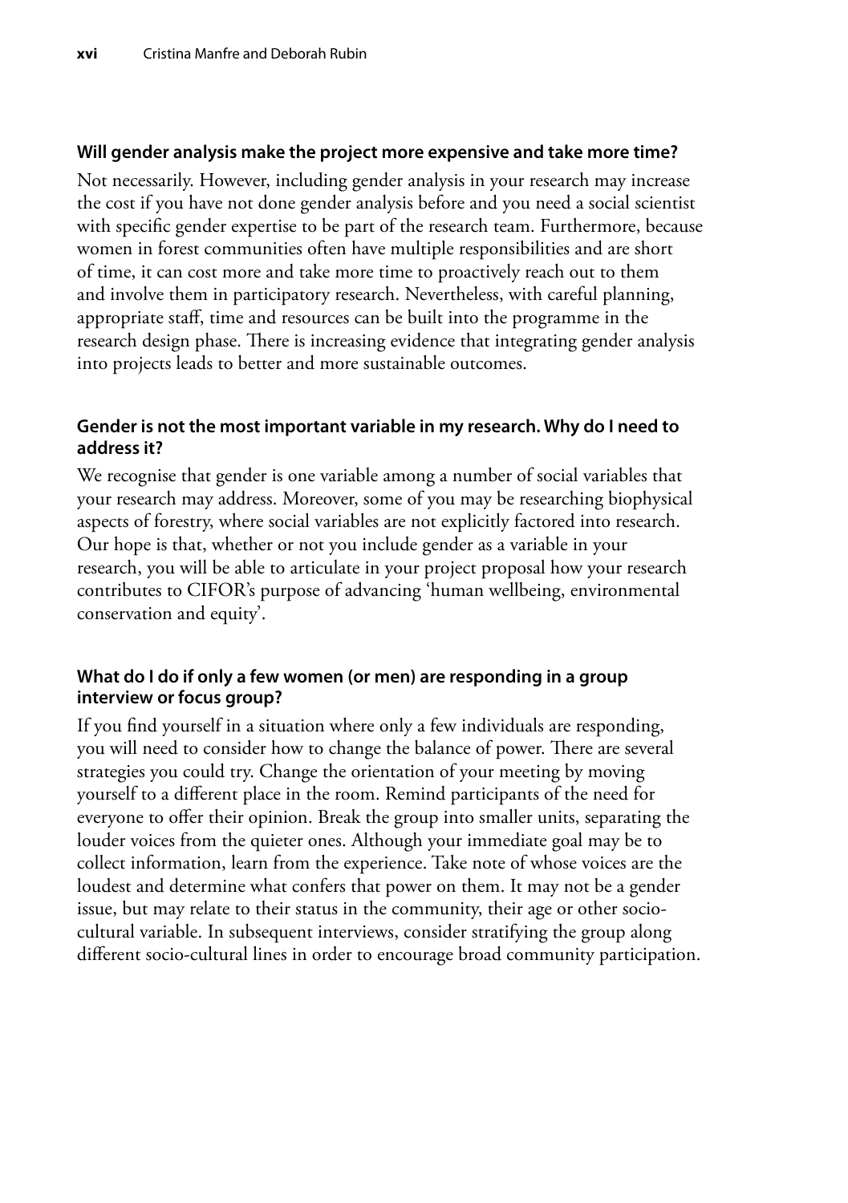**Will gender analysis make the project more expensive and take more time?**

Not necessarily. However, including gender analysis in your research may increase the cost if you have not done gender analysis before and you need a social scientist with specific gender expertise to be part of the research team. Furthermore, because women in forest communities often have multiple responsibilities and are short of time, it can cost more and take more time to proactively reach out to them and involve them in participatory research. Nevertheless, with careful planning, appropriate staff, time and resources can be built into the programme in the research design phase. There is increasing evidence that integrating gender analysis into projects leads to better and more sustainable outcomes.

**Gender is not the most important variable in my research. Why do I need to address it?**

We recognise that gender is one variable among a number of social variables that your research may address. Moreover, some of you may be researching biophysical aspects of forestry, where social variables are not explicitly factored into research. Our hope is that, whether or not you include gender as a variable in your research, you will be able to articulate in your project proposal how your research contributes to CIFOR's purpose of advancing 'human wellbeing, environmental conservation and equity'.

**What do I do if only a few women (or men) are responding in a group interview or focus group?**

If you find yourself in a situation where only a few individuals are responding, you will need to consider how to change the balance of power. There are several strategies you could try. Change the orientation of your meeting by moving yourself to a different place in the room. Remind participants of the need for everyone to offer their opinion. Break the group into smaller units, separating the louder voices from the quieter ones. Although your immediate goal may be to collect information, learn from the experience. Take note of whose voices are the loudest and determine what confers that power on them. It may not be a gender issue, but may relate to their status in the community, their age or other socio-cultural variable. In subsequent interviews, consider stratifying the group along different socio-cultural lines in order to encourage broad community participation.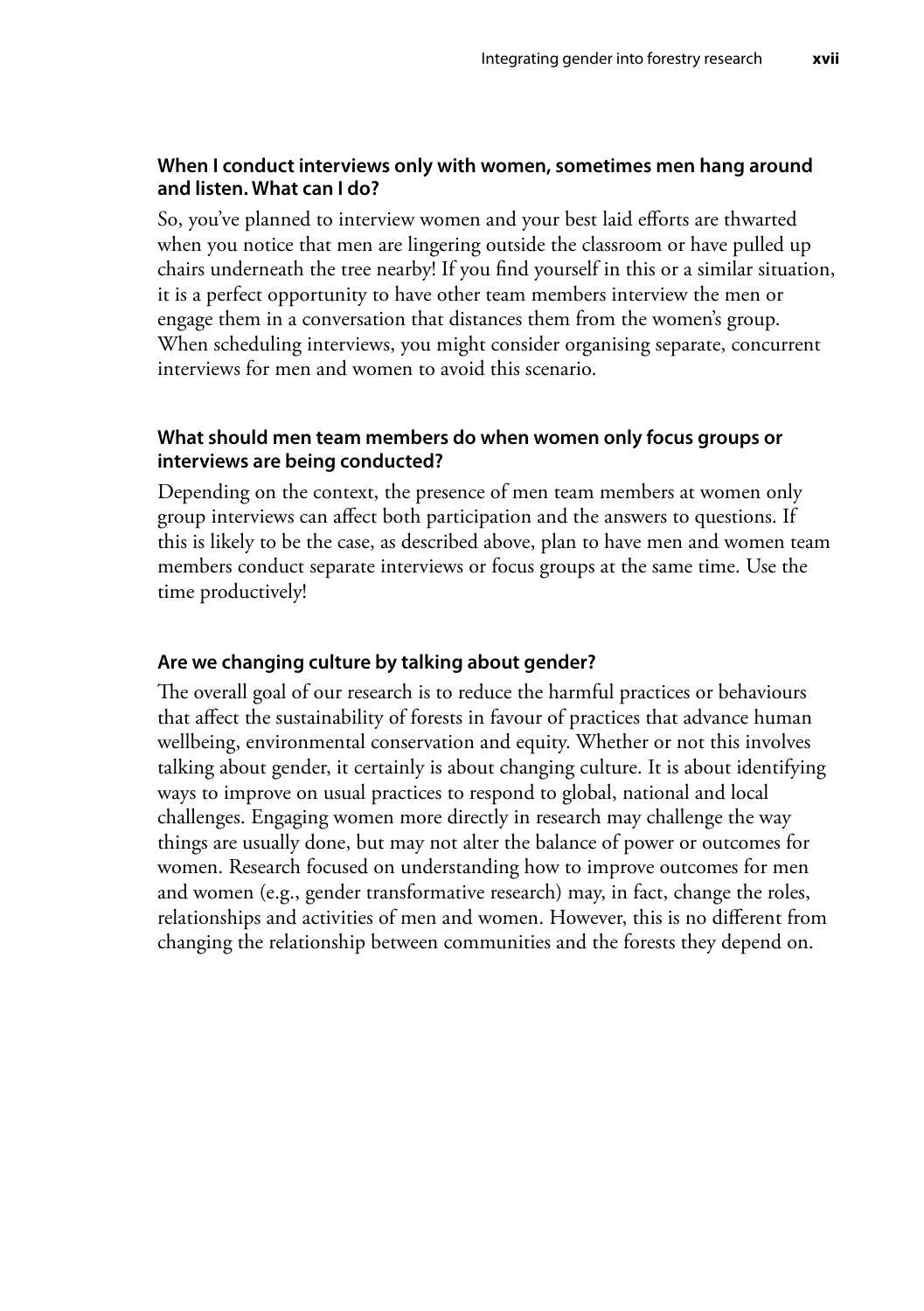### When I conduct interviews only with women, sometimes men hang around and listen. What can I do?

So, you've planned to interview women and your best laid efforts are thwarted when you notice that men are lingering outside the classroom or have pulled up chairs underneath the tree nearby! If you find yourself in this or a similar situation, it is a perfect opportunity to have other team members interview the men or engage them in a conversation that distances them from the women's group. When scheduling interviews, you might consider organising separate, concurrent interviews for men and women to avoid this scenario.

### What should men team members do when women only focus groups or interviews are being conducted?

Depending on the context, the presence of men team members at women only group interviews can affect both participation and the answers to questions. If this is likely to be the case, as described above, plan to have men and women team members conduct separate interviews or focus groups at the same time. Use the time productively!

### Are we changing culture by talking about gender?

The overall goal of our research is to reduce the harmful practices or behaviours that affect the sustainability of forests in favour of practices that advance human wellbeing, environmental conservation and equity. Whether or not this involves talking about gender, it certainly is about changing culture. It is about identifying ways to improve on usual practices to respond to global, national and local challenges. Engaging women more directly in research may challenge the way things are usually done, but may not alter the balance of power or outcomes for women. Research focused on understanding how to improve outcomes for men and women (e.g., gender transformative research) may, in fact, change the roles, relationships and activities of men and women. However, this is no different from changing the relationship between communities and the forests they depend on.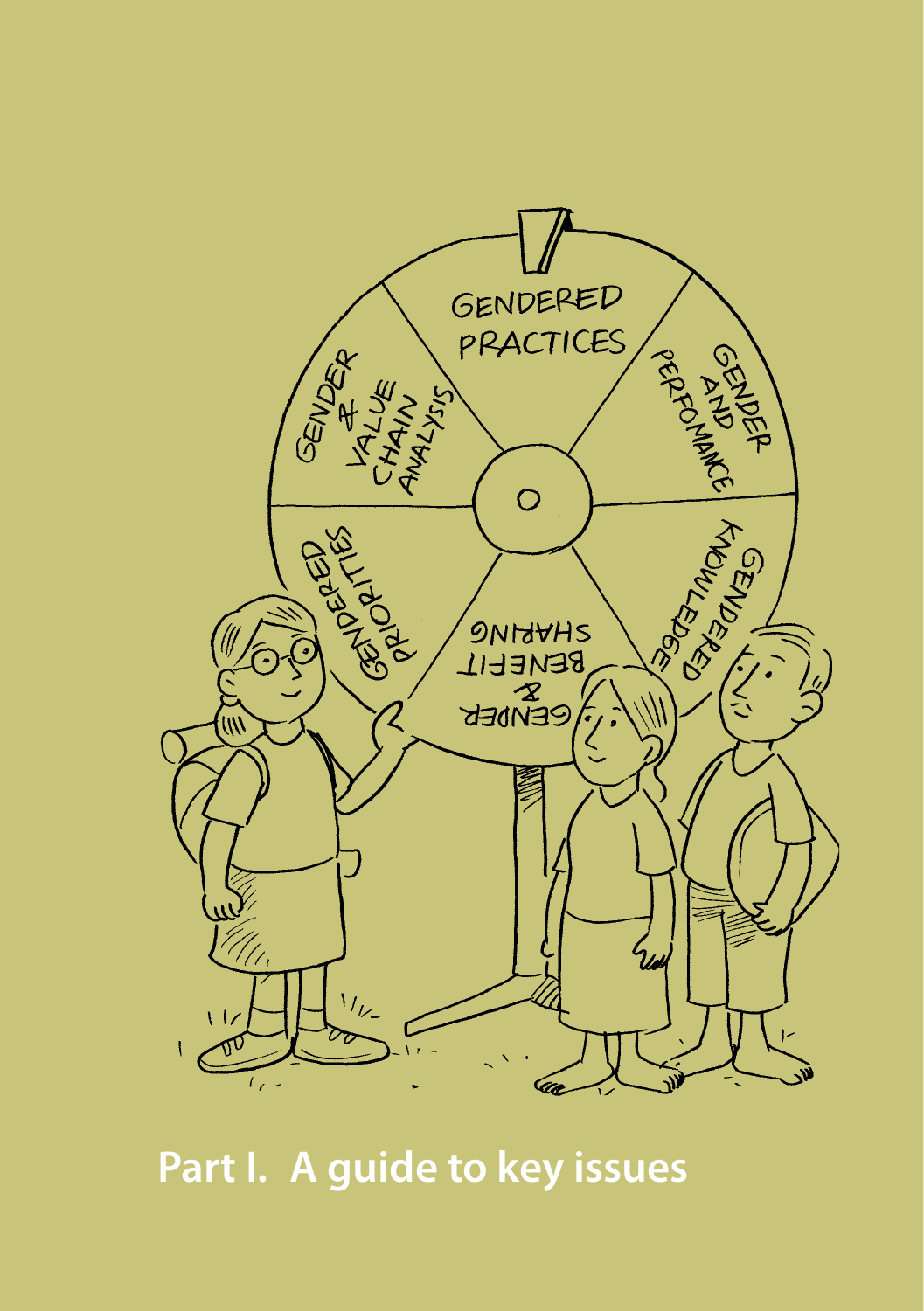# Part I. A guide to key issues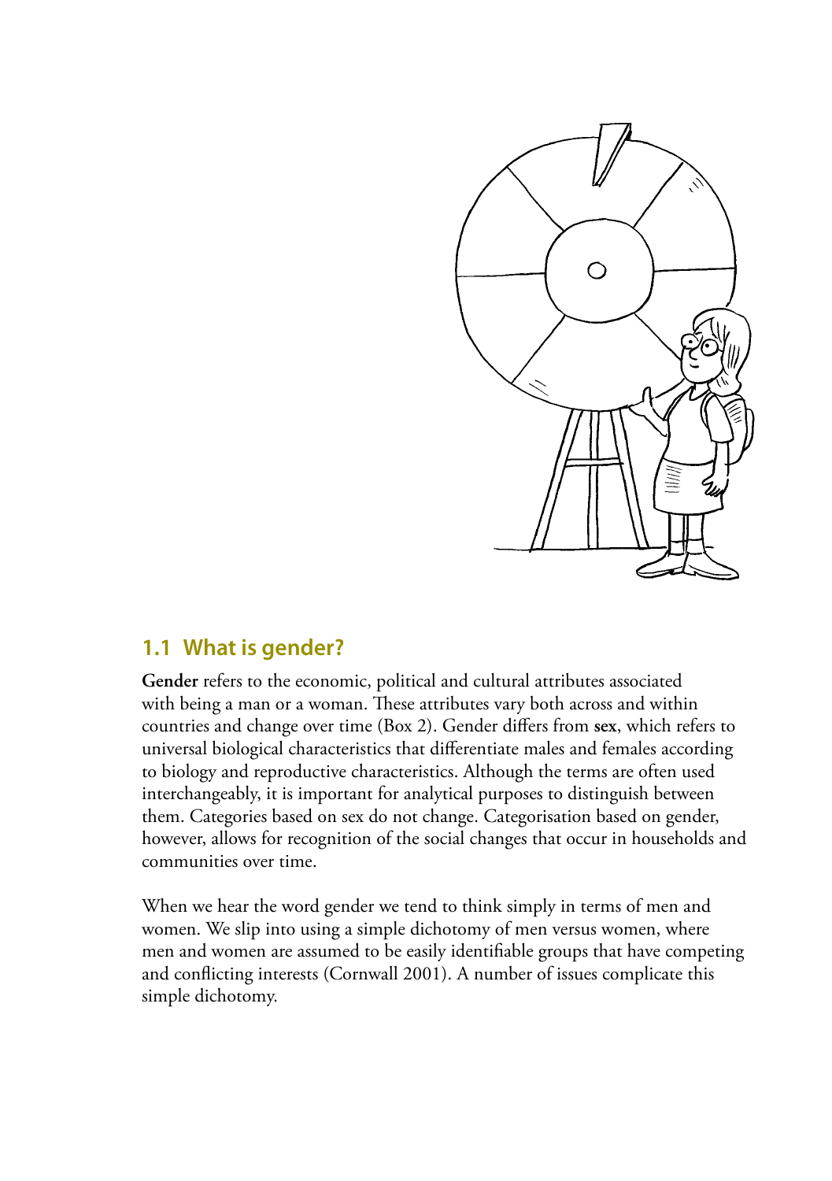## 1.1 What is gender?

**Gender** refers to the economic, political and cultural attributes associated with being a man or a woman. These attributes vary both across and within countries and change over time (Box 2). Gender differs from **sex**, which refers to universal biological characteristics that differentiate males and females according to biology and reproductive characteristics. Although the terms are often used interchangeably, it is important for analytical purposes to distinguish between them. Categories based on sex do not change. Categorisation based on gender, however, allows for recognition of the social changes that occur in households and communities over time.

When we hear the word gender we tend to think simply in terms of men and women. We slip into using a simple dichotomy of men versus women, where men and women are assumed to be easily identifiable groups that have competing and conflicting interests (Cornwall 2001). A number of issues complicate this simple dichotomy.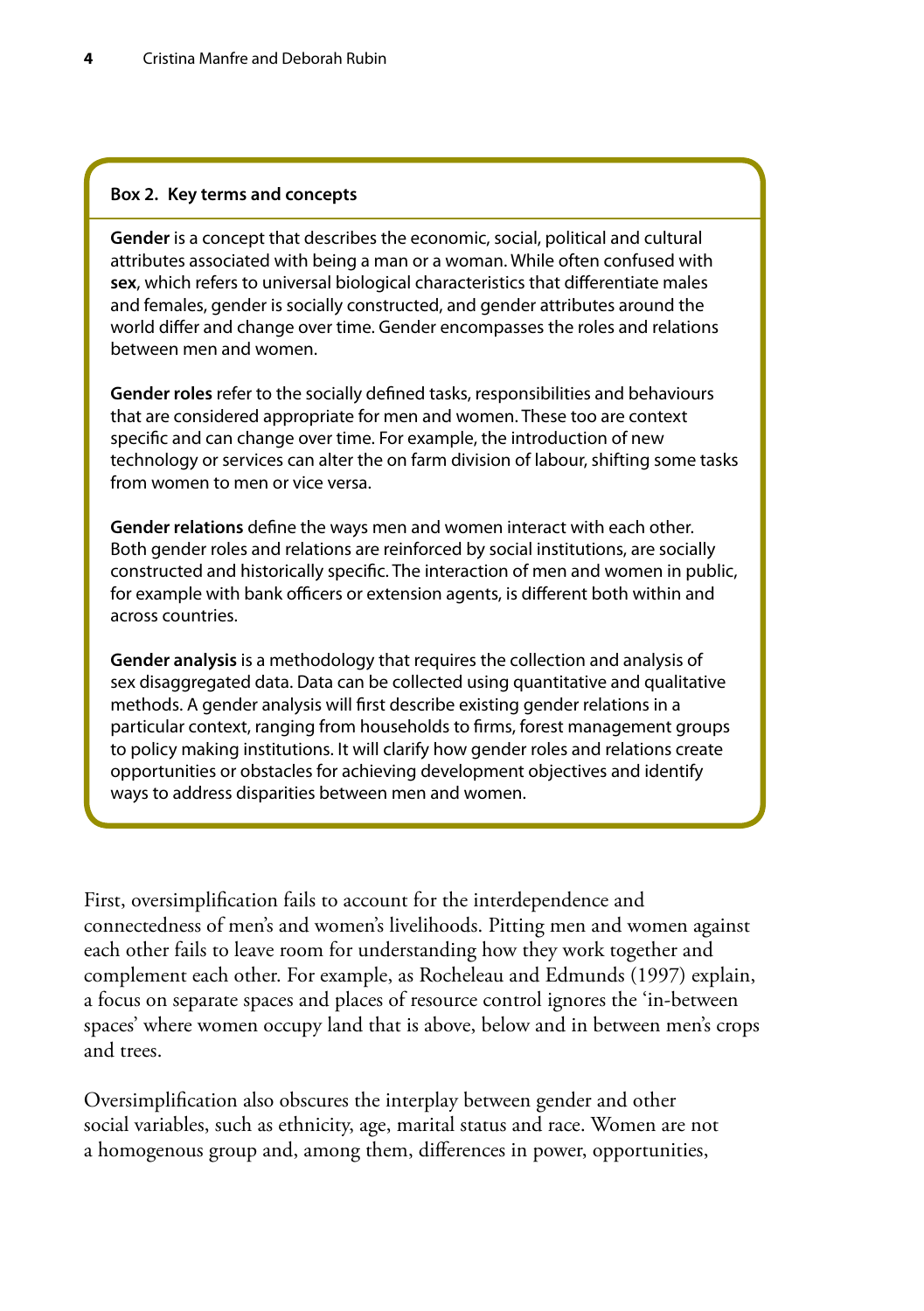**Box 2. Key terms and concepts**

**Gender** is a concept that describes the economic, social, political and cultural attributes associated with being a man or a woman. While often confused with **sex**, which refers to universal biological characteristics that differentiate males and females, gender is socially constructed, and gender attributes around the world differ and change over time. Gender encompasses the roles and relations between men and women.

**Gender roles** refer to the socially defined tasks, responsibilities and behaviours that are considered appropriate for men and women. These too are context specific and can change over time. For example, the introduction of new technology or services can alter the on farm division of labour, shifting some tasks from women to men or vice versa.

**Gender relations** define the ways men and women interact with each other. Both gender roles and relations are reinforced by social institutions, are socially constructed and historically specific. The interaction of men and women in public, for example with bank officers or extension agents, is different both within and across countries.

**Gender analysis** is a methodology that requires the collection and analysis of sex disaggregated data. Data can be collected using quantitative and qualitative methods. A gender analysis will first describe existing gender relations in a particular context, ranging from households to firms, forest management groups to policy making institutions. It will clarify how gender roles and relations create opportunities or obstacles for achieving development objectives and identify ways to address disparities between men and women.

First, oversimplification fails to account for the interdependence and connectedness of men's and women's livelihoods. Pitting men and women against each other fails to leave room for understanding how they work together and complement each other. For example, as Rocheleau and Edmunds (1997) explain, a focus on separate spaces and places of resource control ignores the 'in-between spaces' where women occupy land that is above, below and in between men's crops and trees.

Oversimplification also obscures the interplay between gender and other social variables, such as ethnicity, age, marital status and race. Women are not a homogenous group and, among them, differences in power, opportunities,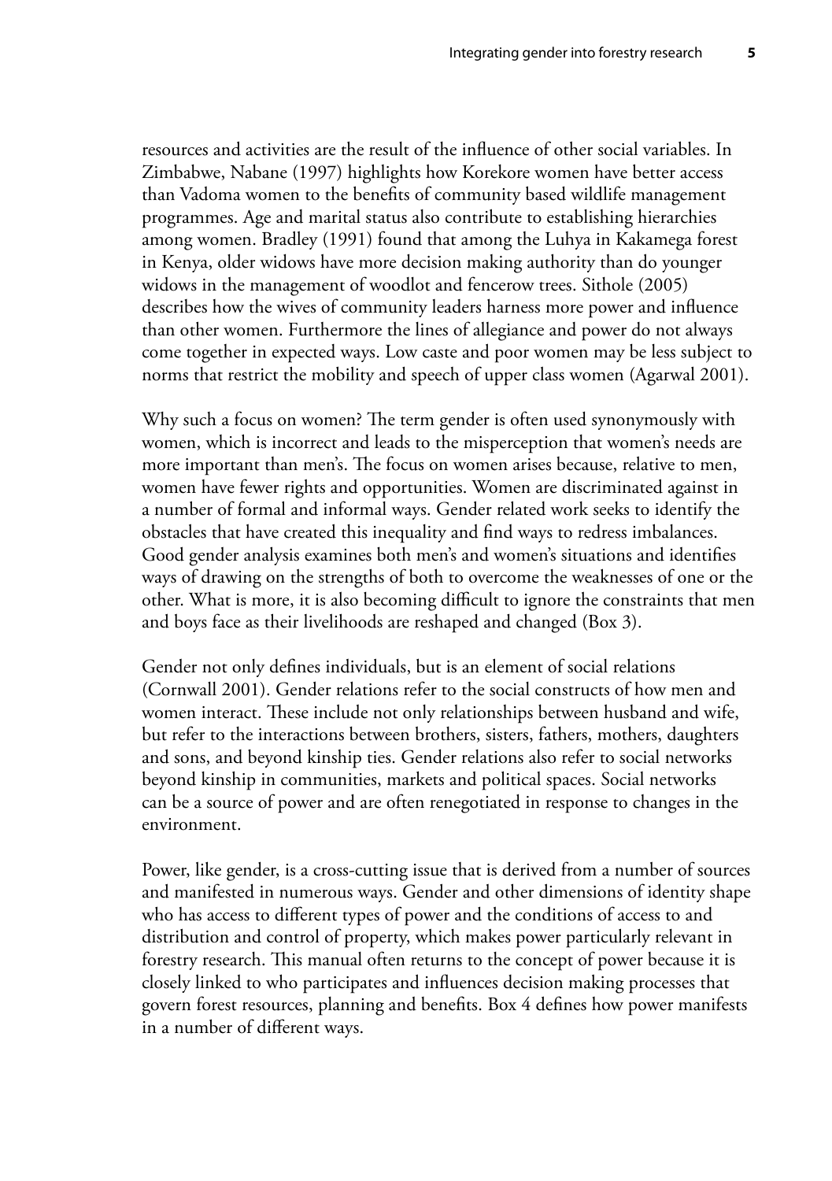resources and activities are the result of the influence of other social variables. In Zimbabwe, Nabane (1997) highlights how Korekore women have better access than Vadoma women to the benefits of community based wildlife management programmes. Age and marital status also contribute to establishing hierarchies among women. Bradley (1991) found that among the Luhya in Kakamega forest in Kenya, older widows have more decision making authority than do younger widows in the management of woodlot and fencerow trees. Sithole (2005) describes how the wives of community leaders harness more power and influence than other women. Furthermore the lines of allegiance and power do not always come together in expected ways. Low caste and poor women may be less subject to norms that restrict the mobility and speech of upper class women (Agarwal 2001).

Why such a focus on women? The term gender is often used synonymously with women, which is incorrect and leads to the misperception that women's needs are more important than men's. The focus on women arises because, relative to men, women have fewer rights and opportunities. Women are discriminated against in a number of formal and informal ways. Gender related work seeks to identify the obstacles that have created this inequality and find ways to redress imbalances. Good gender analysis examines both men's and women's situations and identifies ways of drawing on the strengths of both to overcome the weaknesses of one or the other. What is more, it is also becoming difficult to ignore the constraints that men and boys face as their livelihoods are reshaped and changed (Box 3).

Gender not only defines individuals, but is an element of social relations (Cornwall 2001). Gender relations refer to the social constructs of how men and women interact. These include not only relationships between husband and wife, but refer to the interactions between brothers, sisters, fathers, mothers, daughters and sons, and beyond kinship ties. Gender relations also refer to social networks beyond kinship in communities, markets and political spaces. Social networks can be a source of power and are often renegotiated in response to changes in the environment.

Power, like gender, is a cross-cutting issue that is derived from a number of sources and manifested in numerous ways. Gender and other dimensions of identity shape who has access to different types of power and the conditions of access to and distribution and control of property, which makes power particularly relevant in forestry research. This manual often returns to the concept of power because it is closely linked to who participates and influences decision making processes that govern forest resources, planning and benefits. Box 4 defines how power manifests in a number of different ways.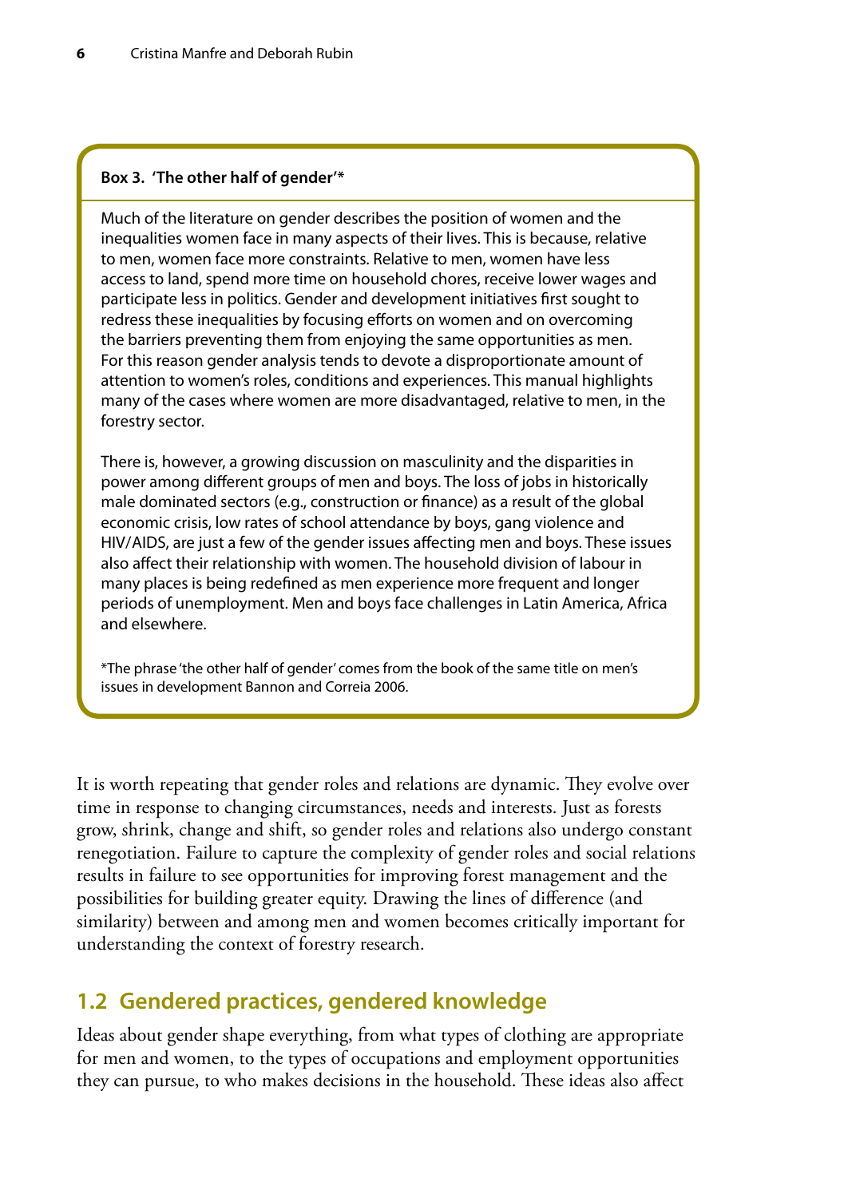**Box 3. 'The other half of gender'***

Much of the literature on gender describes the position of women and the inequalities women face in many aspects of their lives. This is because, relative to men, women face more constraints. Relative to men, women have less access to land, spend more time on household chores, receive lower wages and participate less in politics. Gender and development initiatives first sought to redress these inequalities by focusing efforts on women and on overcoming the barriers preventing them from enjoying the same opportunities as men. For this reason gender analysis tends to devote a disproportionate amount of attention to women's roles, conditions and experiences. This manual highlights many of the cases where women are more disadvantaged, relative to men, in the forestry sector.

There is, however, a growing discussion on masculinity and the disparities in power among different groups of men and boys. The loss of jobs in historically male dominated sectors (e.g., construction or finance) as a result of the global economic crisis, low rates of school attendance by boys, gang violence and HIV/AIDS, are just a few of the gender issues affecting men and boys. These issues also affect their relationship with women. The household division of labour in many places is being redefined as men experience more frequent and longer periods of unemployment. Men and boys face challenges in Latin America, Africa and elsewhere.

*The phrase 'the other half of gender' comes from the book of the same title on men's issues in development Bannon and Correia 2006.

It is worth repeating that gender roles and relations are dynamic. They evolve over time in response to changing circumstances, needs and interests. Just as forests grow, shrink, change and shift, so gender roles and relations also undergo constant renegotiation. Failure to capture the complexity of gender roles and social relations results in failure to see opportunities for improving forest management and the possibilities for building greater equity. Drawing the lines of difference (and similarity) between and among men and women becomes critically important for understanding the context of forestry research.

## 1.2 Gendered practices, gendered knowledge

Ideas about gender shape everything, from what types of clothing are appropriate for men and women, to the types of occupations and employment opportunities they can pursue, to who makes decisions in the household. These ideas also affect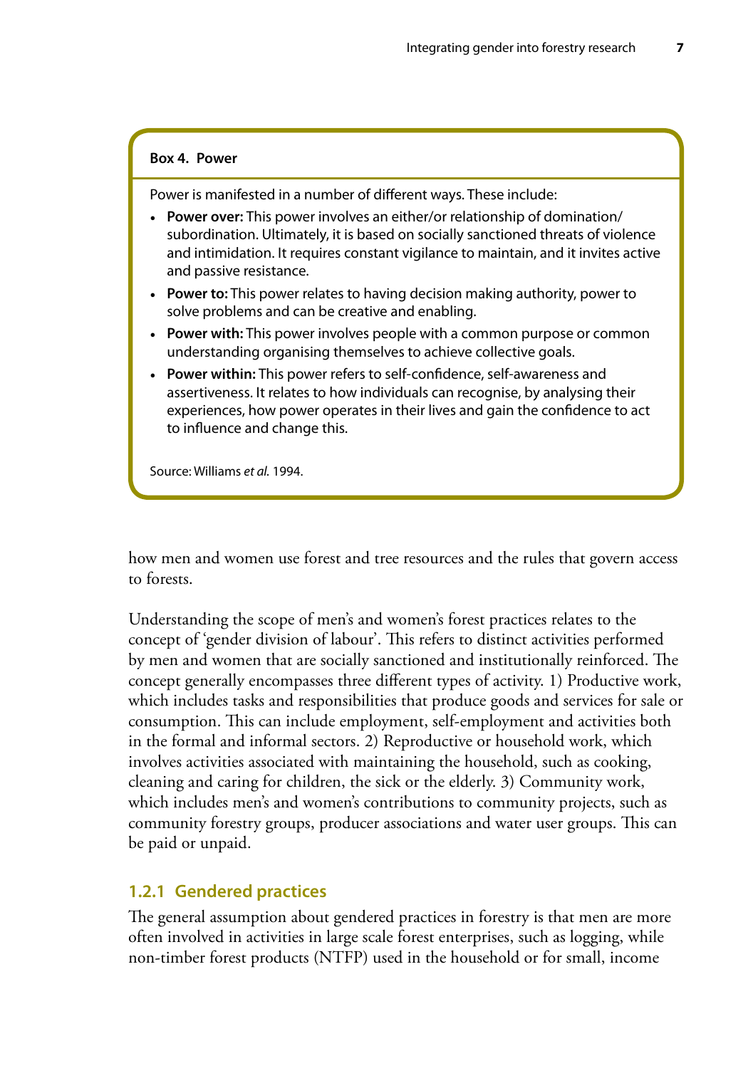**Box 4. Power**

Power is manifested in a number of different ways. These include:

- **Power over:** This power involves an either/or relationship of domination/subordination. Ultimately, it is based on socially sanctioned threats of violence and intimidation. It requires constant vigilance to maintain, and it invites active and passive resistance.
- **Power to:** This power relates to having decision making authority, power to solve problems and can be creative and enabling.
- **Power with:** This power involves people with a common purpose or common understanding organising themselves to achieve collective goals.
- **Power within:** This power refers to self-confidence, self-awareness and assertiveness. It relates to how individuals can recognise, by analysing their experiences, how power operates in their lives and gain the confidence to act to influence and change this.

Source: Williams *et al.* 1994.

how men and women use forest and tree resources and the rules that govern access to forests.

Understanding the scope of men's and women's forest practices relates to the concept of 'gender division of labour'. This refers to distinct activities performed by men and women that are socially sanctioned and institutionally reinforced. The concept generally encompasses three different types of activity. 1) Productive work, which includes tasks and responsibilities that produce goods and services for sale or consumption. This can include employment, self-employment and activities both in the formal and informal sectors. 2) Reproductive or household work, which involves activities associated with maintaining the household, such as cooking, cleaning and caring for children, the sick or the elderly. 3) Community work, which includes men's and women's contributions to community projects, such as community forestry groups, producer associations and water user groups. This can be paid or unpaid.

### 1.2.1 Gendered practices

The general assumption about gendered practices in forestry is that men are more often involved in activities in large scale forest enterprises, such as logging, while non-timber forest products (NTFP) used in the household or for small, income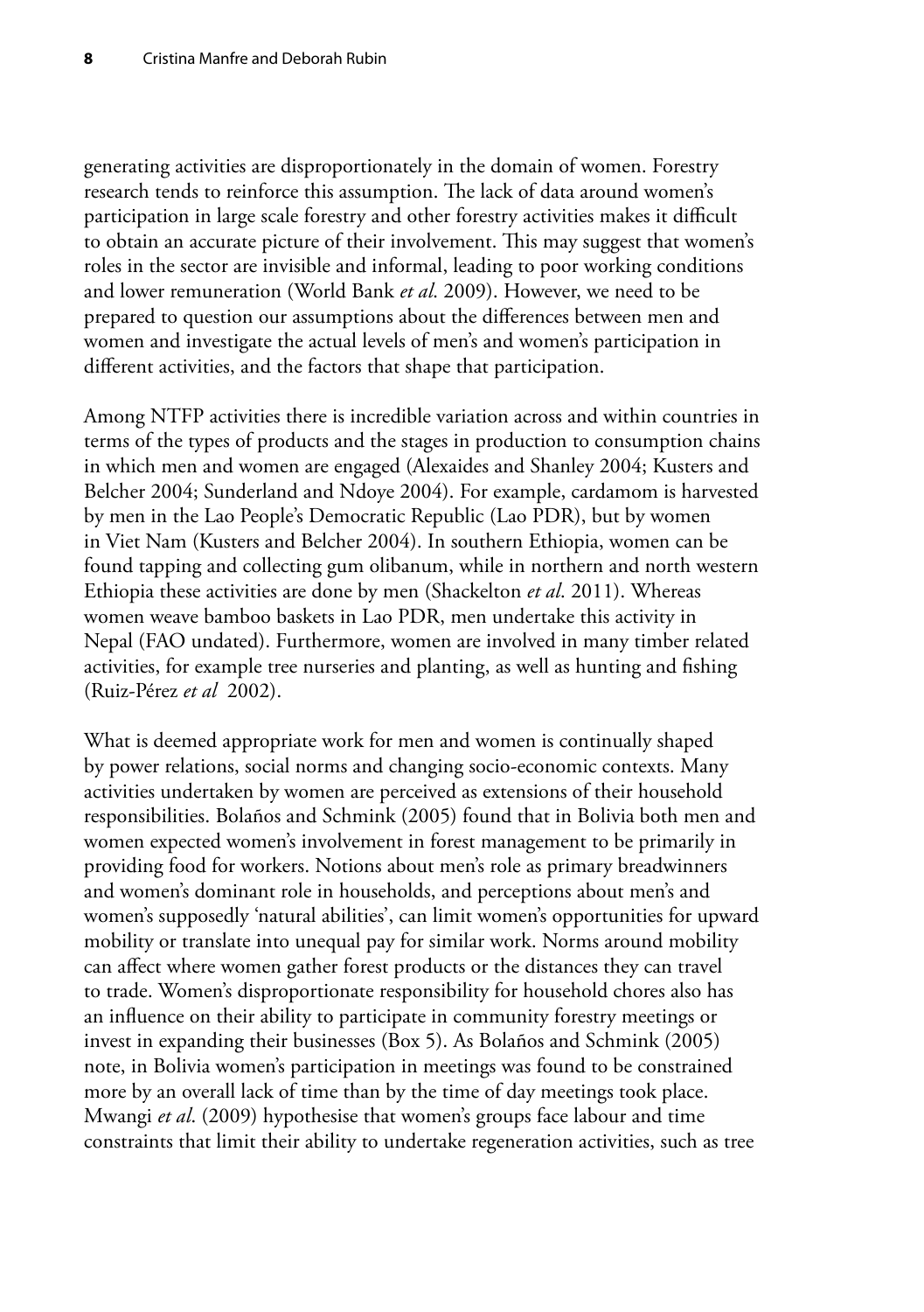generating activities are disproportionately in the domain of women. Forestry research tends to reinforce this assumption. The lack of data around women's participation in large scale forestry and other forestry activities makes it difficult to obtain an accurate picture of their involvement. This may suggest that women's roles in the sector are invisible and informal, leading to poor working conditions and lower remuneration (World Bank *et al.* 2009). However, we need to be prepared to question our assumptions about the differences between men and women and investigate the actual levels of men's and women's participation in different activities, and the factors that shape that participation.

Among NTFP activities there is incredible variation across and within countries in terms of the types of products and the stages in production to consumption chains in which men and women are engaged (Alexaides and Shanley 2004; Kusters and Belcher 2004; Sunderland and Ndoye 2004). For example, cardamom is harvested by men in the Lao People's Democratic Republic (Lao PDR), but by women in Viet Nam (Kusters and Belcher 2004). In southern Ethiopia, women can be found tapping and collecting gum olibanum, while in northern and north western Ethiopia these activities are done by men (Shackelton *et al.* 2011). Whereas women weave bamboo baskets in Lao PDR, men undertake this activity in Nepal (FAO undated). Furthermore, women are involved in many timber related activities, for example tree nurseries and planting, as well as hunting and fishing (Ruiz-Pérez *et al* 2002).

What is deemed appropriate work for men and women is continually shaped by power relations, social norms and changing socio-economic contexts. Many activities undertaken by women are perceived as extensions of their household responsibilities. Bolaños and Schmink (2005) found that in Bolivia both men and women expected women's involvement in forest management to be primarily in providing food for workers. Notions about men's role as primary breadwinners and women's dominant role in households, and perceptions about men's and women's supposedly 'natural abilities', can limit women's opportunities for upward mobility or translate into unequal pay for similar work. Norms around mobility can affect where women gather forest products or the distances they can travel to trade. Women's disproportionate responsibility for household chores also has an influence on their ability to participate in community forestry meetings or invest in expanding their businesses (Box 5). As Bolaños and Schmink (2005) note, in Bolivia women's participation in meetings was found to be constrained more by an overall lack of time than by the time of day meetings took place. Mwangi *et al.* (2009) hypothesise that women's groups face labour and time constraints that limit their ability to undertake regeneration activities, such as tree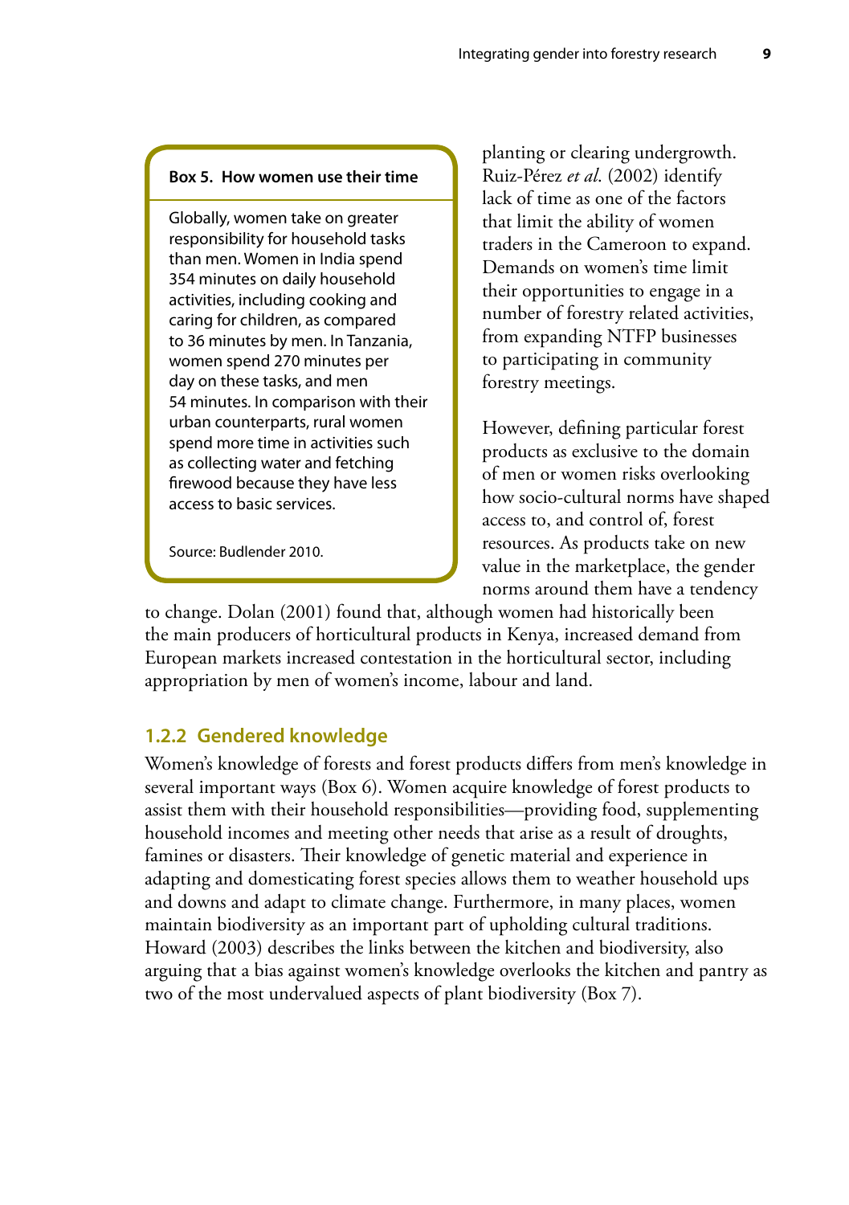> **Box 5. How women use their time**
>
> Globally, women take on greater responsibility for household tasks than men. Women in India spend 354 minutes on daily household activities, including cooking and caring for children, as compared to 36 minutes by men. In Tanzania, women spend 270 minutes per day on these tasks, and men 54 minutes. In comparison with their urban counterparts, rural women spend more time in activities such as collecting water and fetching firewood because they have less access to basic services.
>
> Source: Budlender 2010.

planting or clearing undergrowth. Ruiz-Pérez *et al.* (2002) identify lack of time as one of the factors that limit the ability of women traders in the Cameroon to expand. Demands on women's time limit their opportunities to engage in a number of forestry related activities, from expanding NTFP businesses to participating in community forestry meetings.

However, defining particular forest products as exclusive to the domain of men or women risks overlooking how socio-cultural norms have shaped access to, and control of, forest resources. As products take on new value in the marketplace, the gender norms around them have a tendency to change. Dolan (2001) found that, although women had historically been the main producers of horticultural products in Kenya, increased demand from European markets increased contestation in the horticultural sector, including appropriation by men of women's income, labour and land.

### 1.2.2 Gendered knowledge

Women's knowledge of forests and forest products differs from men's knowledge in several important ways (Box 6). Women acquire knowledge of forest products to assist them with their household responsibilities—providing food, supplementing household incomes and meeting other needs that arise as a result of droughts, famines or disasters. Their knowledge of genetic material and experience in adapting and domesticating forest species allows them to weather household ups and downs and adapt to climate change. Furthermore, in many places, women maintain biodiversity as an important part of upholding cultural traditions. Howard (2003) describes the links between the kitchen and biodiversity, also arguing that a bias against women's knowledge overlooks the kitchen and pantry as two of the most undervalued aspects of plant biodiversity (Box 7).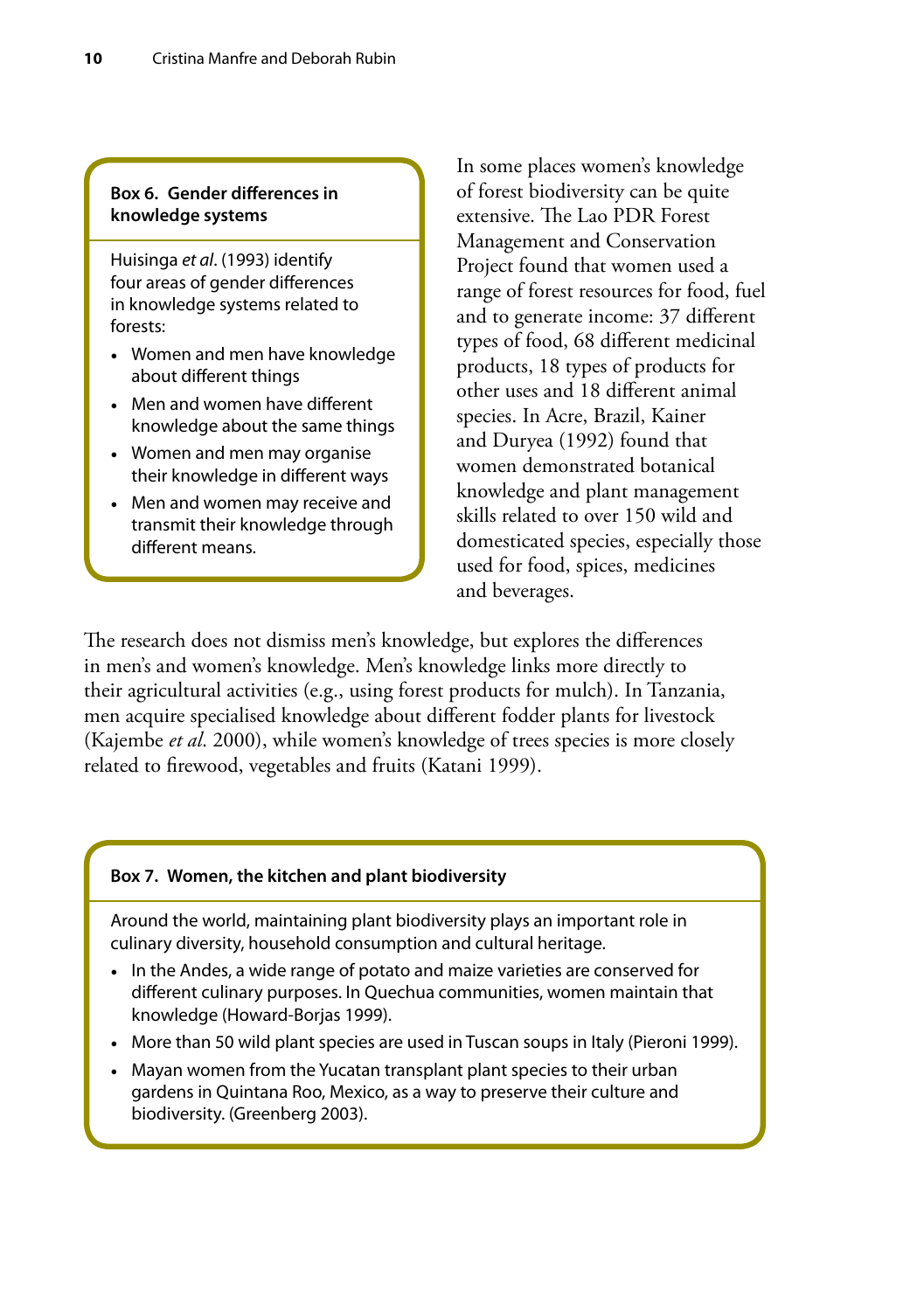**Box 6. Gender differences in knowledge systems**

Huisinga *et al*. (1993) identify four areas of gender differences in knowledge systems related to forests:

- Women and men have knowledge about different things
- Men and women have different knowledge about the same things
- Women and men may organise their knowledge in different ways
- Men and women may receive and transmit their knowledge through different means.

In some places women's knowledge of forest biodiversity can be quite extensive. The Lao PDR Forest Management and Conservation Project found that women used a range of forest resources for food, fuel and to generate income: 37 different types of food, 68 different medicinal products, 18 types of products for other uses and 18 different animal species. In Acre, Brazil, Kainer and Duryea (1992) found that women demonstrated botanical knowledge and plant management skills related to over 150 wild and domesticated species, especially those used for food, spices, medicines and beverages.

The research does not dismiss men's knowledge, but explores the differences in men's and women's knowledge. Men's knowledge links more directly to their agricultural activities (e.g., using forest products for mulch). In Tanzania, men acquire specialised knowledge about different fodder plants for livestock (Kajembe *et al.* 2000), while women's knowledge of trees species is more closely related to firewood, vegetables and fruits (Katani 1999).

**Box 7. Women, the kitchen and plant biodiversity**

Around the world, maintaining plant biodiversity plays an important role in culinary diversity, household consumption and cultural heritage.

- In the Andes, a wide range of potato and maize varieties are conserved for different culinary purposes. In Quechua communities, women maintain that knowledge (Howard-Borjas 1999).
- More than 50 wild plant species are used in Tuscan soups in Italy (Pieroni 1999).
- Mayan women from the Yucatan transplant plant species to their urban gardens in Quintana Roo, Mexico, as a way to preserve their culture and biodiversity. (Greenberg 2003).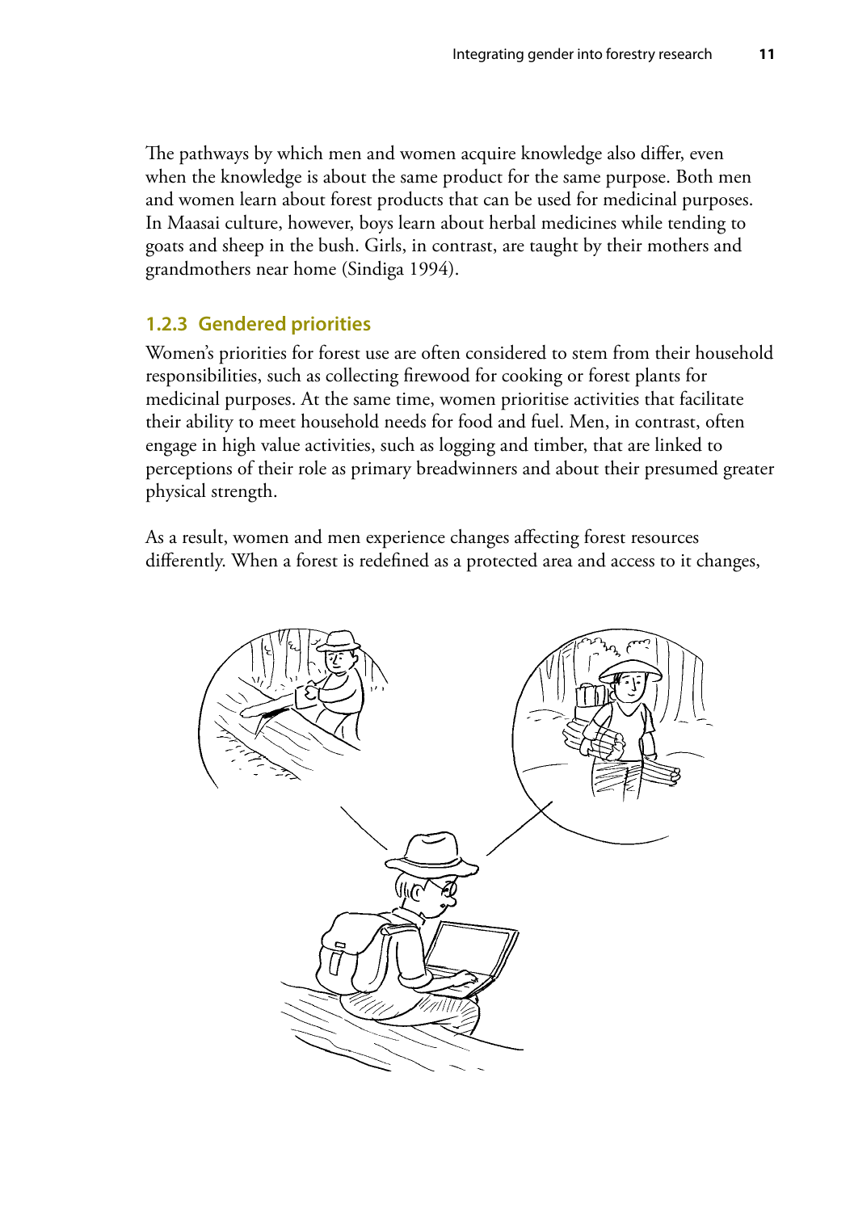The pathways by which men and women acquire knowledge also differ, even when the knowledge is about the same product for the same purpose. Both men and women learn about forest products that can be used for medicinal purposes. In Maasai culture, however, boys learn about herbal medicines while tending to goats and sheep in the bush. Girls, in contrast, are taught by their mothers and grandmothers near home (Sindiga 1994).

### 1.2.3 Gendered priorities

Women's priorities for forest use are often considered to stem from their household responsibilities, such as collecting firewood for cooking or forest plants for medicinal purposes. At the same time, women prioritise activities that facilitate their ability to meet household needs for food and fuel. Men, in contrast, often engage in high value activities, such as logging and timber, that are linked to perceptions of their role as primary breadwinners and about their presumed greater physical strength.

As a result, women and men experience changes affecting forest resources differently. When a forest is redefined as a protected area and access to it changes,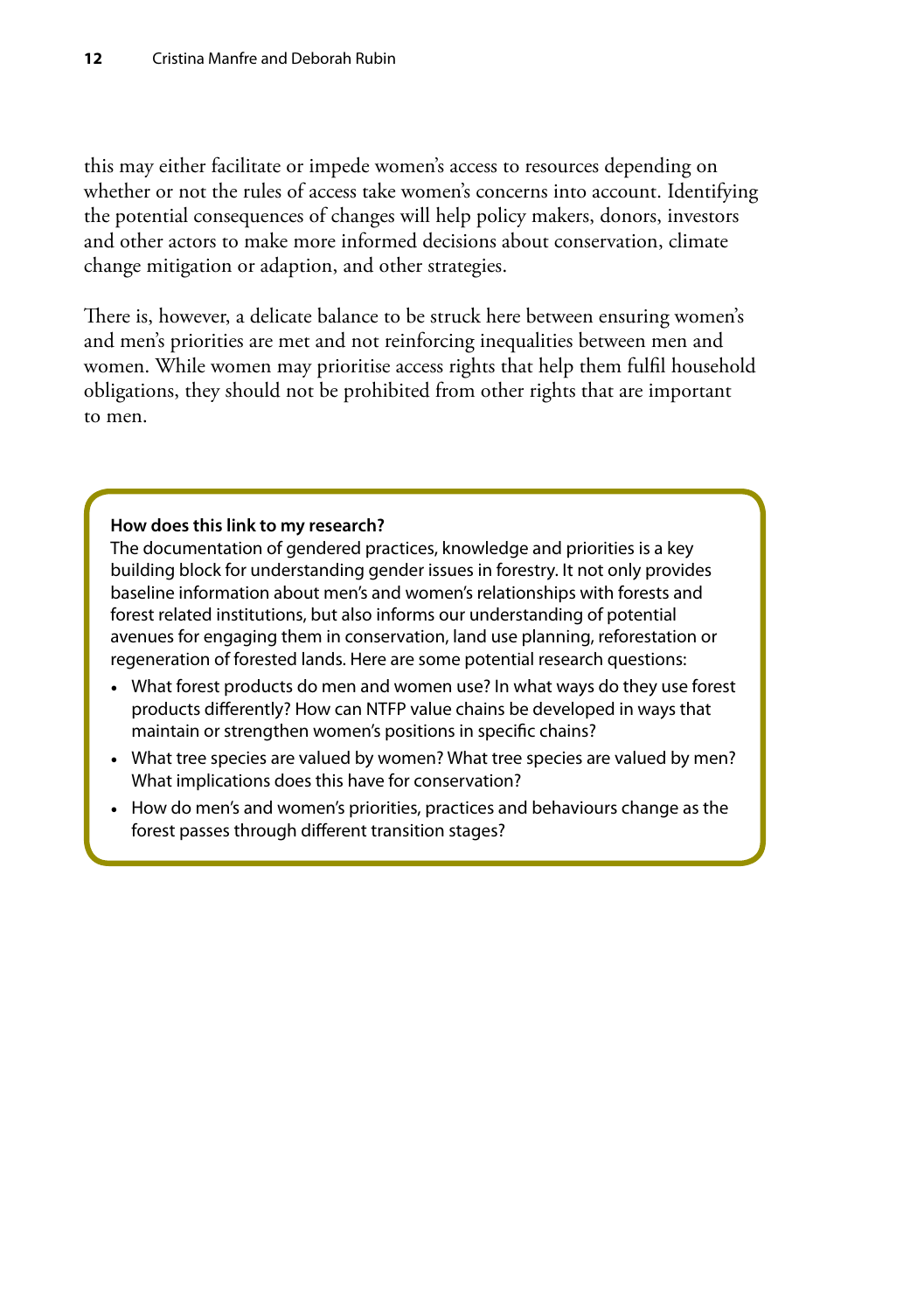this may either facilitate or impede women's access to resources depending on whether or not the rules of access take women's concerns into account. Identifying the potential consequences of changes will help policy makers, donors, investors and other actors to make more informed decisions about conservation, climate change mitigation or adaption, and other strategies.

There is, however, a delicate balance to be struck here between ensuring women's and men's priorities are met and not reinforcing inequalities between men and women. While women may prioritise access rights that help them fulfil household obligations, they should not be prohibited from other rights that are important to men.

**How does this link to my research?**

The documentation of gendered practices, knowledge and priorities is a key building block for understanding gender issues in forestry. It not only provides baseline information about men's and women's relationships with forests and forest related institutions, but also informs our understanding of potential avenues for engaging them in conservation, land use planning, reforestation or regeneration of forested lands. Here are some potential research questions:

- What forest products do men and women use? In what ways do they use forest products differently? How can NTFP value chains be developed in ways that maintain or strengthen women's positions in specific chains?
- What tree species are valued by women? What tree species are valued by men? What implications does this have for conservation?
- How do men's and women's priorities, practices and behaviours change as the forest passes through different transition stages?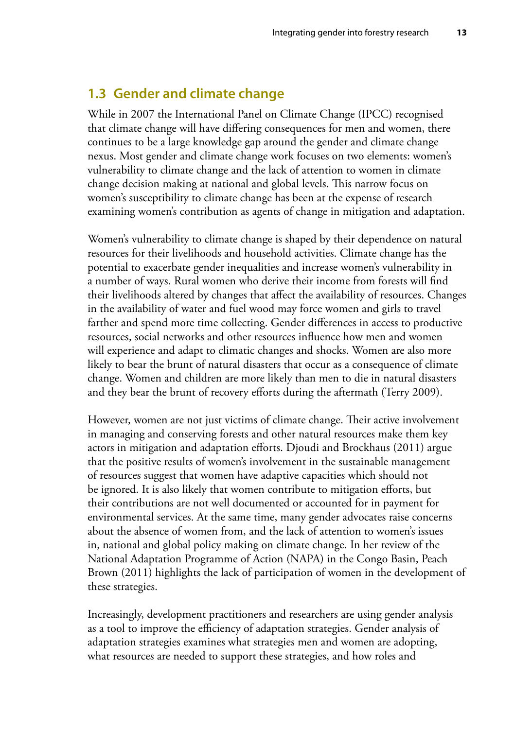## 1.3 Gender and climate change

While in 2007 the International Panel on Climate Change (IPCC) recognised that climate change will have differing consequences for men and women, there continues to be a large knowledge gap around the gender and climate change nexus. Most gender and climate change work focuses on two elements: women's vulnerability to climate change and the lack of attention to women in climate change decision making at national and global levels. This narrow focus on women's susceptibility to climate change has been at the expense of research examining women's contribution as agents of change in mitigation and adaptation.

Women's vulnerability to climate change is shaped by their dependence on natural resources for their livelihoods and household activities. Climate change has the potential to exacerbate gender inequalities and increase women's vulnerability in a number of ways. Rural women who derive their income from forests will find their livelihoods altered by changes that affect the availability of resources. Changes in the availability of water and fuel wood may force women and girls to travel farther and spend more time collecting. Gender differences in access to productive resources, social networks and other resources influence how men and women will experience and adapt to climatic changes and shocks. Women are also more likely to bear the brunt of natural disasters that occur as a consequence of climate change. Women and children are more likely than men to die in natural disasters and they bear the brunt of recovery efforts during the aftermath (Terry 2009).

However, women are not just victims of climate change. Their active involvement in managing and conserving forests and other natural resources make them key actors in mitigation and adaptation efforts. Djoudi and Brockhaus (2011) argue that the positive results of women's involvement in the sustainable management of resources suggest that women have adaptive capacities which should not be ignored. It is also likely that women contribute to mitigation efforts, but their contributions are not well documented or accounted for in payment for environmental services. At the same time, many gender advocates raise concerns about the absence of women from, and the lack of attention to women's issues in, national and global policy making on climate change. In her review of the National Adaptation Programme of Action (NAPA) in the Congo Basin, Peach Brown (2011) highlights the lack of participation of women in the development of these strategies.

Increasingly, development practitioners and researchers are using gender analysis as a tool to improve the efficiency of adaptation strategies. Gender analysis of adaptation strategies examines what strategies men and women are adopting, what resources are needed to support these strategies, and how roles and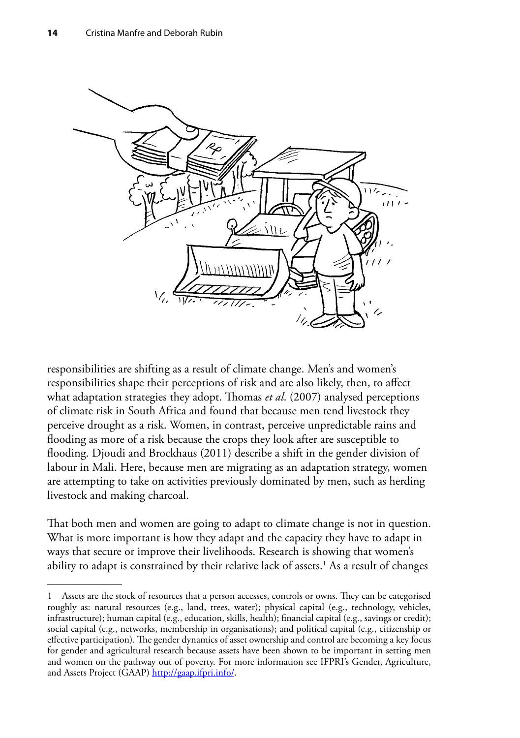responsibilities are shifting as a result of climate change. Men's and women's responsibilities shape their perceptions of risk and are also likely, then, to affect what adaptation strategies they adopt. Thomas *et al*. (2007) analysed perceptions of climate risk in South Africa and found that because men tend livestock they perceive drought as a risk. Women, in contrast, perceive unpredictable rains and flooding as more of a risk because the crops they look after are susceptible to flooding. Djoudi and Brockhaus (2011) describe a shift in the gender division of labour in Mali. Here, because men are migrating as an adaptation strategy, women are attempting to take on activities previously dominated by men, such as herding livestock and making charcoal.

That both men and women are going to adapt to climate change is not in question. What is more important is how they adapt and the capacity they have to adapt in ways that secure or improve their livelihoods. Research is showing that women's ability to adapt is constrained by their relative lack of assets.[1] As a result of changes

---

1 Assets are the stock of resources that a person accesses, controls or owns. They can be categorised roughly as: natural resources (e.g., land, trees, water); physical capital (e.g., technology, vehicles, infrastructure); human capital (e.g., education, skills, health); financial capital (e.g., savings or credit); social capital (e.g., networks, membership in organisations); and political capital (e.g., citizenship or effective participation). The gender dynamics of asset ownership and control are becoming a key focus for gender and agricultural research because assets have been shown to be important in setting men and women on the pathway out of poverty. For more information see IFPRI's Gender, Agriculture, and Assets Project (GAAP) http://gaap.ifpri.info/.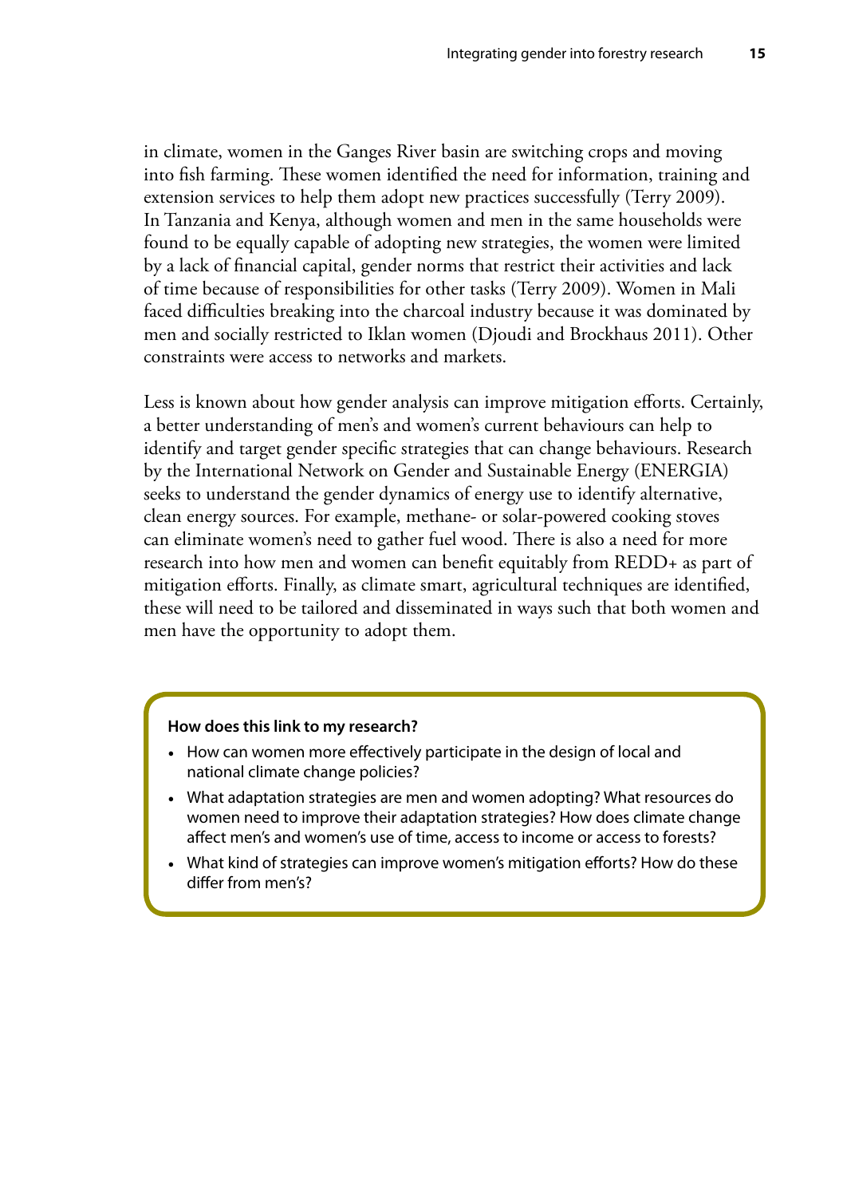in climate, women in the Ganges River basin are switching crops and moving into fish farming. These women identified the need for information, training and extension services to help them adopt new practices successfully (Terry 2009). In Tanzania and Kenya, although women and men in the same households were found to be equally capable of adopting new strategies, the women were limited by a lack of financial capital, gender norms that restrict their activities and lack of time because of responsibilities for other tasks (Terry 2009). Women in Mali faced difficulties breaking into the charcoal industry because it was dominated by men and socially restricted to Iklan women (Djoudi and Brockhaus 2011). Other constraints were access to networks and markets.

Less is known about how gender analysis can improve mitigation efforts. Certainly, a better understanding of men's and women's current behaviours can help to identify and target gender specific strategies that can change behaviours. Research by the International Network on Gender and Sustainable Energy (ENERGIA) seeks to understand the gender dynamics of energy use to identify alternative, clean energy sources. For example, methane- or solar-powered cooking stoves can eliminate women's need to gather fuel wood. There is also a need for more research into how men and women can benefit equitably from REDD+ as part of mitigation efforts. Finally, as climate smart, agricultural techniques are identified, these will need to be tailored and disseminated in ways such that both women and men have the opportunity to adopt them.

**How does this link to my research?**

- How can women more effectively participate in the design of local and national climate change policies?
- What adaptation strategies are men and women adopting? What resources do women need to improve their adaptation strategies? How does climate change affect men's and women's use of time, access to income or access to forests?
- What kind of strategies can improve women's mitigation efforts? How do these differ from men's?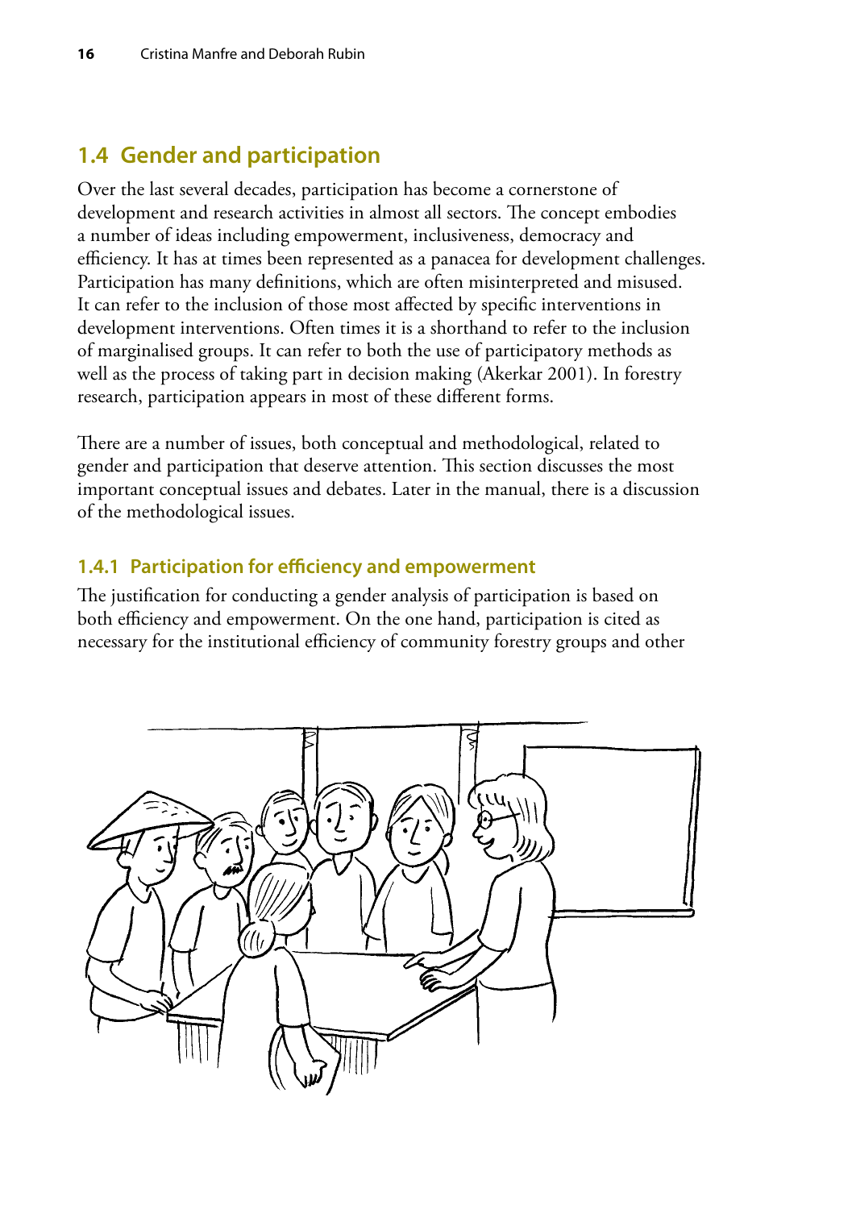## 1.4 Gender and participation

Over the last several decades, participation has become a cornerstone of development and research activities in almost all sectors. The concept embodies a number of ideas including empowerment, inclusiveness, democracy and efficiency. It has at times been represented as a panacea for development challenges. Participation has many definitions, which are often misinterpreted and misused. It can refer to the inclusion of those most affected by specific interventions in development interventions. Often times it is a shorthand to refer to the inclusion of marginalised groups. It can refer to both the use of participatory methods as well as the process of taking part in decision making (Akerkar 2001). In forestry research, participation appears in most of these different forms.

There are a number of issues, both conceptual and methodological, related to gender and participation that deserve attention. This section discusses the most important conceptual issues and debates. Later in the manual, there is a discussion of the methodological issues.

### 1.4.1 Participation for efficiency and empowerment

The justification for conducting a gender analysis of participation is based on both efficiency and empowerment. On the one hand, participation is cited as necessary for the institutional efficiency of community forestry groups and other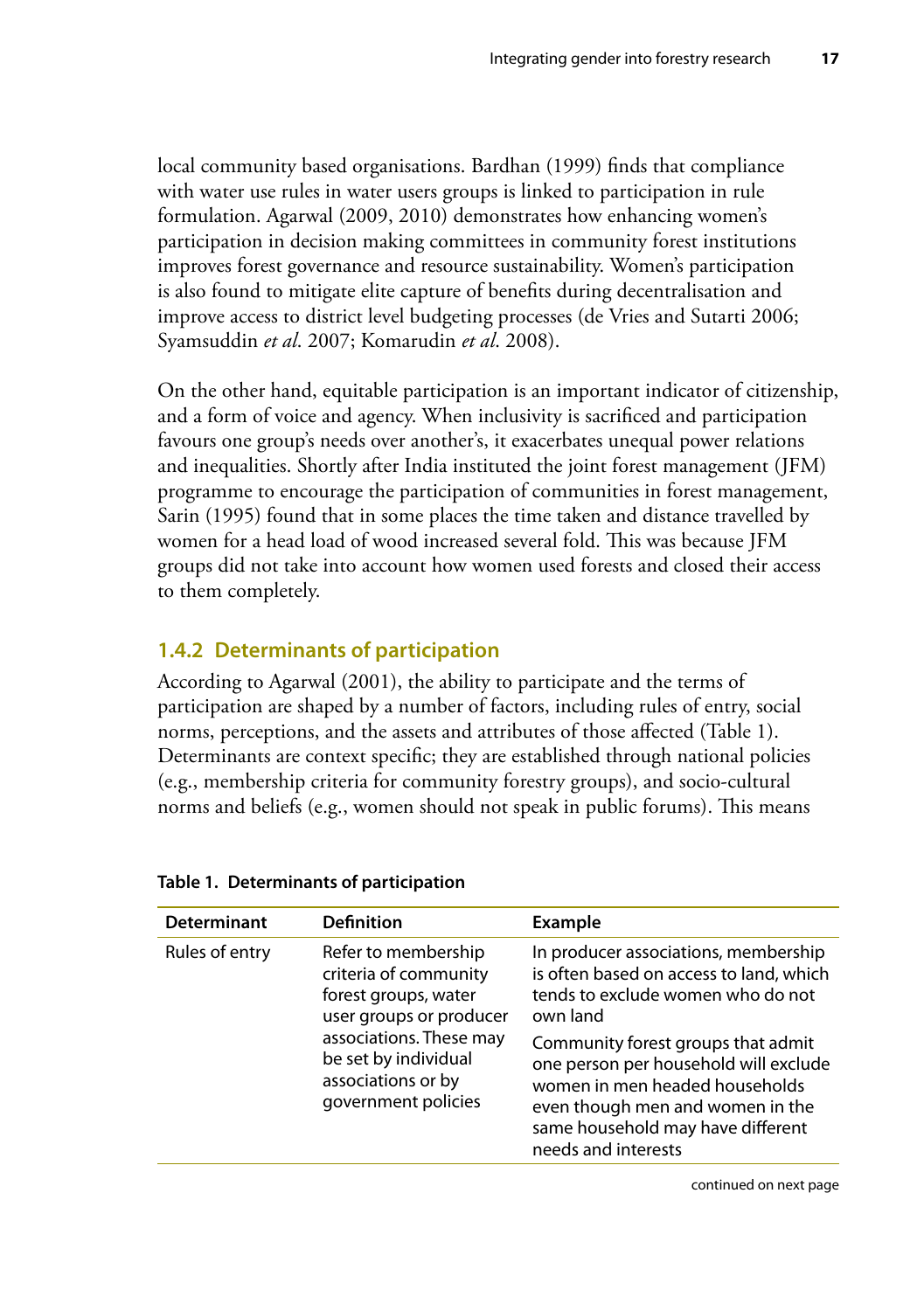local community based organisations. Bardhan (1999) finds that compliance with water use rules in water users groups is linked to participation in rule formulation. Agarwal (2009, 2010) demonstrates how enhancing women's participation in decision making committees in community forest institutions improves forest governance and resource sustainability. Women's participation is also found to mitigate elite capture of benefits during decentralisation and improve access to district level budgeting processes (de Vries and Sutarti 2006; Syamsuddin *et al*. 2007; Komarudin *et al*. 2008).

On the other hand, equitable participation is an important indicator of citizenship, and a form of voice and agency. When inclusivity is sacrificed and participation favours one group's needs over another's, it exacerbates unequal power relations and inequalities. Shortly after India instituted the joint forest management (JFM) programme to encourage the participation of communities in forest management, Sarin (1995) found that in some places the time taken and distance travelled by women for a head load of wood increased several fold. This was because JFM groups did not take into account how women used forests and closed their access to them completely.

### 1.4.2 Determinants of participation

According to Agarwal (2001), the ability to participate and the terms of participation are shaped by a number of factors, including rules of entry, social norms, perceptions, and the assets and attributes of those affected (Table 1). Determinants are context specific; they are established through national policies (e.g., membership criteria for community forestry groups), and socio-cultural norms and beliefs (e.g., women should not speak in public forums). This means

**Table 1. Determinants of participation**

| Determinant | Definition | Example |
|---|---|---|
| Rules of entry | Refer to membership criteria of community forest groups, water user groups or producer associations. These may be set by individual associations or by government policies | In producer associations, membership is often based on access to land, which tends to exclude women who do not own land<br><br>Community forest groups that admit one person per household will exclude women in men headed households even though men and women in the same household may have different needs and interests |

continued on next page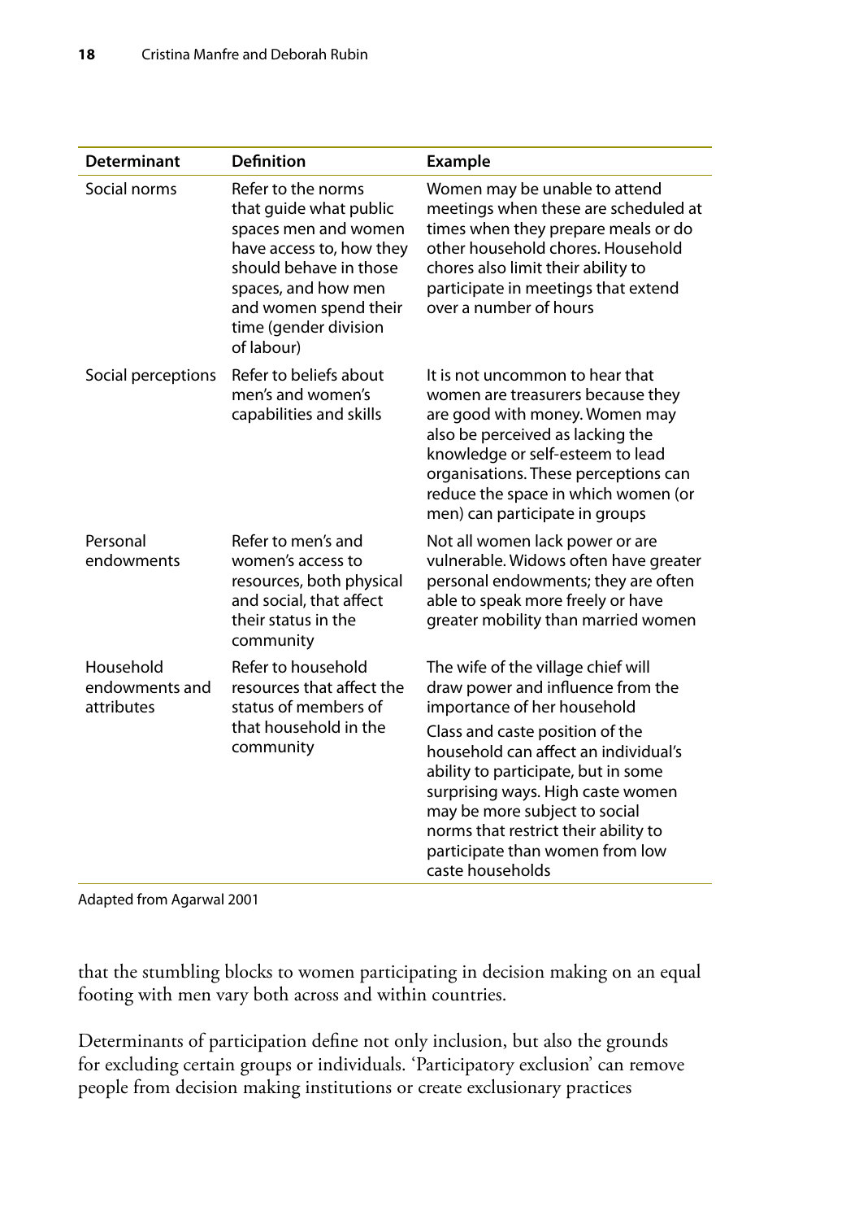| Determinant | Definition | Example |
|---|---|---|
| Social norms | Refer to the norms that guide what public spaces men and women have access to, how they should behave in those spaces, and how men and women spend their time (gender division of labour) | Women may be unable to attend meetings when these are scheduled at times when they prepare meals or do other household chores. Household chores also limit their ability to participate in meetings that extend over a number of hours |
| Social perceptions | Refer to beliefs about men's and women's capabilities and skills | It is not uncommon to hear that women are treasurers because they are good with money. Women may also be perceived as lacking the knowledge or self-esteem to lead organisations. These perceptions can reduce the space in which women (or men) can participate in groups |
| Personal endowments | Refer to men's and women's access to resources, both physical and social, that affect their status in the community | Not all women lack power or are vulnerable. Widows often have greater personal endowments; they are often able to speak more freely or have greater mobility than married women |
| Household endowments and attributes | Refer to household resources that affect the status of members of that household in the community | The wife of the village chief will draw power and influence from the importance of her household<br><br>Class and caste position of the household can affect an individual's ability to participate, but in some surprising ways. High caste women may be more subject to social norms that restrict their ability to participate than women from low caste households |

Adapted from Agarwal 2001

that the stumbling blocks to women participating in decision making on an equal footing with men vary both across and within countries.

Determinants of participation define not only inclusion, but also the grounds for excluding certain groups or individuals. 'Participatory exclusion' can remove people from decision making institutions or create exclusionary practices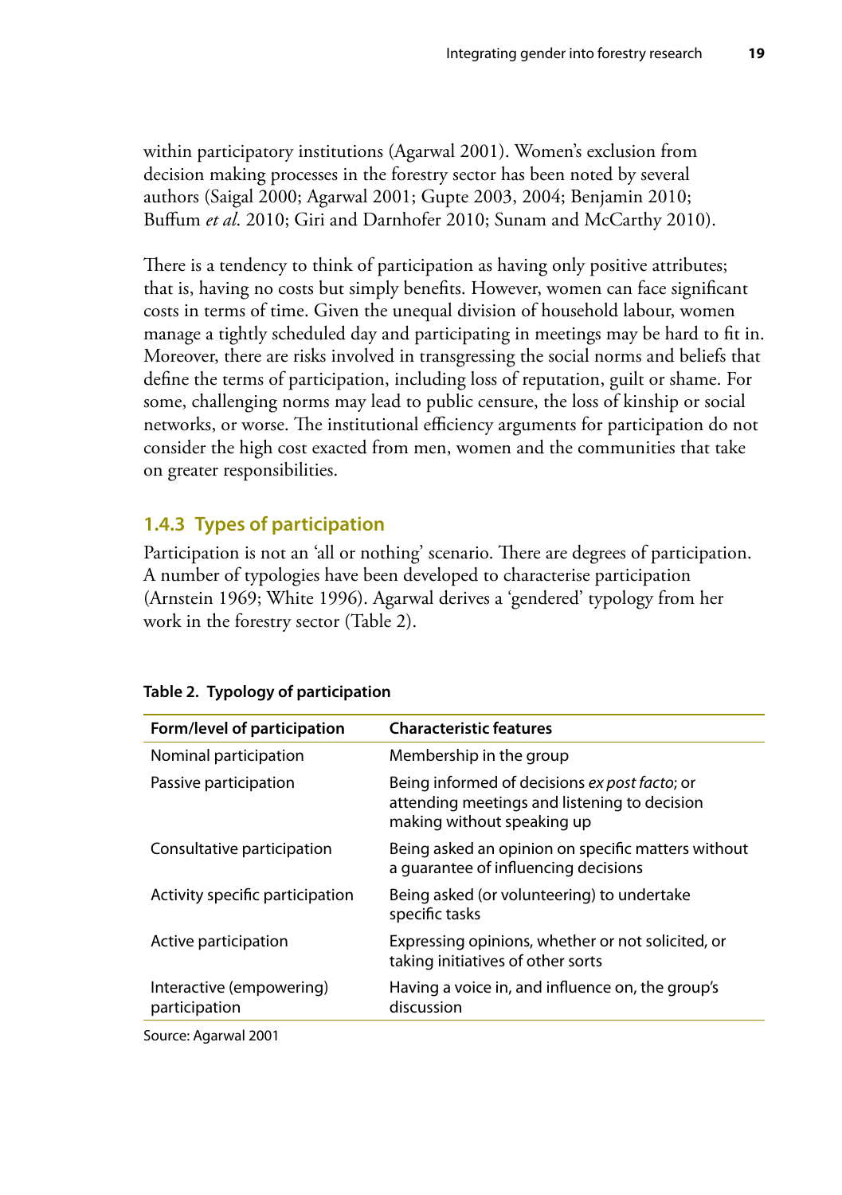within participatory institutions (Agarwal 2001). Women's exclusion from decision making processes in the forestry sector has been noted by several authors (Saigal 2000; Agarwal 2001; Gupte 2003, 2004; Benjamin 2010; Buffum *et al*. 2010; Giri and Darnhofer 2010; Sunam and McCarthy 2010).

There is a tendency to think of participation as having only positive attributes; that is, having no costs but simply benefits. However, women can face significant costs in terms of time. Given the unequal division of household labour, women manage a tightly scheduled day and participating in meetings may be hard to fit in. Moreover, there are risks involved in transgressing the social norms and beliefs that define the terms of participation, including loss of reputation, guilt or shame. For some, challenging norms may lead to public censure, the loss of kinship or social networks, or worse. The institutional efficiency arguments for participation do not consider the high cost exacted from men, women and the communities that take on greater responsibilities.

### 1.4.3 Types of participation

Participation is not an 'all or nothing' scenario. There are degrees of participation. A number of typologies have been developed to characterise participation (Arnstein 1969; White 1996). Agarwal derives a 'gendered' typology from her work in the forestry sector (Table 2).

**Table 2. Typology of participation**

| Form/level of participation | Characteristic features |
|---|---|
| Nominal participation | Membership in the group |
| Passive participation | Being informed of decisions *ex post facto*; or attending meetings and listening to decision making without speaking up |
| Consultative participation | Being asked an opinion on specific matters without a guarantee of influencing decisions |
| Activity specific participation | Being asked (or volunteering) to undertake specific tasks |
| Active participation | Expressing opinions, whether or not solicited, or taking initiatives of other sorts |
| Interactive (empowering) participation | Having a voice in, and influence on, the group's discussion |

Source: Agarwal 2001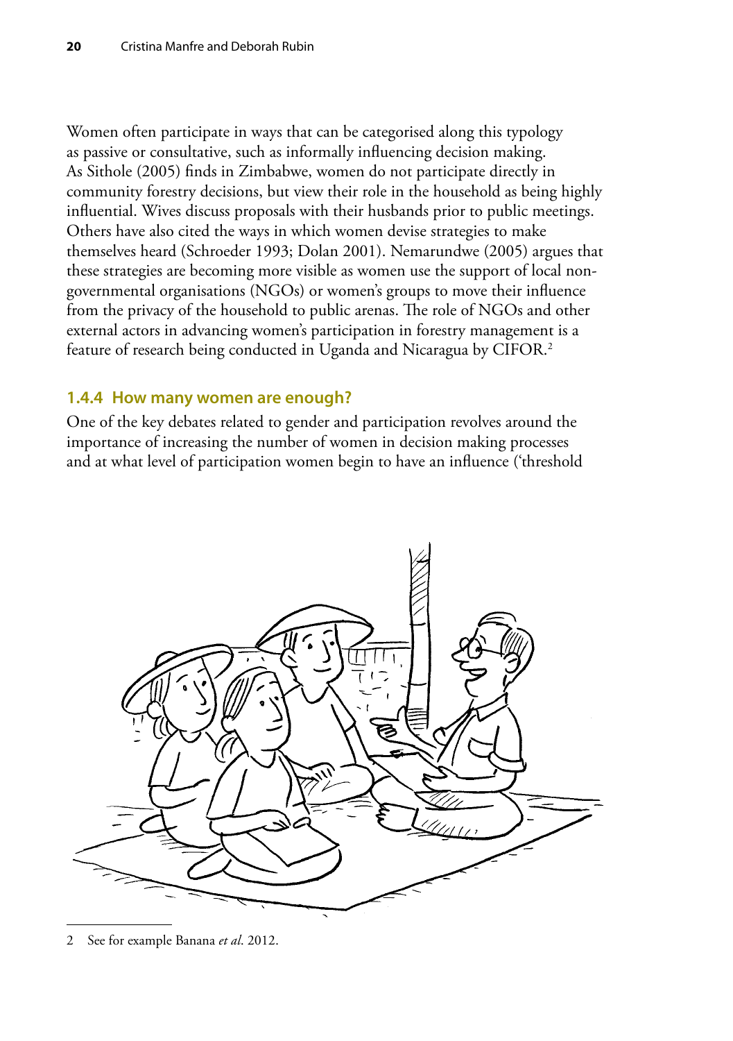Women often participate in ways that can be categorised along this typology as passive or consultative, such as informally influencing decision making. As Sithole (2005) finds in Zimbabwe, women do not participate directly in community forestry decisions, but view their role in the household as being highly influential. Wives discuss proposals with their husbands prior to public meetings. Others have also cited the ways in which women devise strategies to make themselves heard (Schroeder 1993; Dolan 2001). Nemarundwe (2005) argues that these strategies are becoming more visible as women use the support of local non-governmental organisations (NGOs) or women's groups to move their influence from the privacy of the household to public arenas. The role of NGOs and other external actors in advancing women's participation in forestry management is a feature of research being conducted in Uganda and Nicaragua by CIFOR.[2]

### 1.4.4 How many women are enough?

One of the key debates related to gender and participation revolves around the importance of increasing the number of women in decision making processes and at what level of participation women begin to have an influence ('threshold

---

2 See for example Banana *et al.* 2012.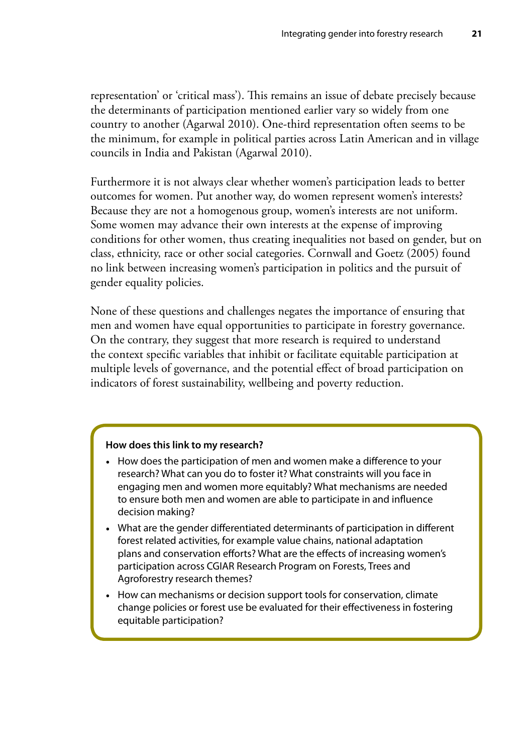representation' or 'critical mass'). This remains an issue of debate precisely because the determinants of participation mentioned earlier vary so widely from one country to another (Agarwal 2010). One-third representation often seems to be the minimum, for example in political parties across Latin American and in village councils in India and Pakistan (Agarwal 2010).

Furthermore it is not always clear whether women's participation leads to better outcomes for women. Put another way, do women represent women's interests? Because they are not a homogenous group, women's interests are not uniform. Some women may advance their own interests at the expense of improving conditions for other women, thus creating inequalities not based on gender, but on class, ethnicity, race or other social categories. Cornwall and Goetz (2005) found no link between increasing women's participation in politics and the pursuit of gender equality policies.

None of these questions and challenges negates the importance of ensuring that men and women have equal opportunities to participate in forestry governance. On the contrary, they suggest that more research is required to understand the context specific variables that inhibit or facilitate equitable participation at multiple levels of governance, and the potential effect of broad participation on indicators of forest sustainability, wellbeing and poverty reduction.

**How does this link to my research?**

- How does the participation of men and women make a difference to your research? What can you do to foster it? What constraints will you face in engaging men and women more equitably? What mechanisms are needed to ensure both men and women are able to participate in and influence decision making?
- What are the gender differentiated determinants of participation in different forest related activities, for example value chains, national adaptation plans and conservation efforts? What are the effects of increasing women's participation across CGIAR Research Program on Forests, Trees and Agroforestry research themes?
- How can mechanisms or decision support tools for conservation, climate change policies or forest use be evaluated for their effectiveness in fostering equitable participation?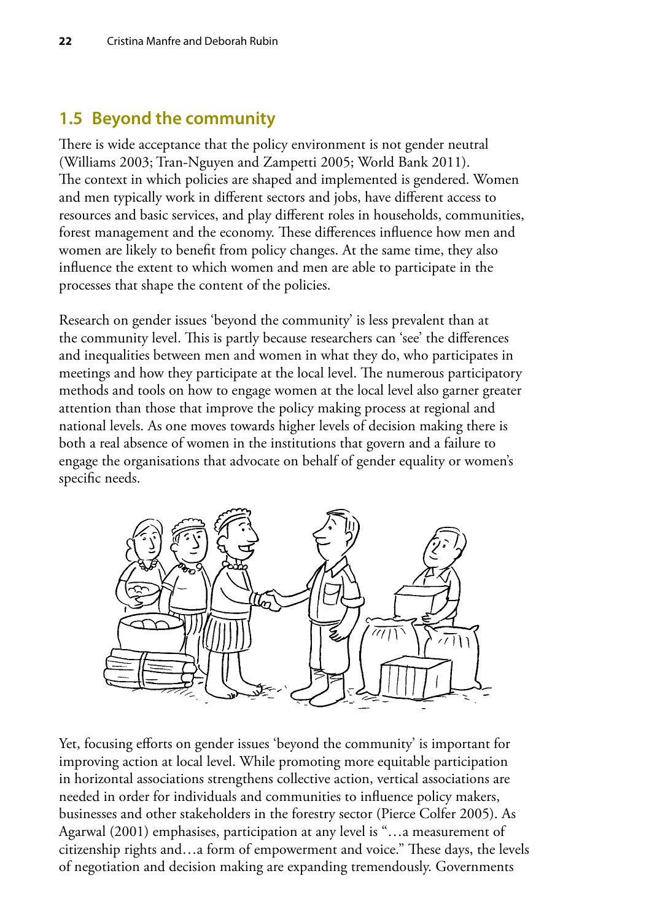## 1.5 Beyond the community

There is wide acceptance that the policy environment is not gender neutral (Williams 2003; Tran-Nguyen and Zampetti 2005; World Bank 2011). The context in which policies are shaped and implemented is gendered. Women and men typically work in different sectors and jobs, have different access to resources and basic services, and play different roles in households, communities, forest management and the economy. These differences influence how men and women are likely to benefit from policy changes. At the same time, they also influence the extent to which women and men are able to participate in the processes that shape the content of the policies.

Research on gender issues 'beyond the community' is less prevalent than at the community level. This is partly because researchers can 'see' the differences and inequalities between men and women in what they do, who participates in meetings and how they participate at the local level. The numerous participatory methods and tools on how to engage women at the local level also garner greater attention than those that improve the policy making process at regional and national levels. As one moves towards higher levels of decision making there is both a real absence of women in the institutions that govern and a failure to engage the organisations that advocate on behalf of gender equality or women's specific needs.

Yet, focusing efforts on gender issues 'beyond the community' is important for improving action at local level. While promoting more equitable participation in horizontal associations strengthens collective action, vertical associations are needed in order for individuals and communities to influence policy makers, businesses and other stakeholders in the forestry sector (Pierce Colfer 2005). As Agarwal (2001) emphasises, participation at any level is "…a measurement of citizenship rights and…a form of empowerment and voice." These days, the levels of negotiation and decision making are expanding tremendously. Governments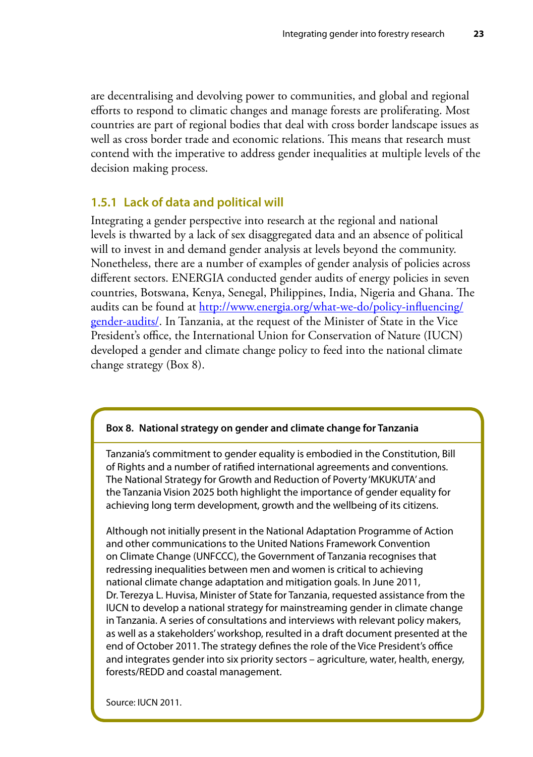are decentralising and devolving power to communities, and global and regional efforts to respond to climatic changes and manage forests are proliferating. Most countries are part of regional bodies that deal with cross border landscape issues as well as cross border trade and economic relations. This means that research must contend with the imperative to address gender inequalities at multiple levels of the decision making process.

### 1.5.1 Lack of data and political will

Integrating a gender perspective into research at the regional and national levels is thwarted by a lack of sex disaggregated data and an absence of political will to invest in and demand gender analysis at levels beyond the community. Nonetheless, there are a number of examples of gender analysis of policies across different sectors. ENERGIA conducted gender audits of energy policies in seven countries, Botswana, Kenya, Senegal, Philippines, India, Nigeria and Ghana. The audits can be found at http://www.energia.org/what-we-do/policy-influencing/gender-audits/. In Tanzania, at the request of the Minister of State in the Vice President's office, the International Union for Conservation of Nature (IUCN) developed a gender and climate change policy to feed into the national climate change strategy (Box 8).

**Box 8. National strategy on gender and climate change for Tanzania**

Tanzania's commitment to gender equality is embodied in the Constitution, Bill of Rights and a number of ratified international agreements and conventions. The National Strategy for Growth and Reduction of Poverty 'MKUKUTA' and the Tanzania Vision 2025 both highlight the importance of gender equality for achieving long term development, growth and the wellbeing of its citizens.

Although not initially present in the National Adaptation Programme of Action and other communications to the United Nations Framework Convention on Climate Change (UNFCCC), the Government of Tanzania recognises that redressing inequalities between men and women is critical to achieving national climate change adaptation and mitigation goals. In June 2011, Dr. Terezya L. Huvisa, Minister of State for Tanzania, requested assistance from the IUCN to develop a national strategy for mainstreaming gender in climate change in Tanzania. A series of consultations and interviews with relevant policy makers, as well as a stakeholders' workshop, resulted in a draft document presented at the end of October 2011. The strategy defines the role of the Vice President's office and integrates gender into six priority sectors – agriculture, water, health, energy, forests/REDD and coastal management.

Source: IUCN 2011.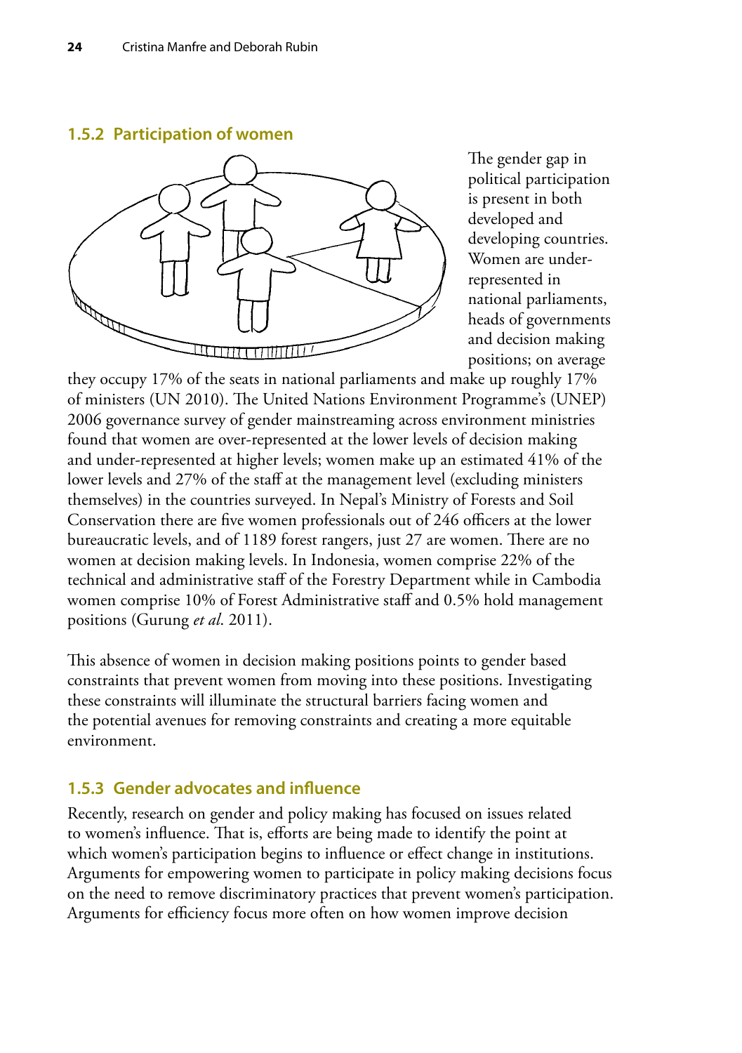### 1.5.2 Participation of women

The gender gap in political participation is present in both developed and developing countries. Women are under-represented in national parliaments, heads of governments and decision making positions; on average they occupy 17% of the seats in national parliaments and make up roughly 17% of ministers (UN 2010). The United Nations Environment Programme's (UNEP) 2006 governance survey of gender mainstreaming across environment ministries found that women are over-represented at the lower levels of decision making and under-represented at higher levels; women make up an estimated 41% of the lower levels and 27% of the staff at the management level (excluding ministers themselves) in the countries surveyed. In Nepal's Ministry of Forests and Soil Conservation there are five women professionals out of 246 officers at the lower bureaucratic levels, and of 1189 forest rangers, just 27 are women. There are no women at decision making levels. In Indonesia, women comprise 22% of the technical and administrative staff of the Forestry Department while in Cambodia women comprise 10% of Forest Administrative staff and 0.5% hold management positions (Gurung *et al.* 2011).

This absence of women in decision making positions points to gender based constraints that prevent women from moving into these positions. Investigating these constraints will illuminate the structural barriers facing women and the potential avenues for removing constraints and creating a more equitable environment.

### 1.5.3 Gender advocates and influence

Recently, research on gender and policy making has focused on issues related to women's influence. That is, efforts are being made to identify the point at which women's participation begins to influence or effect change in institutions. Arguments for empowering women to participate in policy making decisions focus on the need to remove discriminatory practices that prevent women's participation. Arguments for efficiency focus more often on how women improve decision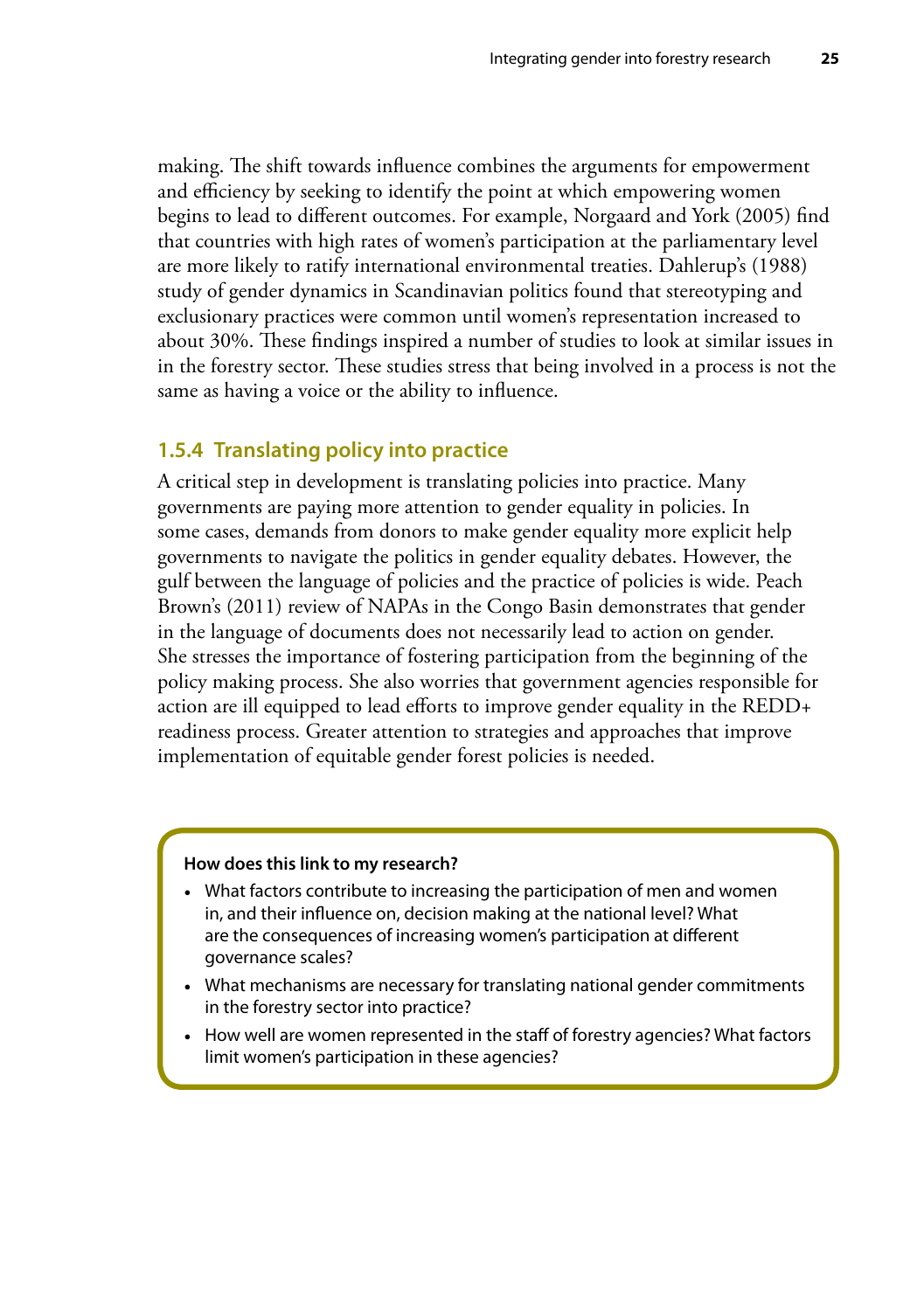making. The shift towards influence combines the arguments for empowerment and efficiency by seeking to identify the point at which empowering women begins to lead to different outcomes. For example, Norgaard and York (2005) find that countries with high rates of women's participation at the parliamentary level are more likely to ratify international environmental treaties. Dahlerup's (1988) study of gender dynamics in Scandinavian politics found that stereotyping and exclusionary practices were common until women's representation increased to about 30%. These findings inspired a number of studies to look at similar issues in in the forestry sector. These studies stress that being involved in a process is not the same as having a voice or the ability to influence.

### 1.5.4 Translating policy into practice

A critical step in development is translating policies into practice. Many governments are paying more attention to gender equality in policies. In some cases, demands from donors to make gender equality more explicit help governments to navigate the politics in gender equality debates. However, the gulf between the language of policies and the practice of policies is wide. Peach Brown's (2011) review of NAPAs in the Congo Basin demonstrates that gender in the language of documents does not necessarily lead to action on gender. She stresses the importance of fostering participation from the beginning of the policy making process. She also worries that government agencies responsible for action are ill equipped to lead efforts to improve gender equality in the REDD+ readiness process. Greater attention to strategies and approaches that improve implementation of equitable gender forest policies is needed.

**How does this link to my research?**

- What factors contribute to increasing the participation of men and women in, and their influence on, decision making at the national level? What are the consequences of increasing women's participation at different governance scales?
- What mechanisms are necessary for translating national gender commitments in the forestry sector into practice?
- How well are women represented in the staff of forestry agencies? What factors limit women's participation in these agencies?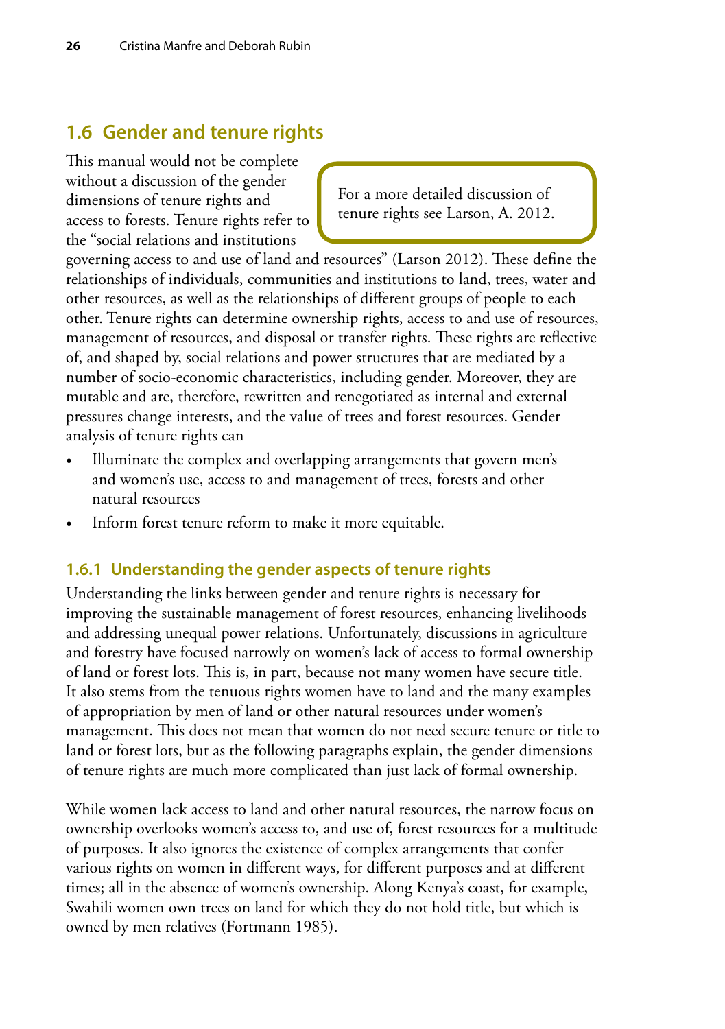## 1.6 Gender and tenure rights

> For a more detailed discussion of tenure rights see Larson, A. 2012.

This manual would not be complete without a discussion of the gender dimensions of tenure rights and access to forests. Tenure rights refer to the "social relations and institutions governing access to and use of land and resources" (Larson 2012). These define the relationships of individuals, communities and institutions to land, trees, water and other resources, as well as the relationships of different groups of people to each other. Tenure rights can determine ownership rights, access to and use of resources, management of resources, and disposal or transfer rights. These rights are reflective of, and shaped by, social relations and power structures that are mediated by a number of socio-economic characteristics, including gender. Moreover, they are mutable and are, therefore, rewritten and renegotiated as internal and external pressures change interests, and the value of trees and forest resources. Gender analysis of tenure rights can

- Illuminate the complex and overlapping arrangements that govern men's and women's use, access to and management of trees, forests and other natural resources
- Inform forest tenure reform to make it more equitable.

### 1.6.1 Understanding the gender aspects of tenure rights

Understanding the links between gender and tenure rights is necessary for improving the sustainable management of forest resources, enhancing livelihoods and addressing unequal power relations. Unfortunately, discussions in agriculture and forestry have focused narrowly on women's lack of access to formal ownership of land or forest lots. This is, in part, because not many women have secure title. It also stems from the tenuous rights women have to land and the many examples of appropriation by men of land or other natural resources under women's management. This does not mean that women do not need secure tenure or title to land or forest lots, but as the following paragraphs explain, the gender dimensions of tenure rights are much more complicated than just lack of formal ownership.

While women lack access to land and other natural resources, the narrow focus on ownership overlooks women's access to, and use of, forest resources for a multitude of purposes. It also ignores the existence of complex arrangements that confer various rights on women in different ways, for different purposes and at different times; all in the absence of women's ownership. Along Kenya's coast, for example, Swahili women own trees on land for which they do not hold title, but which is owned by men relatives (Fortmann 1985).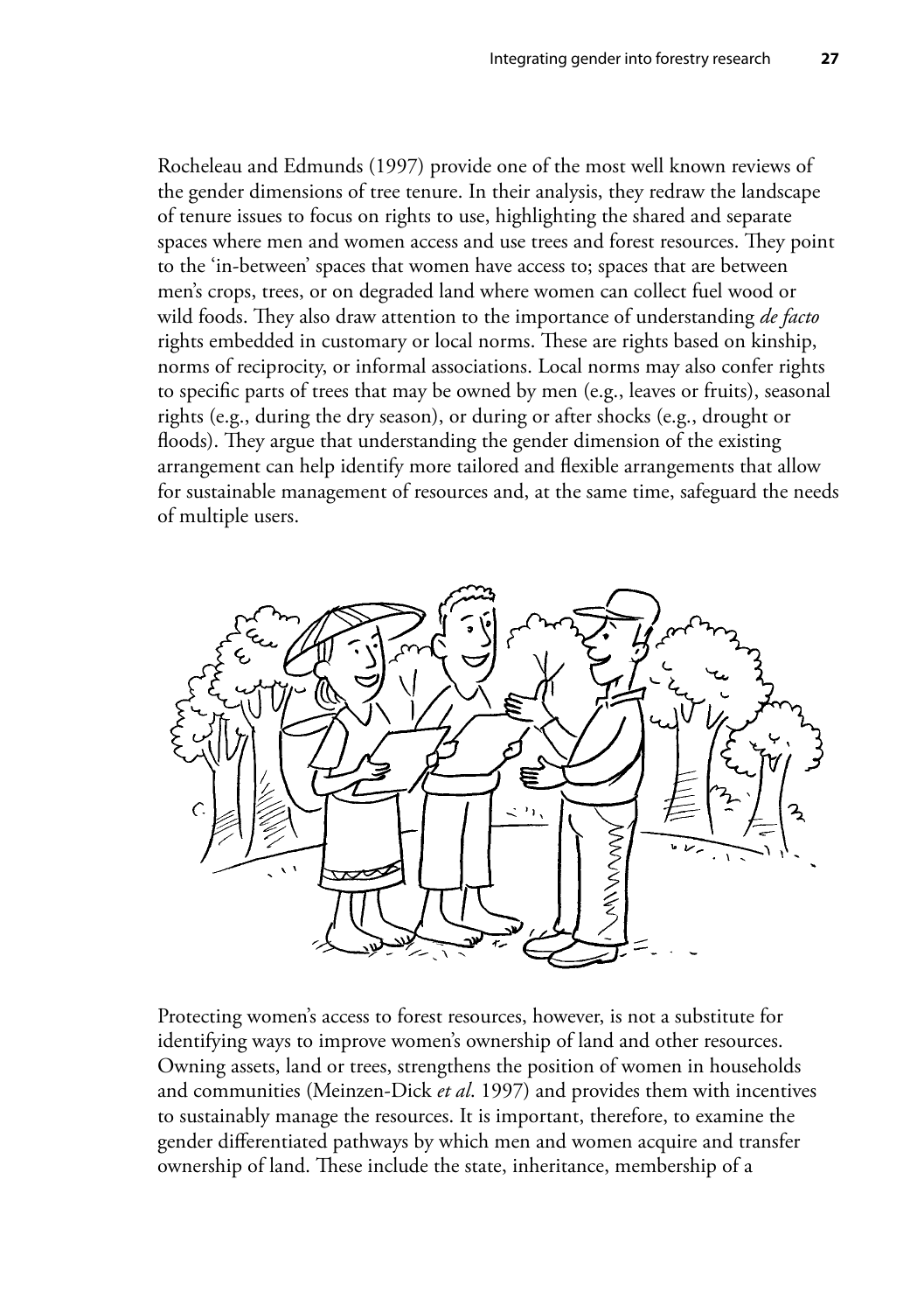Rocheleau and Edmunds (1997) provide one of the most well known reviews of the gender dimensions of tree tenure. In their analysis, they redraw the landscape of tenure issues to focus on rights to use, highlighting the shared and separate spaces where men and women access and use trees and forest resources. They point to the 'in-between' spaces that women have access to; spaces that are between men's crops, trees, or on degraded land where women can collect fuel wood or wild foods. They also draw attention to the importance of understanding *de facto* rights embedded in customary or local norms. These are rights based on kinship, norms of reciprocity, or informal associations. Local norms may also confer rights to specific parts of trees that may be owned by men (e.g., leaves or fruits), seasonal rights (e.g., during the dry season), or during or after shocks (e.g., drought or floods). They argue that understanding the gender dimension of the existing arrangement can help identify more tailored and flexible arrangements that allow for sustainable management of resources and, at the same time, safeguard the needs of multiple users.

Protecting women's access to forest resources, however, is not a substitute for identifying ways to improve women's ownership of land and other resources. Owning assets, land or trees, strengthens the position of women in households and communities (Meinzen-Dick *et al.* 1997) and provides them with incentives to sustainably manage the resources. It is important, therefore, to examine the gender differentiated pathways by which men and women acquire and transfer ownership of land. These include the state, inheritance, membership of a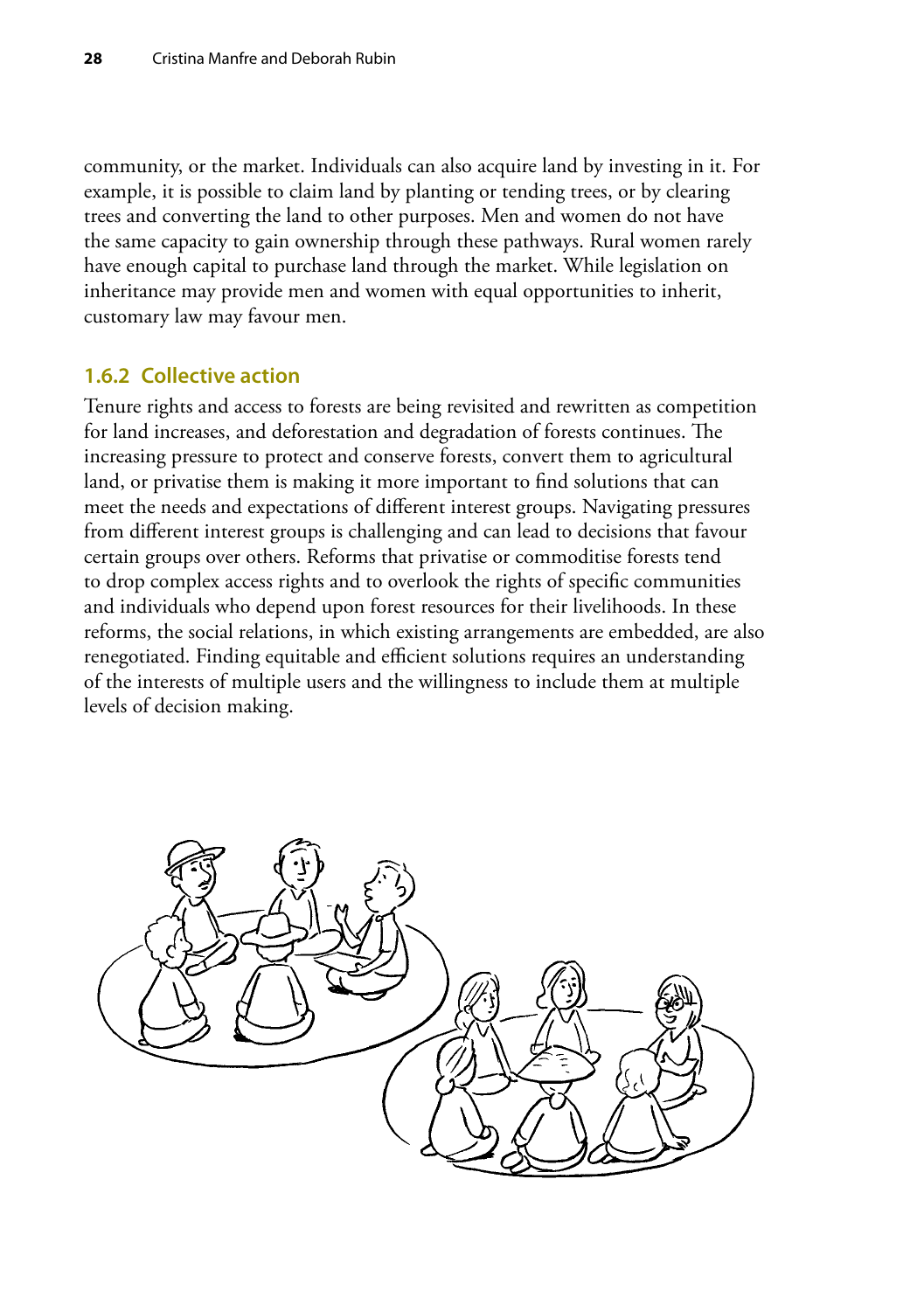community, or the market. Individuals can also acquire land by investing in it. For example, it is possible to claim land by planting or tending trees, or by clearing trees and converting the land to other purposes. Men and women do not have the same capacity to gain ownership through these pathways. Rural women rarely have enough capital to purchase land through the market. While legislation on inheritance may provide men and women with equal opportunities to inherit, customary law may favour men.

### 1.6.2 Collective action

Tenure rights and access to forests are being revisited and rewritten as competition for land increases, and deforestation and degradation of forests continues. The increasing pressure to protect and conserve forests, convert them to agricultural land, or privatise them is making it more important to find solutions that can meet the needs and expectations of different interest groups. Navigating pressures from different interest groups is challenging and can lead to decisions that favour certain groups over others. Reforms that privatise or commoditise forests tend to drop complex access rights and to overlook the rights of specific communities and individuals who depend upon forest resources for their livelihoods. In these reforms, the social relations, in which existing arrangements are embedded, are also renegotiated. Finding equitable and efficient solutions requires an understanding of the interests of multiple users and the willingness to include them at multiple levels of decision making.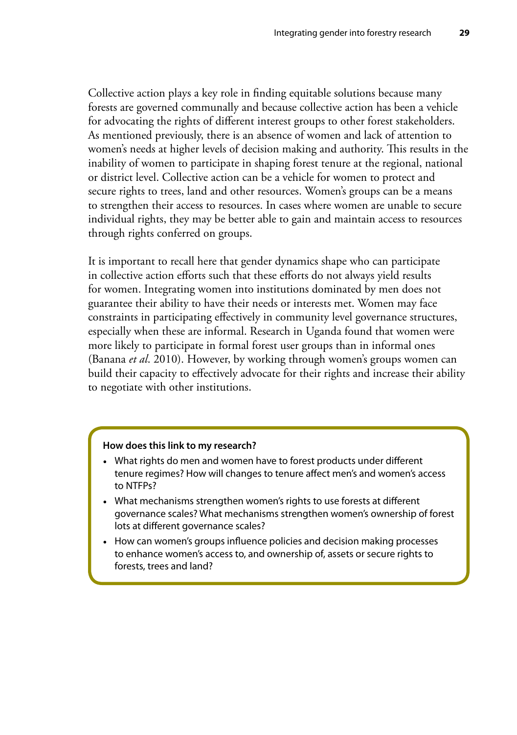Collective action plays a key role in finding equitable solutions because many forests are governed communally and because collective action has been a vehicle for advocating the rights of different interest groups to other forest stakeholders. As mentioned previously, there is an absence of women and lack of attention to women's needs at higher levels of decision making and authority. This results in the inability of women to participate in shaping forest tenure at the regional, national or district level. Collective action can be a vehicle for women to protect and secure rights to trees, land and other resources. Women's groups can be a means to strengthen their access to resources. In cases where women are unable to secure individual rights, they may be better able to gain and maintain access to resources through rights conferred on groups.

It is important to recall here that gender dynamics shape who can participate in collective action efforts such that these efforts do not always yield results for women. Integrating women into institutions dominated by men does not guarantee their ability to have their needs or interests met. Women may face constraints in participating effectively in community level governance structures, especially when these are informal. Research in Uganda found that women were more likely to participate in formal forest user groups than in informal ones (Banana *et al*. 2010). However, by working through women's groups women can build their capacity to effectively advocate for their rights and increase their ability to negotiate with other institutions.

**How does this link to my research?**

- What rights do men and women have to forest products under different tenure regimes? How will changes to tenure affect men's and women's access to NTFPs?
- What mechanisms strengthen women's rights to use forests at different governance scales? What mechanisms strengthen women's ownership of forest lots at different governance scales?
- How can women's groups influence policies and decision making processes to enhance women's access to, and ownership of, assets or secure rights to forests, trees and land?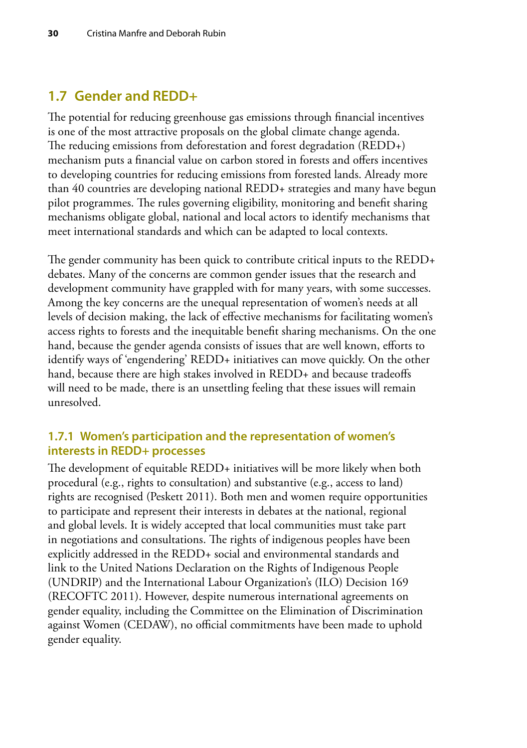## 1.7 Gender and REDD+

The potential for reducing greenhouse gas emissions through financial incentives is one of the most attractive proposals on the global climate change agenda. The reducing emissions from deforestation and forest degradation (REDD+) mechanism puts a financial value on carbon stored in forests and offers incentives to developing countries for reducing emissions from forested lands. Already more than 40 countries are developing national REDD+ strategies and many have begun pilot programmes. The rules governing eligibility, monitoring and benefit sharing mechanisms obligate global, national and local actors to identify mechanisms that meet international standards and which can be adapted to local contexts.

The gender community has been quick to contribute critical inputs to the REDD+ debates. Many of the concerns are common gender issues that the research and development community have grappled with for many years, with some successes. Among the key concerns are the unequal representation of women's needs at all levels of decision making, the lack of effective mechanisms for facilitating women's access rights to forests and the inequitable benefit sharing mechanisms. On the one hand, because the gender agenda consists of issues that are well known, efforts to identify ways of 'engendering' REDD+ initiatives can move quickly. On the other hand, because there are high stakes involved in REDD+ and because tradeoffs will need to be made, there is an unsettling feeling that these issues will remain unresolved.

### 1.7.1 Women's participation and the representation of women's interests in REDD+ processes

The development of equitable REDD+ initiatives will be more likely when both procedural (e.g., rights to consultation) and substantive (e.g., access to land) rights are recognised (Peskett 2011). Both men and women require opportunities to participate and represent their interests in debates at the national, regional and global levels. It is widely accepted that local communities must take part in negotiations and consultations. The rights of indigenous peoples have been explicitly addressed in the REDD+ social and environmental standards and link to the United Nations Declaration on the Rights of Indigenous People (UNDRIP) and the International Labour Organization's (ILO) Decision 169 (RECOFTC 2011). However, despite numerous international agreements on gender equality, including the Committee on the Elimination of Discrimination against Women (CEDAW), no official commitments have been made to uphold gender equality.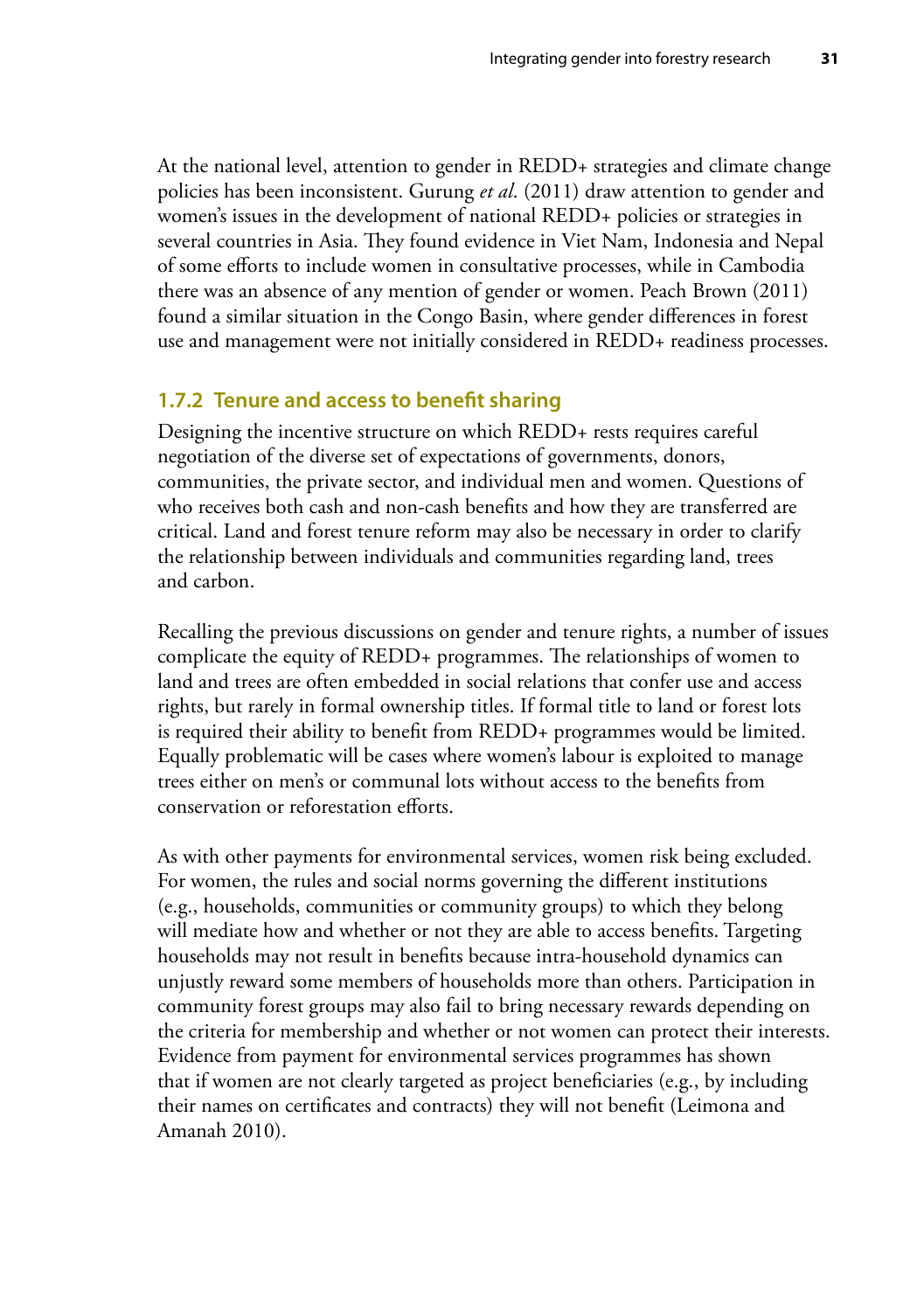At the national level, attention to gender in REDD+ strategies and climate change policies has been inconsistent. Gurung *et al*. (2011) draw attention to gender and women's issues in the development of national REDD+ policies or strategies in several countries in Asia. They found evidence in Viet Nam, Indonesia and Nepal of some efforts to include women in consultative processes, while in Cambodia there was an absence of any mention of gender or women. Peach Brown (2011) found a similar situation in the Congo Basin, where gender differences in forest use and management were not initially considered in REDD+ readiness processes.

### 1.7.2 Tenure and access to benefit sharing

Designing the incentive structure on which REDD+ rests requires careful negotiation of the diverse set of expectations of governments, donors, communities, the private sector, and individual men and women. Questions of who receives both cash and non-cash benefits and how they are transferred are critical. Land and forest tenure reform may also be necessary in order to clarify the relationship between individuals and communities regarding land, trees and carbon.

Recalling the previous discussions on gender and tenure rights, a number of issues complicate the equity of REDD+ programmes. The relationships of women to land and trees are often embedded in social relations that confer use and access rights, but rarely in formal ownership titles. If formal title to land or forest lots is required their ability to benefit from REDD+ programmes would be limited. Equally problematic will be cases where women's labour is exploited to manage trees either on men's or communal lots without access to the benefits from conservation or reforestation efforts.

As with other payments for environmental services, women risk being excluded. For women, the rules and social norms governing the different institutions (e.g., households, communities or community groups) to which they belong will mediate how and whether or not they are able to access benefits. Targeting households may not result in benefits because intra-household dynamics can unjustly reward some members of households more than others. Participation in community forest groups may also fail to bring necessary rewards depending on the criteria for membership and whether or not women can protect their interests. Evidence from payment for environmental services programmes has shown that if women are not clearly targeted as project beneficiaries (e.g., by including their names on certificates and contracts) they will not benefit (Leimona and Amanah 2010).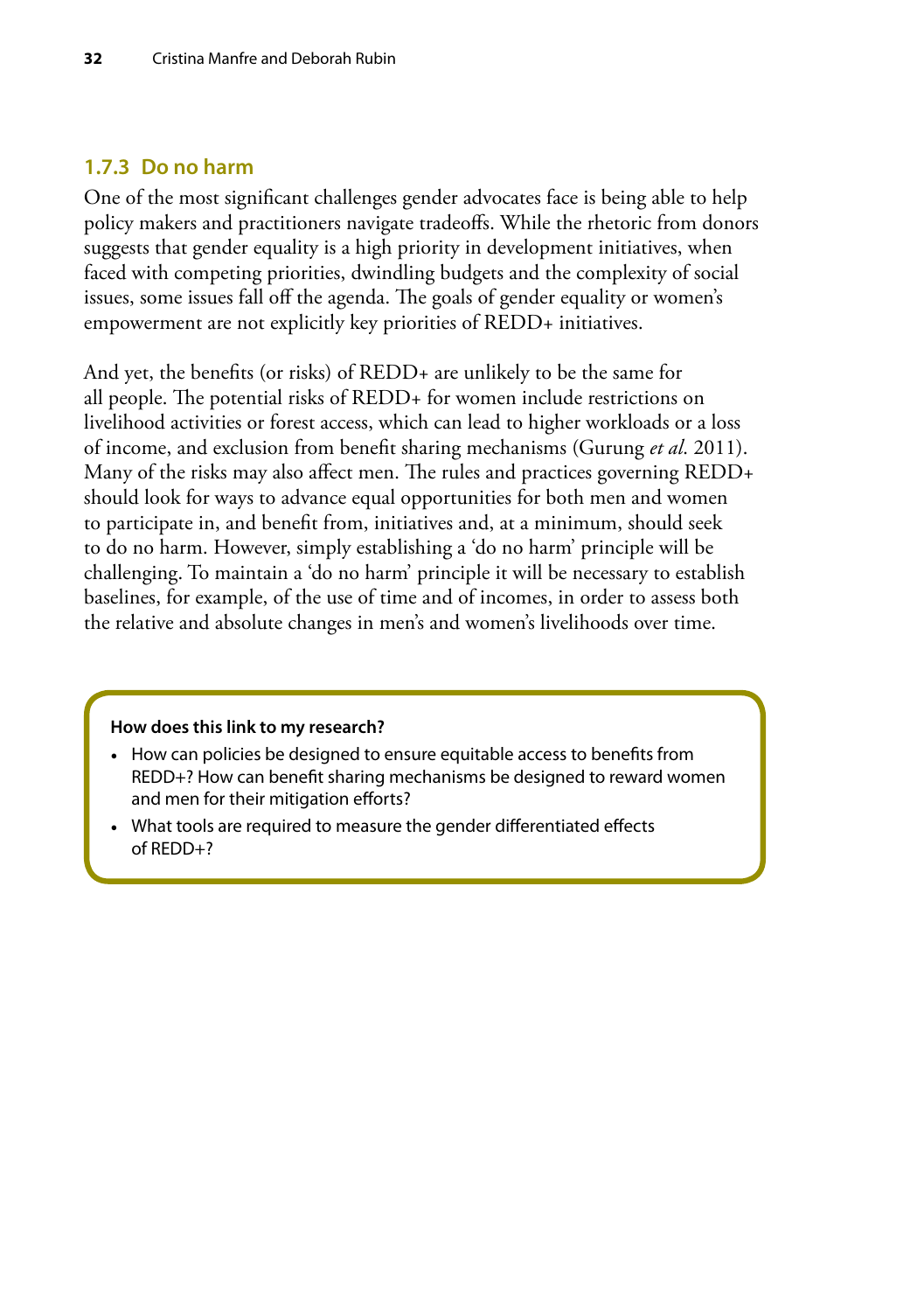### 1.7.3 Do no harm

One of the most significant challenges gender advocates face is being able to help policy makers and practitioners navigate tradeoffs. While the rhetoric from donors suggests that gender equality is a high priority in development initiatives, when faced with competing priorities, dwindling budgets and the complexity of social issues, some issues fall off the agenda. The goals of gender equality or women's empowerment are not explicitly key priorities of REDD+ initiatives.

And yet, the benefits (or risks) of REDD+ are unlikely to be the same for all people. The potential risks of REDD+ for women include restrictions on livelihood activities or forest access, which can lead to higher workloads or a loss of income, and exclusion from benefit sharing mechanisms (Gurung *et al.* 2011). Many of the risks may also affect men. The rules and practices governing REDD+ should look for ways to advance equal opportunities for both men and women to participate in, and benefit from, initiatives and, at a minimum, should seek to do no harm. However, simply establishing a 'do no harm' principle will be challenging. To maintain a 'do no harm' principle it will be necessary to establish baselines, for example, of the use of time and of incomes, in order to assess both the relative and absolute changes in men's and women's livelihoods over time.

**How does this link to my research?**

- How can policies be designed to ensure equitable access to benefits from REDD+? How can benefit sharing mechanisms be designed to reward women and men for their mitigation efforts?
- What tools are required to measure the gender differentiated effects of REDD+?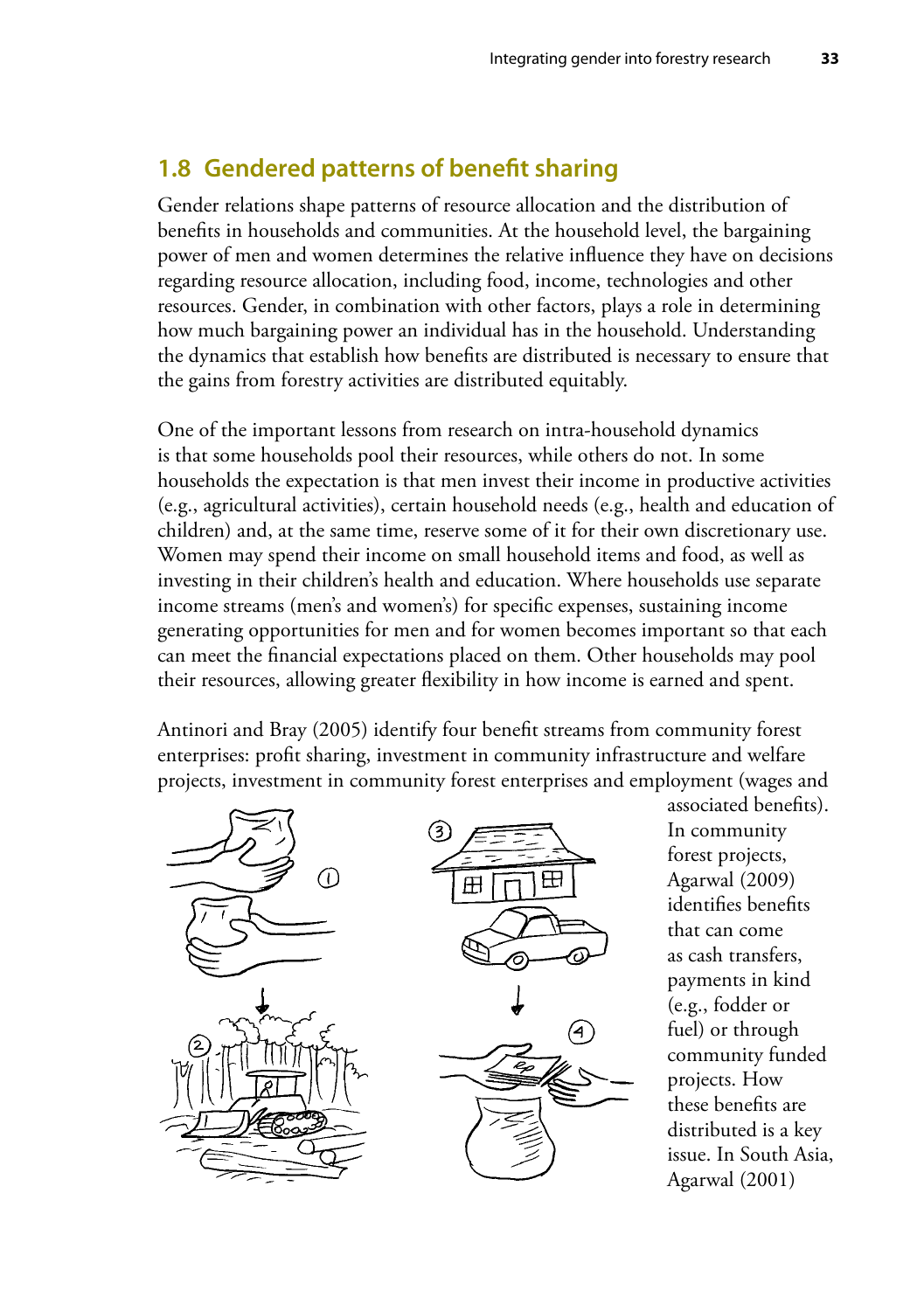## 1.8 Gendered patterns of benefit sharing

Gender relations shape patterns of resource allocation and the distribution of benefits in households and communities. At the household level, the bargaining power of men and women determines the relative influence they have on decisions regarding resource allocation, including food, income, technologies and other resources. Gender, in combination with other factors, plays a role in determining how much bargaining power an individual has in the household. Understanding the dynamics that establish how benefits are distributed is necessary to ensure that the gains from forestry activities are distributed equitably.

One of the important lessons from research on intra-household dynamics is that some households pool their resources, while others do not. In some households the expectation is that men invest their income in productive activities (e.g., agricultural activities), certain household needs (e.g., health and education of children) and, at the same time, reserve some of it for their own discretionary use. Women may spend their income on small household items and food, as well as investing in their children's health and education. Where households use separate income streams (men's and women's) for specific expenses, sustaining income generating opportunities for men and for women becomes important so that each can meet the financial expectations placed on them. Other households may pool their resources, allowing greater flexibility in how income is earned and spent.

Antinori and Bray (2005) identify four benefit streams from community forest enterprises: profit sharing, investment in community infrastructure and welfare projects, investment in community forest enterprises and employment (wages and associated benefits). In community forest projects, Agarwal (2009) identifies benefits that can come as cash transfers, payments in kind (e.g., fodder or fuel) or through community funded projects. How these benefits are distributed is a key issue. In South Asia, Agarwal (2001)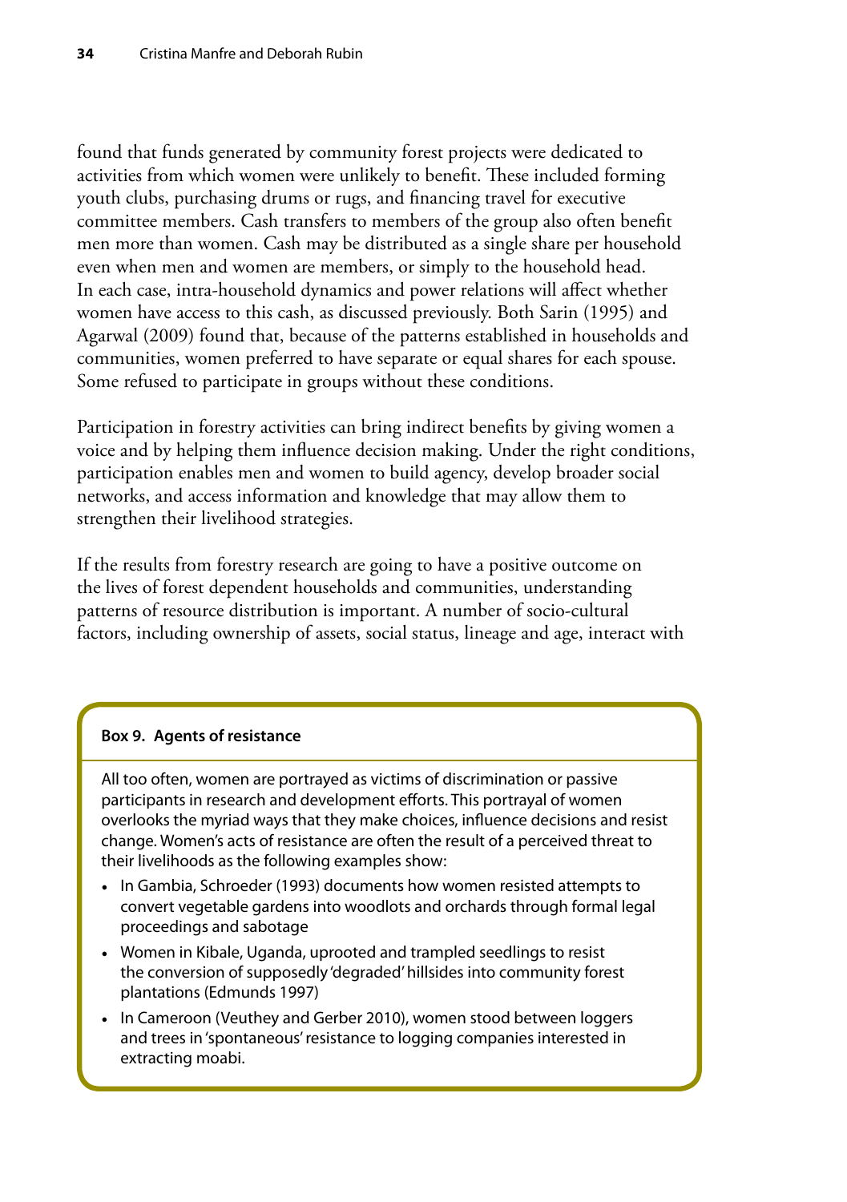found that funds generated by community forest projects were dedicated to activities from which women were unlikely to benefit. These included forming youth clubs, purchasing drums or rugs, and financing travel for executive committee members. Cash transfers to members of the group also often benefit men more than women. Cash may be distributed as a single share per household even when men and women are members, or simply to the household head. In each case, intra-household dynamics and power relations will affect whether women have access to this cash, as discussed previously. Both Sarin (1995) and Agarwal (2009) found that, because of the patterns established in households and communities, women preferred to have separate or equal shares for each spouse. Some refused to participate in groups without these conditions.

Participation in forestry activities can bring indirect benefits by giving women a voice and by helping them influence decision making. Under the right conditions, participation enables men and women to build agency, develop broader social networks, and access information and knowledge that may allow them to strengthen their livelihood strategies.

If the results from forestry research are going to have a positive outcome on the lives of forest dependent households and communities, understanding patterns of resource distribution is important. A number of socio-cultural factors, including ownership of assets, social status, lineage and age, interact with

**Box 9. Agents of resistance**

All too often, women are portrayed as victims of discrimination or passive participants in research and development efforts. This portrayal of women overlooks the myriad ways that they make choices, influence decisions and resist change. Women's acts of resistance are often the result of a perceived threat to their livelihoods as the following examples show:

- In Gambia, Schroeder (1993) documents how women resisted attempts to convert vegetable gardens into woodlots and orchards through formal legal proceedings and sabotage
- Women in Kibale, Uganda, uprooted and trampled seedlings to resist the conversion of supposedly 'degraded' hillsides into community forest plantations (Edmunds 1997)
- In Cameroon (Veuthey and Gerber 2010), women stood between loggers and trees in 'spontaneous' resistance to logging companies interested in extracting moabi.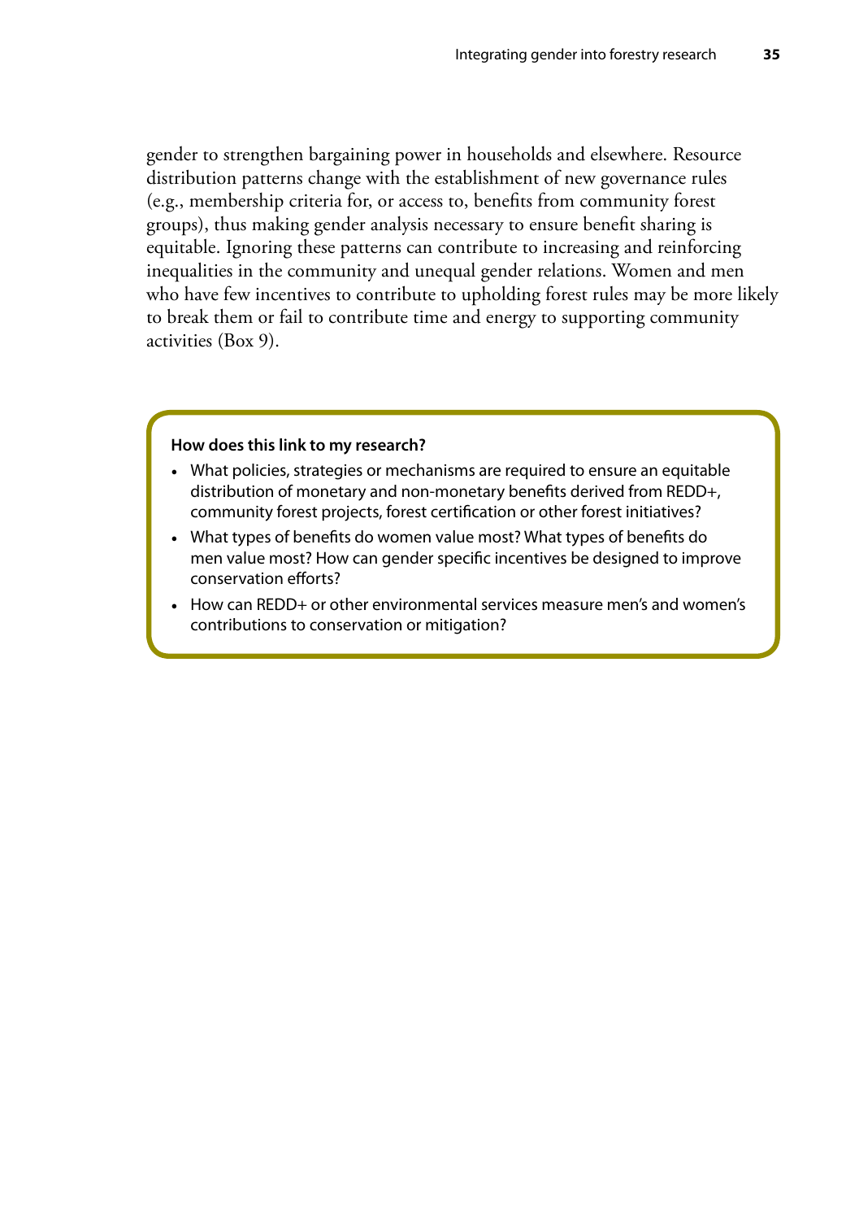gender to strengthen bargaining power in households and elsewhere. Resource distribution patterns change with the establishment of new governance rules (e.g., membership criteria for, or access to, benefits from community forest groups), thus making gender analysis necessary to ensure benefit sharing is equitable. Ignoring these patterns can contribute to increasing and reinforcing inequalities in the community and unequal gender relations. Women and men who have few incentives to contribute to upholding forest rules may be more likely to break them or fail to contribute time and energy to supporting community activities (Box 9).

**How does this link to my research?**

- What policies, strategies or mechanisms are required to ensure an equitable distribution of monetary and non-monetary benefits derived from REDD+, community forest projects, forest certification or other forest initiatives?
- What types of benefits do women value most? What types of benefits do men value most? How can gender specific incentives be designed to improve conservation efforts?
- How can REDD+ or other environmental services measure men's and women's contributions to conservation or mitigation?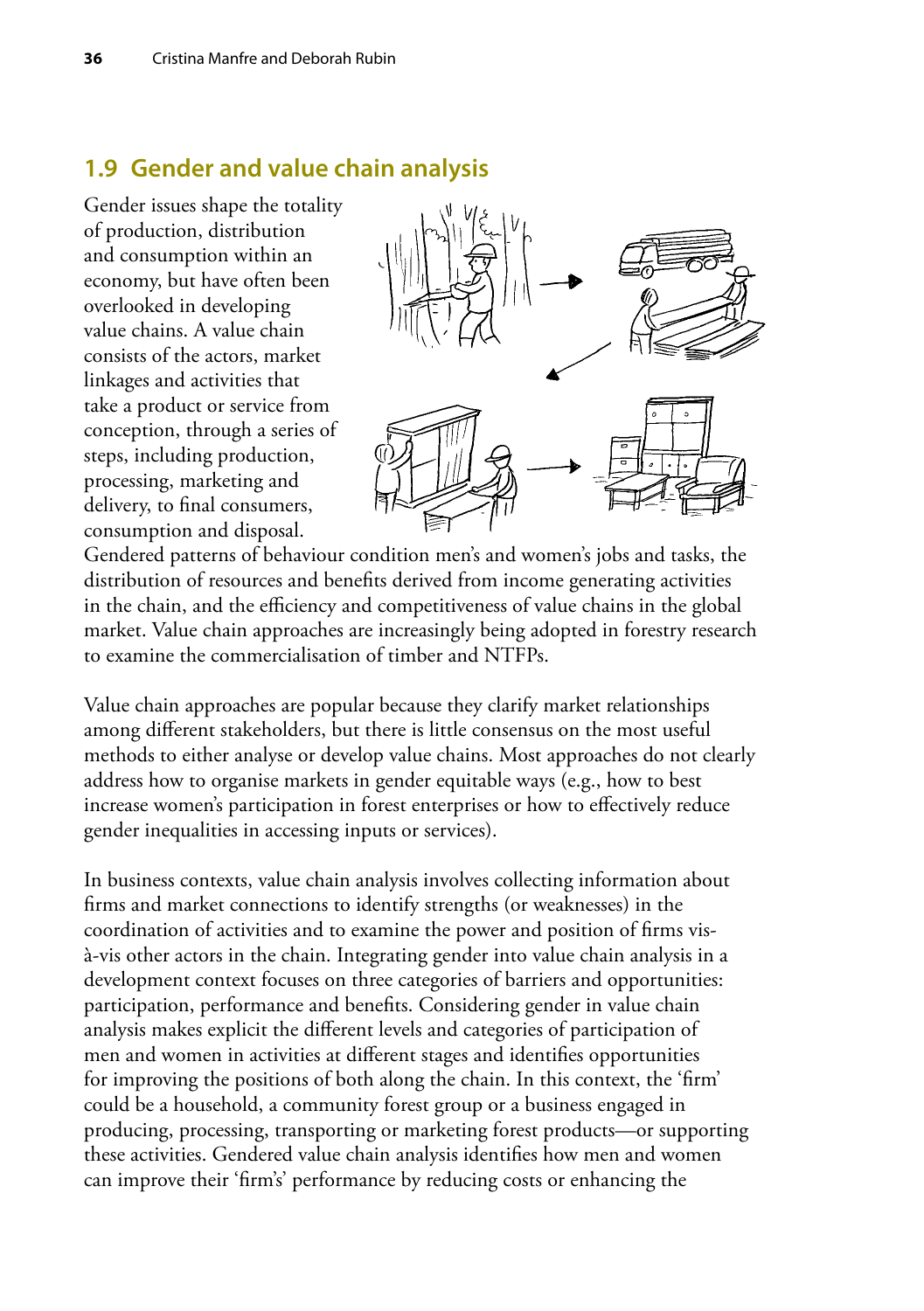## 1.9 Gender and value chain analysis

Gender issues shape the totality of production, distribution and consumption within an economy, but have often been overlooked in developing value chains. A value chain consists of the actors, market linkages and activities that take a product or service from conception, through a series of steps, including production, processing, marketing and delivery, to final consumers, consumption and disposal. Gendered patterns of behaviour condition men's and women's jobs and tasks, the distribution of resources and benefits derived from income generating activities in the chain, and the efficiency and competitiveness of value chains in the global market. Value chain approaches are increasingly being adopted in forestry research to examine the commercialisation of timber and NTFPs.

Value chain approaches are popular because they clarify market relationships among different stakeholders, but there is little consensus on the most useful methods to either analyse or develop value chains. Most approaches do not clearly address how to organise markets in gender equitable ways (e.g., how to best increase women's participation in forest enterprises or how to effectively reduce gender inequalities in accessing inputs or services).

In business contexts, value chain analysis involves collecting information about firms and market connections to identify strengths (or weaknesses) in the coordination of activities and to examine the power and position of firms vis-à-vis other actors in the chain. Integrating gender into value chain analysis in a development context focuses on three categories of barriers and opportunities: participation, performance and benefits. Considering gender in value chain analysis makes explicit the different levels and categories of participation of men and women in activities at different stages and identifies opportunities for improving the positions of both along the chain. In this context, the 'firm' could be a household, a community forest group or a business engaged in producing, processing, transporting or marketing forest products—or supporting these activities. Gendered value chain analysis identifies how men and women can improve their 'firm's' performance by reducing costs or enhancing the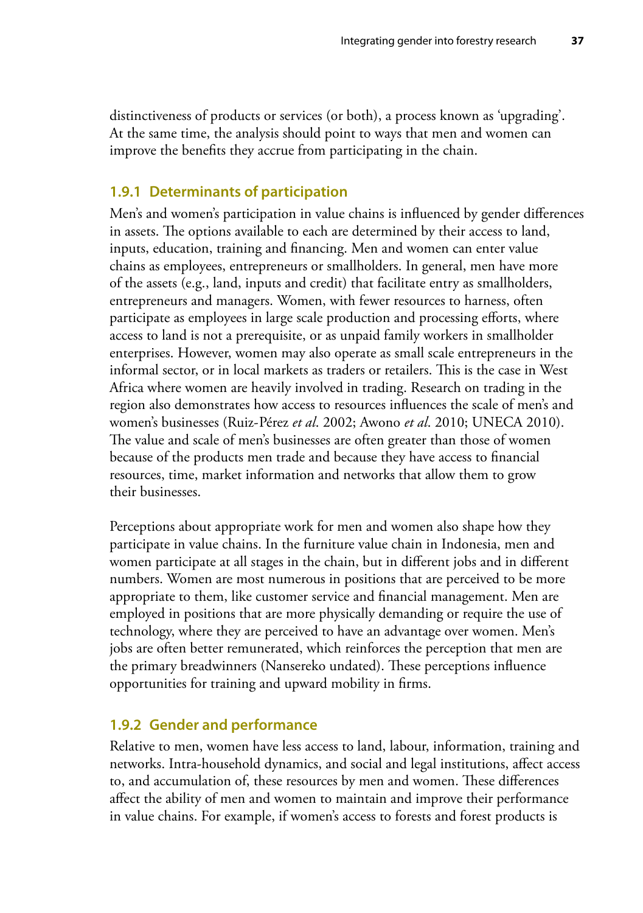distinctiveness of products or services (or both), a process known as 'upgrading'. At the same time, the analysis should point to ways that men and women can improve the benefits they accrue from participating in the chain.

### 1.9.1 Determinants of participation

Men's and women's participation in value chains is influenced by gender differences in assets. The options available to each are determined by their access to land, inputs, education, training and financing. Men and women can enter value chains as employees, entrepreneurs or smallholders. In general, men have more of the assets (e.g., land, inputs and credit) that facilitate entry as smallholders, entrepreneurs and managers. Women, with fewer resources to harness, often participate as employees in large scale production and processing efforts, where access to land is not a prerequisite, or as unpaid family workers in smallholder enterprises. However, women may also operate as small scale entrepreneurs in the informal sector, or in local markets as traders or retailers. This is the case in West Africa where women are heavily involved in trading. Research on trading in the region also demonstrates how access to resources influences the scale of men's and women's businesses (Ruiz-Pérez *et al*. 2002; Awono *et al*. 2010; UNECA 2010). The value and scale of men's businesses are often greater than those of women because of the products men trade and because they have access to financial resources, time, market information and networks that allow them to grow their businesses.

Perceptions about appropriate work for men and women also shape how they participate in value chains. In the furniture value chain in Indonesia, men and women participate at all stages in the chain, but in different jobs and in different numbers. Women are most numerous in positions that are perceived to be more appropriate to them, like customer service and financial management. Men are employed in positions that are more physically demanding or require the use of technology, where they are perceived to have an advantage over women. Men's jobs are often better remunerated, which reinforces the perception that men are the primary breadwinners (Nansereko undated). These perceptions influence opportunities for training and upward mobility in firms.

### 1.9.2 Gender and performance

Relative to men, women have less access to land, labour, information, training and networks. Intra-household dynamics, and social and legal institutions, affect access to, and accumulation of, these resources by men and women. These differences affect the ability of men and women to maintain and improve their performance in value chains. For example, if women's access to forests and forest products is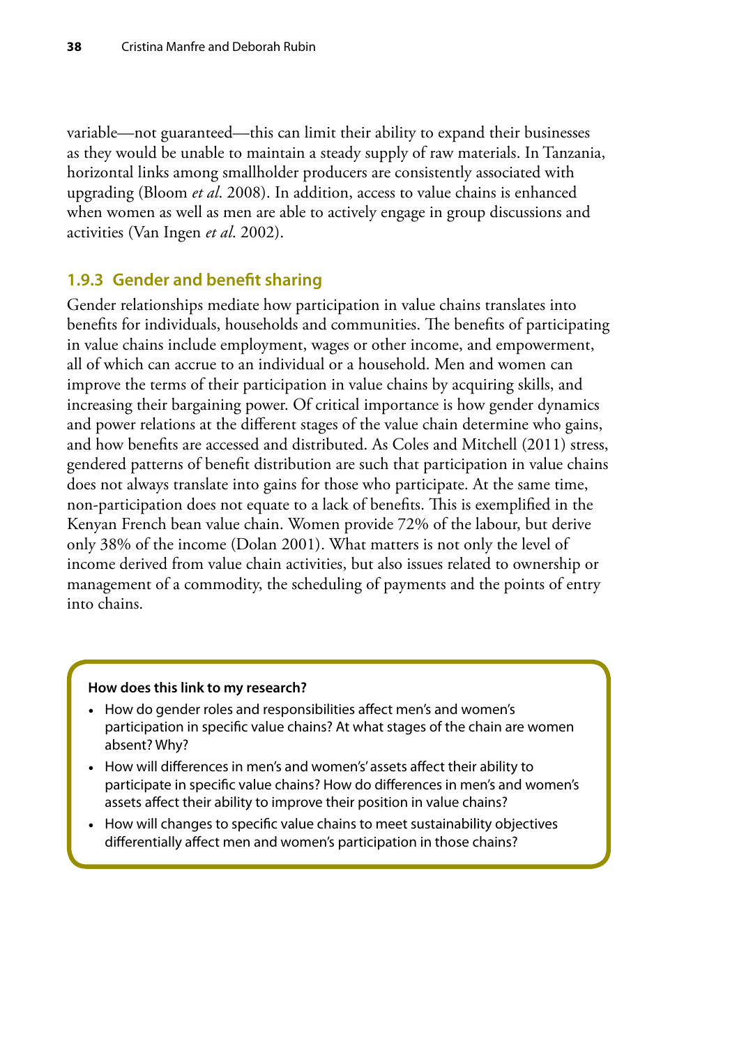variable—not guaranteed—this can limit their ability to expand their businesses as they would be unable to maintain a steady supply of raw materials. In Tanzania, horizontal links among smallholder producers are consistently associated with upgrading (Bloom *et al*. 2008). In addition, access to value chains is enhanced when women as well as men are able to actively engage in group discussions and activities (Van Ingen *et al*. 2002).

### 1.9.3 Gender and benefit sharing

Gender relationships mediate how participation in value chains translates into benefits for individuals, households and communities. The benefits of participating in value chains include employment, wages or other income, and empowerment, all of which can accrue to an individual or a household. Men and women can improve the terms of their participation in value chains by acquiring skills, and increasing their bargaining power. Of critical importance is how gender dynamics and power relations at the different stages of the value chain determine who gains, and how benefits are accessed and distributed. As Coles and Mitchell (2011) stress, gendered patterns of benefit distribution are such that participation in value chains does not always translate into gains for those who participate. At the same time, non-participation does not equate to a lack of benefits. This is exemplified in the Kenyan French bean value chain. Women provide 72% of the labour, but derive only 38% of the income (Dolan 2001). What matters is not only the level of income derived from value chain activities, but also issues related to ownership or management of a commodity, the scheduling of payments and the points of entry into chains.

**How does this link to my research?**

- How do gender roles and responsibilities affect men's and women's participation in specific value chains? At what stages of the chain are women absent? Why?
- How will differences in men's and women's' assets affect their ability to participate in specific value chains? How do differences in men's and women's assets affect their ability to improve their position in value chains?
- How will changes to specific value chains to meet sustainability objectives differentially affect men and women's participation in those chains?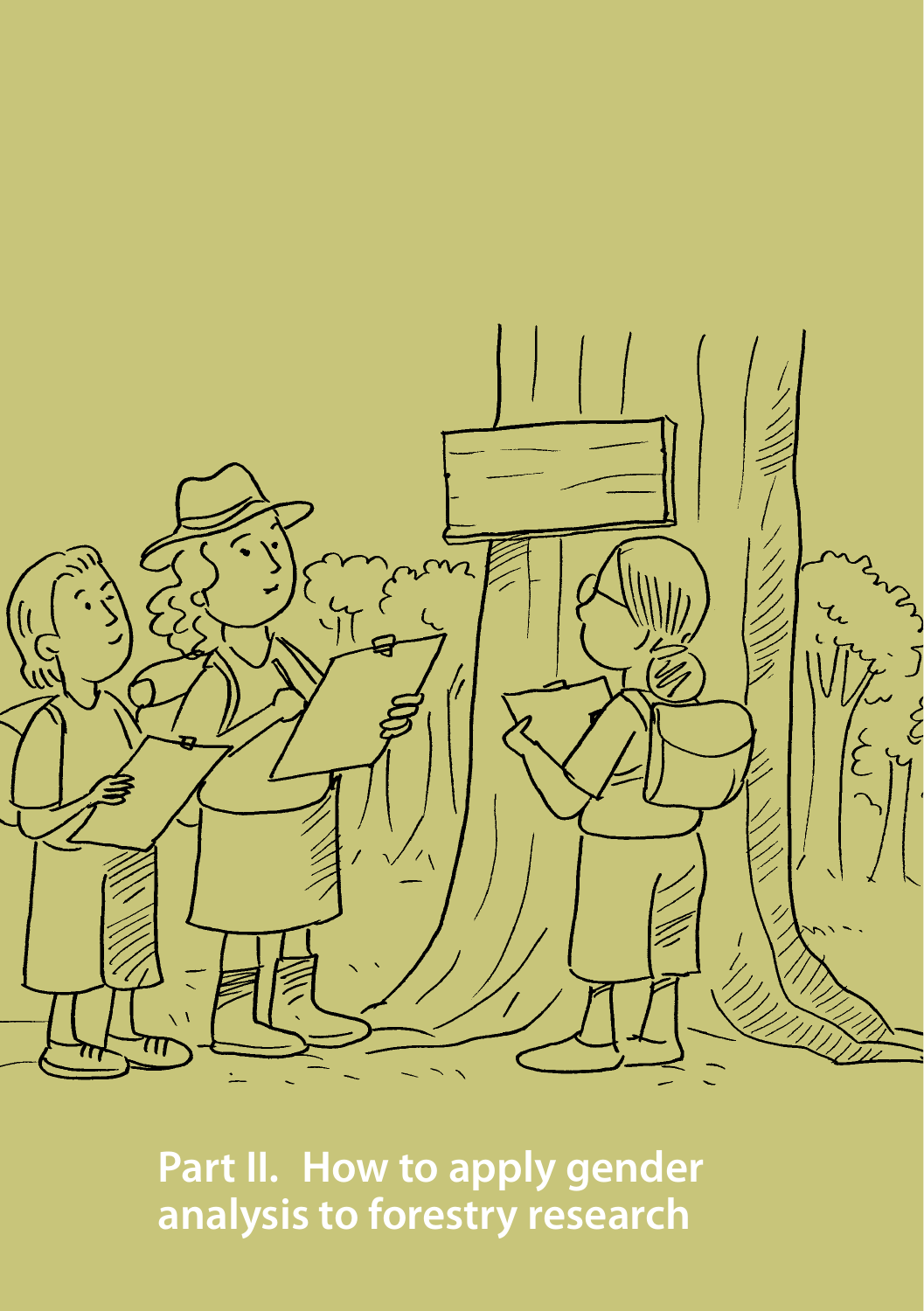# Part II. How to apply gender analysis to forestry research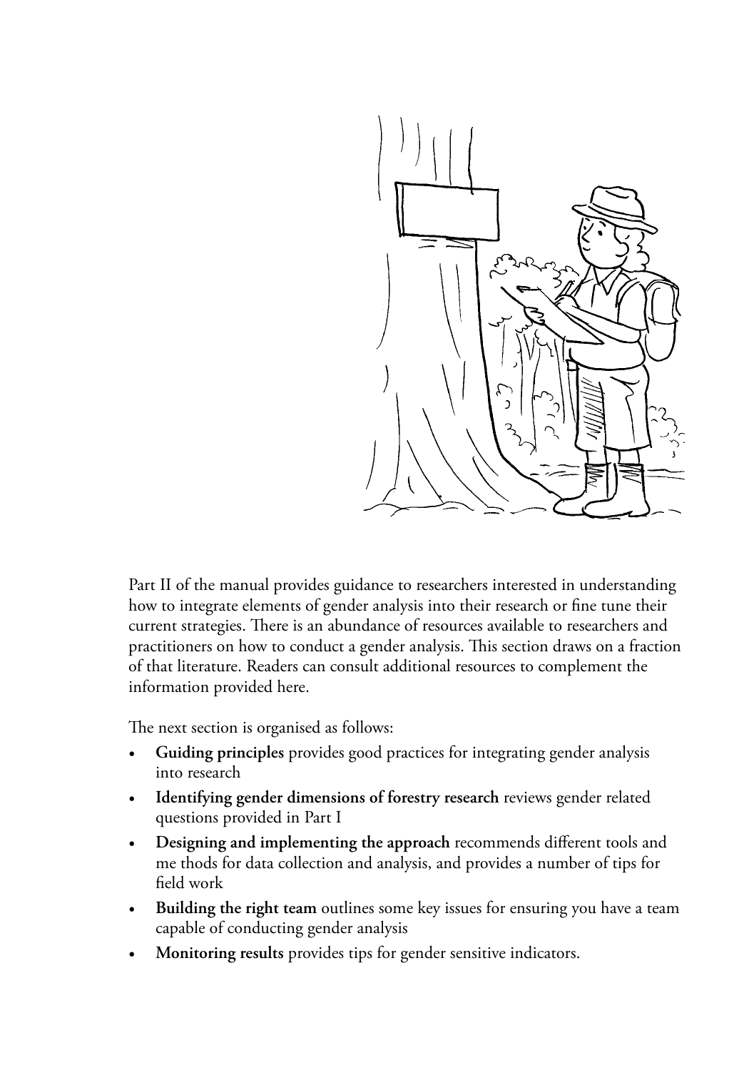Part II of the manual provides guidance to researchers interested in understanding how to integrate elements of gender analysis into their research or fine tune their current strategies. There is an abundance of resources available to researchers and practitioners on how to conduct a gender analysis. This section draws on a fraction of that literature. Readers can consult additional resources to complement the information provided here.

The next section is organised as follows:

- **Guiding principles** provides good practices for integrating gender analysis into research
- **Identifying gender dimensions of forestry research** reviews gender related questions provided in Part I
- **Designing and implementing the approach** recommends different tools and me thods for data collection and analysis, and provides a number of tips for field work
- **Building the right team** outlines some key issues for ensuring you have a team capable of conducting gender analysis
- **Monitoring results** provides tips for gender sensitive indicators.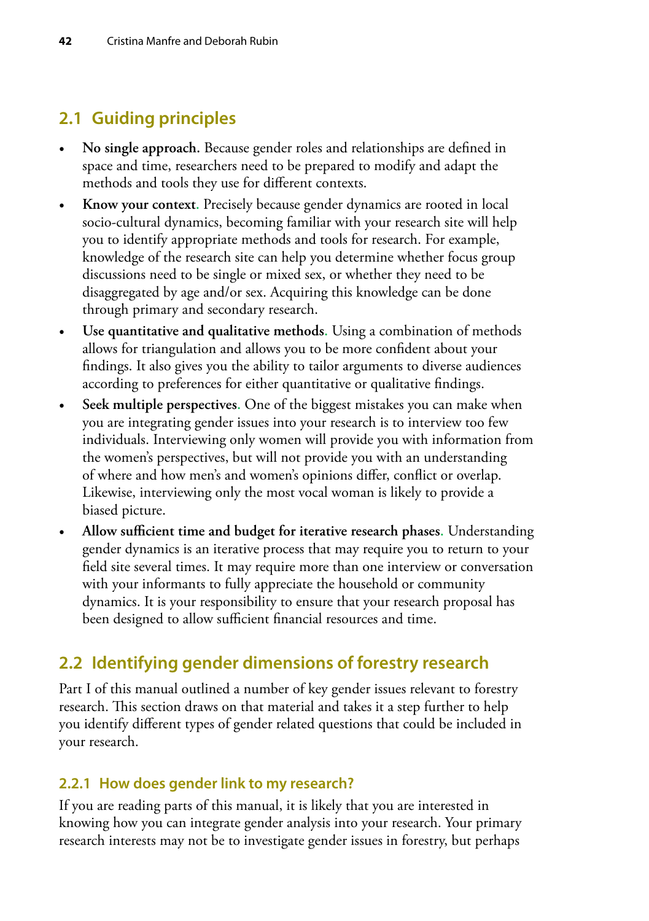## 2.1 Guiding principles

- **No single approach.** Because gender roles and relationships are defined in space and time, researchers need to be prepared to modify and adapt the methods and tools they use for different contexts.
- **Know your context.** Precisely because gender dynamics are rooted in local socio-cultural dynamics, becoming familiar with your research site will help you to identify appropriate methods and tools for research. For example, knowledge of the research site can help you determine whether focus group discussions need to be single or mixed sex, or whether they need to be disaggregated by age and/or sex. Acquiring this knowledge can be done through primary and secondary research.
- **Use quantitative and qualitative methods.** Using a combination of methods allows for triangulation and allows you to be more confident about your findings. It also gives you the ability to tailor arguments to diverse audiences according to preferences for either quantitative or qualitative findings.
- **Seek multiple perspectives.** One of the biggest mistakes you can make when you are integrating gender issues into your research is to interview too few individuals. Interviewing only women will provide you with information from the women's perspectives, but will not provide you with an understanding of where and how men's and women's opinions differ, conflict or overlap. Likewise, interviewing only the most vocal woman is likely to provide a biased picture.
- **Allow sufficient time and budget for iterative research phases.** Understanding gender dynamics is an iterative process that may require you to return to your field site several times. It may require more than one interview or conversation with your informants to fully appreciate the household or community dynamics. It is your responsibility to ensure that your research proposal has been designed to allow sufficient financial resources and time.

## 2.2 Identifying gender dimensions of forestry research

Part I of this manual outlined a number of key gender issues relevant to forestry research. This section draws on that material and takes it a step further to help you identify different types of gender related questions that could be included in your research.

### 2.2.1 How does gender link to my research?

If you are reading parts of this manual, it is likely that you are interested in knowing how you can integrate gender analysis into your research. Your primary research interests may not be to investigate gender issues in forestry, but perhaps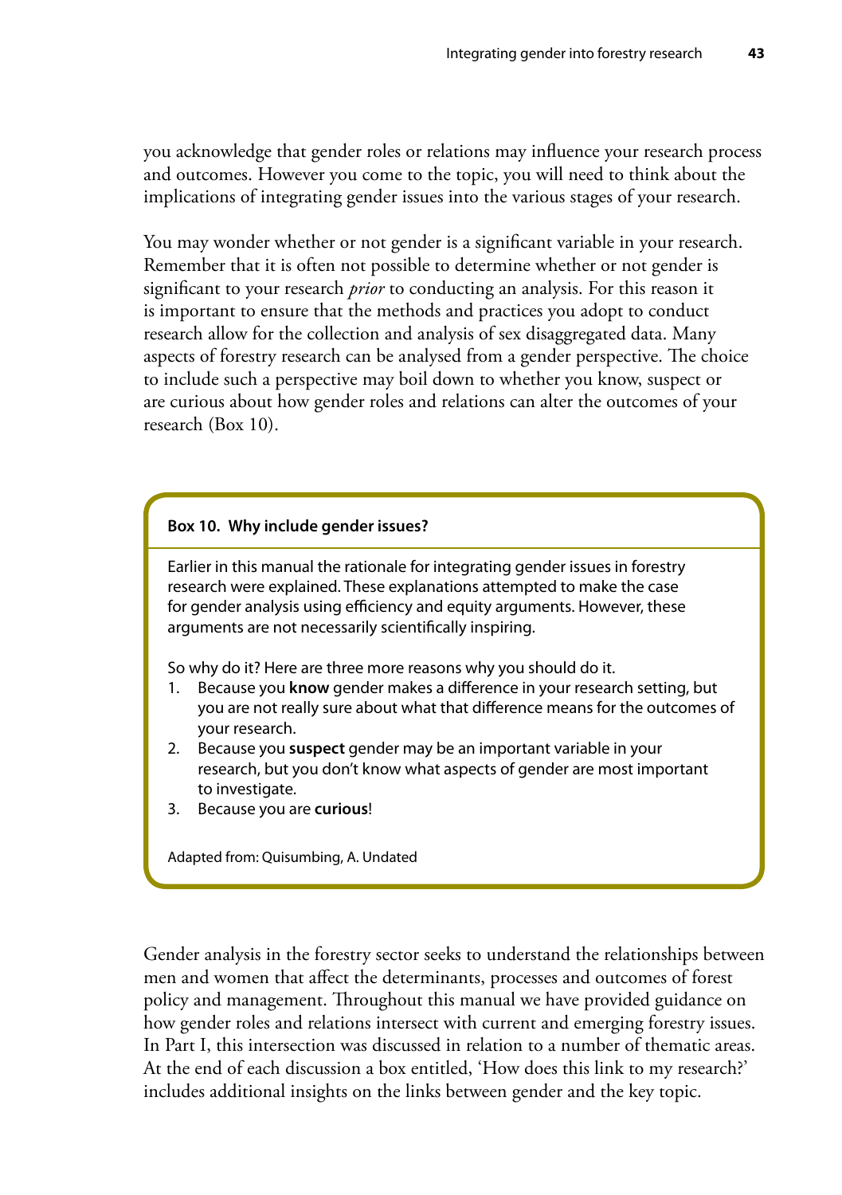you acknowledge that gender roles or relations may influence your research process and outcomes. However you come to the topic, you will need to think about the implications of integrating gender issues into the various stages of your research.

You may wonder whether or not gender is a significant variable in your research. Remember that it is often not possible to determine whether or not gender is significant to your research *prior* to conducting an analysis. For this reason it is important to ensure that the methods and practices you adopt to conduct research allow for the collection and analysis of sex disaggregated data. Many aspects of forestry research can be analysed from a gender perspective. The choice to include such a perspective may boil down to whether you know, suspect or are curious about how gender roles and relations can alter the outcomes of your research (Box 10).

> **Box 10. Why include gender issues?**
>
> Earlier in this manual the rationale for integrating gender issues in forestry research were explained. These explanations attempted to make the case for gender analysis using efficiency and equity arguments. However, these arguments are not necessarily scientifically inspiring.
>
> So why do it? Here are three more reasons why you should do it.
>
> 1. Because you **know** gender makes a difference in your research setting, but you are not really sure about what that difference means for the outcomes of your research.
> 2. Because you **suspect** gender may be an important variable in your research, but you don't know what aspects of gender are most important to investigate.
> 3. Because you are **curious**!
>
> Adapted from: Quisumbing, A. Undated

Gender analysis in the forestry sector seeks to understand the relationships between men and women that affect the determinants, processes and outcomes of forest policy and management. Throughout this manual we have provided guidance on how gender roles and relations intersect with current and emerging forestry issues. In Part I, this intersection was discussed in relation to a number of thematic areas. At the end of each discussion a box entitled, 'How does this link to my research?' includes additional insights on the links between gender and the key topic.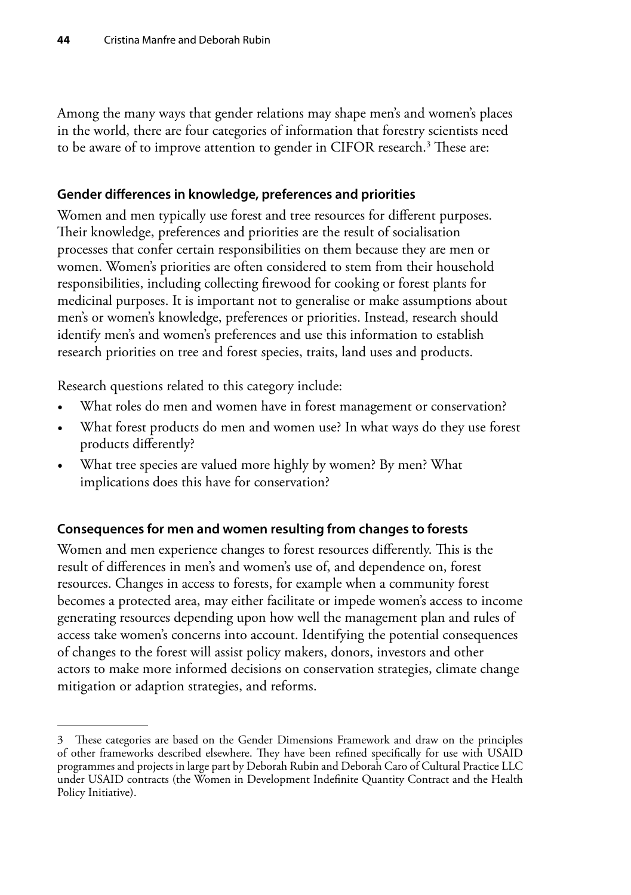Among the many ways that gender relations may shape men's and women's places in the world, there are four categories of information that forestry scientists need to be aware of to improve attention to gender in CIFOR research.[3] These are:

### Gender differences in knowledge, preferences and priorities

Women and men typically use forest and tree resources for different purposes. Their knowledge, preferences and priorities are the result of socialisation processes that confer certain responsibilities on them because they are men or women. Women's priorities are often considered to stem from their household responsibilities, including collecting firewood for cooking or forest plants for medicinal purposes. It is important not to generalise or make assumptions about men's or women's knowledge, preferences or priorities. Instead, research should identify men's and women's preferences and use this information to establish research priorities on tree and forest species, traits, land uses and products.

Research questions related to this category include:

- What roles do men and women have in forest management or conservation?
- What forest products do men and women use? In what ways do they use forest products differently?
- What tree species are valued more highly by women? By men? What implications does this have for conservation?

### Consequences for men and women resulting from changes to forests

Women and men experience changes to forest resources differently. This is the result of differences in men's and women's use of, and dependence on, forest resources. Changes in access to forests, for example when a community forest becomes a protected area, may either facilitate or impede women's access to income generating resources depending upon how well the management plan and rules of access take women's concerns into account. Identifying the potential consequences of changes to the forest will assist policy makers, donors, investors and other actors to make more informed decisions on conservation strategies, climate change mitigation or adaption strategies, and reforms.

---

3 These categories are based on the Gender Dimensions Framework and draw on the principles of other frameworks described elsewhere. They have been refined specifically for use with USAID programmes and projects in large part by Deborah Rubin and Deborah Caro of Cultural Practice LLC under USAID contracts (the Women in Development Indefinite Quantity Contract and the Health Policy Initiative).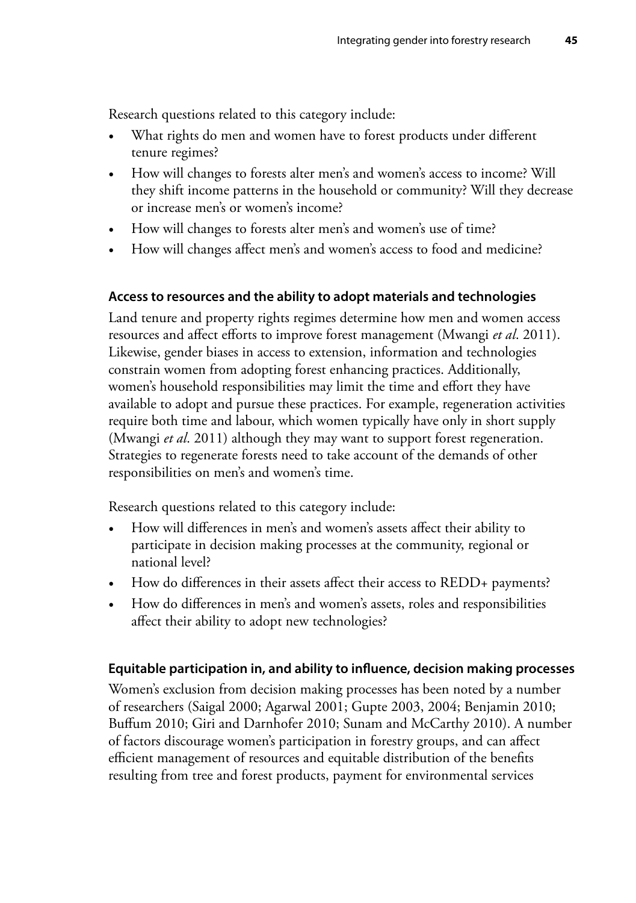Research questions related to this category include:

- What rights do men and women have to forest products under different tenure regimes?
- How will changes to forests alter men's and women's access to income? Will they shift income patterns in the household or community? Will they decrease or increase men's or women's income?
- How will changes to forests alter men's and women's use of time?
- How will changes affect men's and women's access to food and medicine?

### Access to resources and the ability to adopt materials and technologies

Land tenure and property rights regimes determine how men and women access resources and affect efforts to improve forest management (Mwangi *et al*. 2011). Likewise, gender biases in access to extension, information and technologies constrain women from adopting forest enhancing practices. Additionally, women's household responsibilities may limit the time and effort they have available to adopt and pursue these practices. For example, regeneration activities require both time and labour, which women typically have only in short supply (Mwangi *et al*. 2011) although they may want to support forest regeneration. Strategies to regenerate forests need to take account of the demands of other responsibilities on men's and women's time.

Research questions related to this category include:

- How will differences in men's and women's assets affect their ability to participate in decision making processes at the community, regional or national level?
- How do differences in their assets affect their access to REDD+ payments?
- How do differences in men's and women's assets, roles and responsibilities affect their ability to adopt new technologies?

### Equitable participation in, and ability to influence, decision making processes

Women's exclusion from decision making processes has been noted by a number of researchers (Saigal 2000; Agarwal 2001; Gupte 2003, 2004; Benjamin 2010; Buffum 2010; Giri and Darnhofer 2010; Sunam and McCarthy 2010). A number of factors discourage women's participation in forestry groups, and can affect efficient management of resources and equitable distribution of the benefits resulting from tree and forest products, payment for environmental services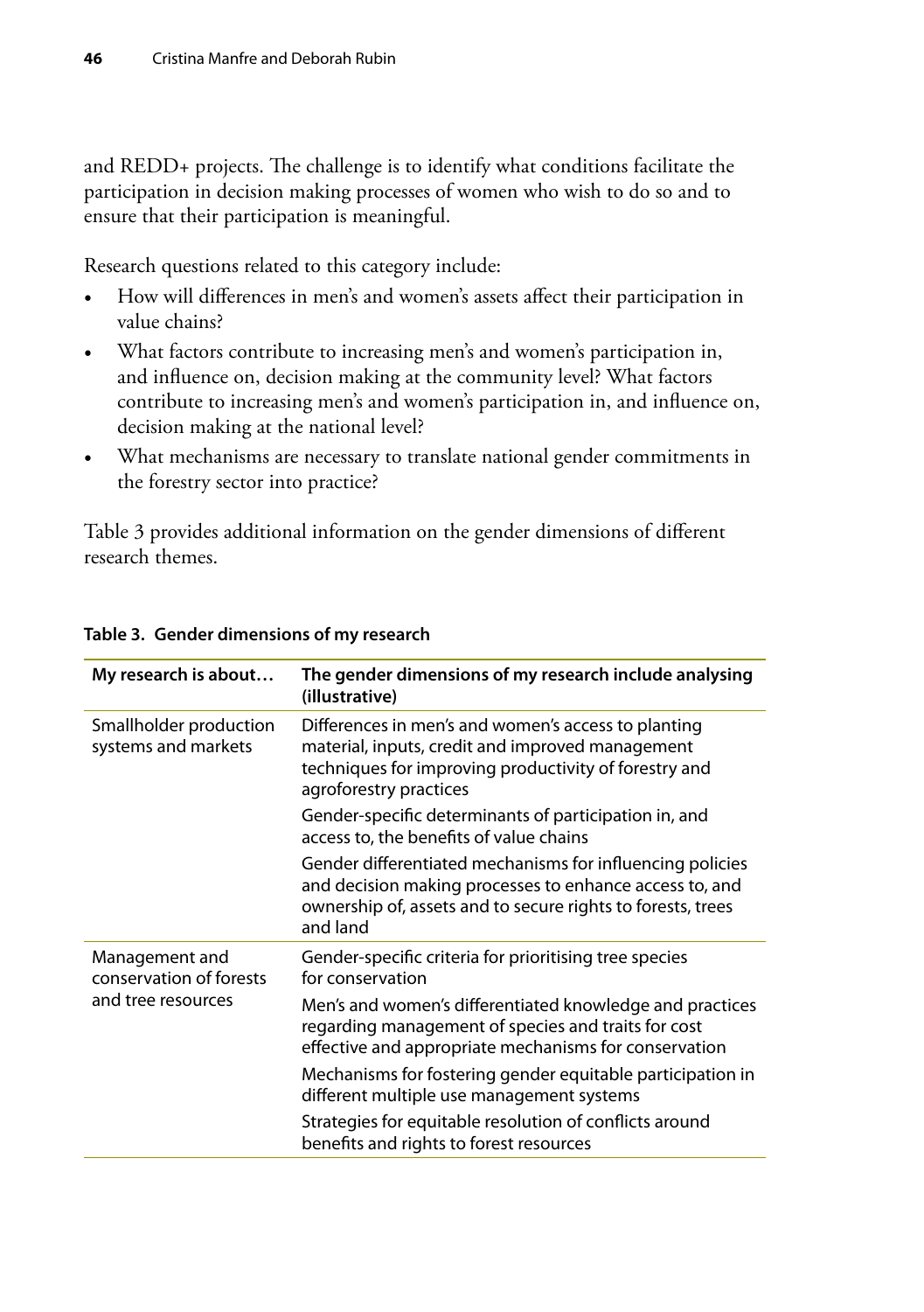and REDD+ projects. The challenge is to identify what conditions facilitate the participation in decision making processes of women who wish to do so and to ensure that their participation is meaningful.

Research questions related to this category include:

- How will differences in men's and women's assets affect their participation in value chains?
- What factors contribute to increasing men's and women's participation in, and influence on, decision making at the community level? What factors contribute to increasing men's and women's participation in, and influence on, decision making at the national level?
- What mechanisms are necessary to translate national gender commitments in the forestry sector into practice?

Table 3 provides additional information on the gender dimensions of different research themes.

**Table 3. Gender dimensions of my research**

| My research is about… | The gender dimensions of my research include analysing (illustrative) |
|---|---|
| Smallholder production systems and markets | Differences in men's and women's access to planting material, inputs, credit and improved management techniques for improving productivity of forestry and agroforestry practices |
| | Gender-specific determinants of participation in, and access to, the benefits of value chains |
| | Gender differentiated mechanisms for influencing policies and decision making processes to enhance access to, and ownership of, assets and to secure rights to forests, trees and land |
| Management and conservation of forests and tree resources | Gender-specific criteria for prioritising tree species for conservation |
| | Men's and women's differentiated knowledge and practices regarding management of species and traits for cost effective and appropriate mechanisms for conservation |
| | Mechanisms for fostering gender equitable participation in different multiple use management systems |
| | Strategies for equitable resolution of conflicts around benefits and rights to forest resources |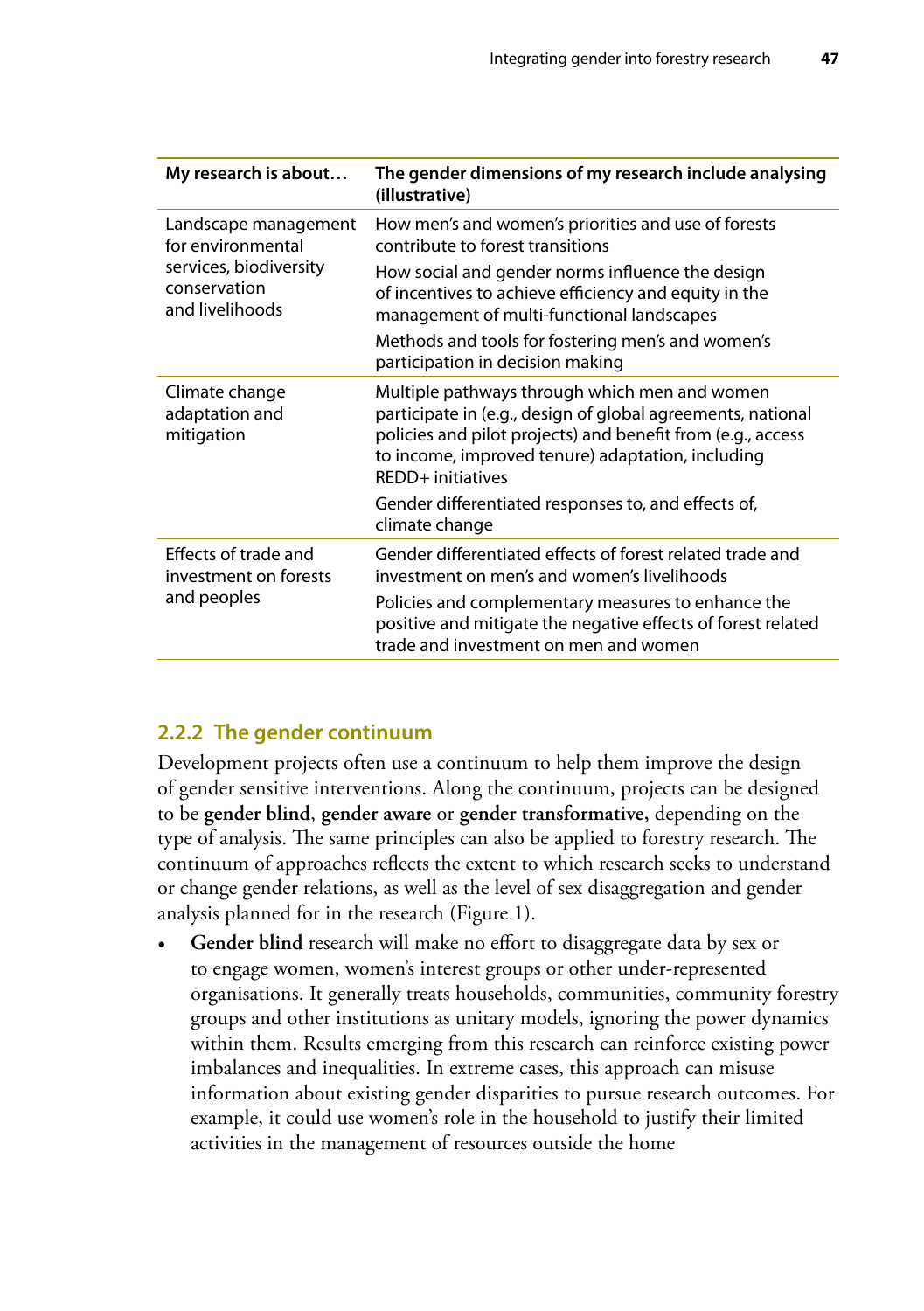| My research is about… | The gender dimensions of my research include analysing (illustrative) |
|---|---|
| Landscape management for environmental services, biodiversity conservation and livelihoods | How men's and women's priorities and use of forests contribute to forest transitions |
| | How social and gender norms influence the design of incentives to achieve efficiency and equity in the management of multi-functional landscapes |
| | Methods and tools for fostering men's and women's participation in decision making |
| Climate change adaptation and mitigation | Multiple pathways through which men and women participate in (e.g., design of global agreements, national policies and pilot projects) and benefit from (e.g., access to income, improved tenure) adaptation, including REDD+ initiatives |
| | Gender differentiated responses to, and effects of, climate change |
| Effects of trade and investment on forests and peoples | Gender differentiated effects of forest related trade and investment on men's and women's livelihoods |
| | Policies and complementary measures to enhance the positive and mitigate the negative effects of forest related trade and investment on men and women |

### 2.2.2 The gender continuum

Development projects often use a continuum to help them improve the design of gender sensitive interventions. Along the continuum, projects can be designed to be **gender blind**, **gender aware** or **gender transformative,** depending on the type of analysis. The same principles can also be applied to forestry research. The continuum of approaches reflects the extent to which research seeks to understand or change gender relations, as well as the level of sex disaggregation and gender analysis planned for in the research (Figure 1).

- **Gender blind** research will make no effort to disaggregate data by sex or to engage women, women's interest groups or other under-represented organisations. It generally treats households, communities, community forestry groups and other institutions as unitary models, ignoring the power dynamics within them. Results emerging from this research can reinforce existing power imbalances and inequalities. In extreme cases, this approach can misuse information about existing gender disparities to pursue research outcomes. For example, it could use women's role in the household to justify their limited activities in the management of resources outside the home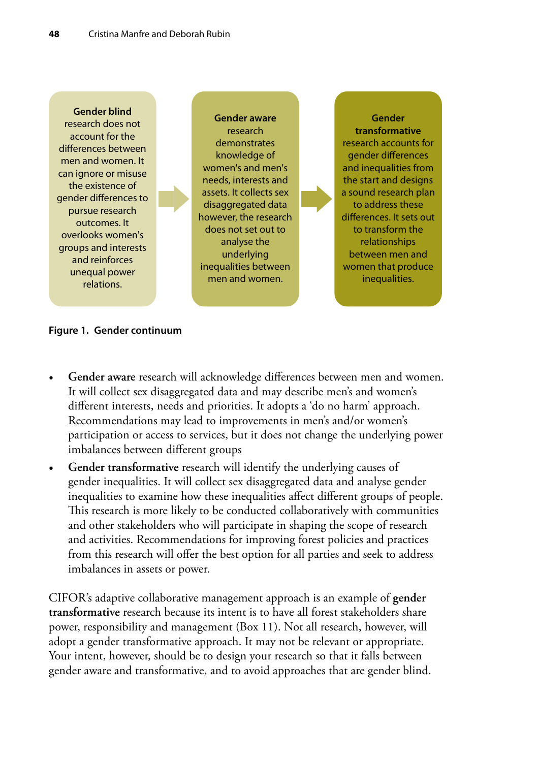**Gender blind** research does not account for the differences between men and women. It can ignore or misuse the existence of gender differences to pursue research outcomes. It overlooks women's groups and interests and reinforces unequal power relations.

→

**Gender aware** research demonstrates knowledge of women's and men's needs, interests and assets. It collects sex disaggregated data however, the research does not set out to analyse the underlying inequalities between men and women.

→

**Gender transformative** research accounts for gender differences and inequalities from the start and designs a sound research plan to address these differences. It sets out to transform the relationships between men and women that produce inequalities.

**Figure 1. Gender continuum**

- **Gender aware** research will acknowledge differences between men and women. It will collect sex disaggregated data and may describe men's and women's different interests, needs and priorities. It adopts a 'do no harm' approach. Recommendations may lead to improvements in men's and/or women's participation or access to services, but it does not change the underlying power imbalances between different groups
- **Gender transformative** research will identify the underlying causes of gender inequalities. It will collect sex disaggregated data and analyse gender inequalities to examine how these inequalities affect different groups of people. This research is more likely to be conducted collaboratively with communities and other stakeholders who will participate in shaping the scope of research and activities. Recommendations for improving forest policies and practices from this research will offer the best option for all parties and seek to address imbalances in assets or power.

CIFOR's adaptive collaborative management approach is an example of **gender transformative** research because its intent is to have all forest stakeholders share power, responsibility and management (Box 11). Not all research, however, will adopt a gender transformative approach. It may not be relevant or appropriate. Your intent, however, should be to design your research so that it falls between gender aware and transformative, and to avoid approaches that are gender blind.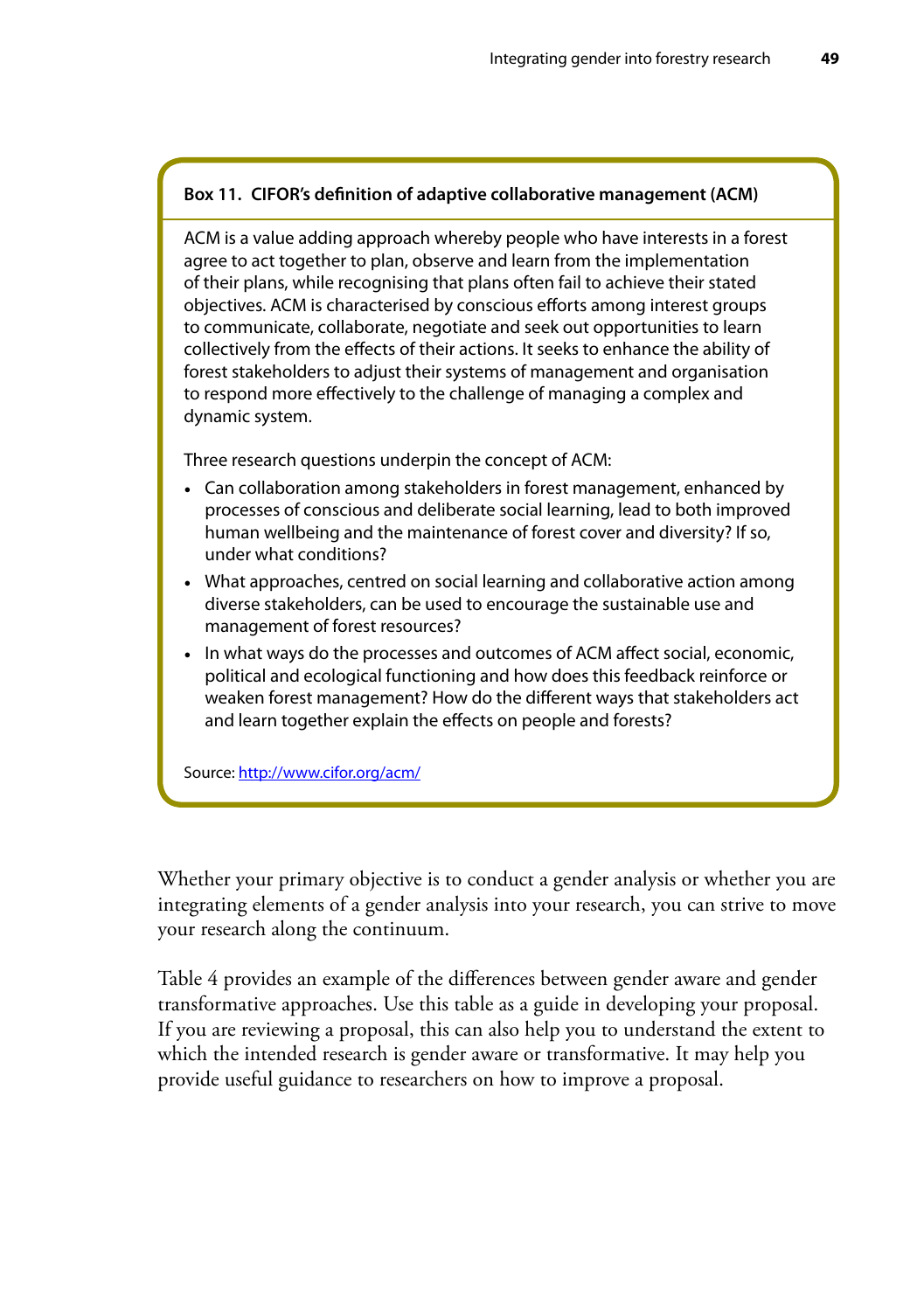**Box 11. CIFOR's definition of adaptive collaborative management (ACM)**

ACM is a value adding approach whereby people who have interests in a forest agree to act together to plan, observe and learn from the implementation of their plans, while recognising that plans often fail to achieve their stated objectives. ACM is characterised by conscious efforts among interest groups to communicate, collaborate, negotiate and seek out opportunities to learn collectively from the effects of their actions. It seeks to enhance the ability of forest stakeholders to adjust their systems of management and organisation to respond more effectively to the challenge of managing a complex and dynamic system.

Three research questions underpin the concept of ACM:

- Can collaboration among stakeholders in forest management, enhanced by processes of conscious and deliberate social learning, lead to both improved human wellbeing and the maintenance of forest cover and diversity? If so, under what conditions?
- What approaches, centred on social learning and collaborative action among diverse stakeholders, can be used to encourage the sustainable use and management of forest resources?
- In what ways do the processes and outcomes of ACM affect social, economic, political and ecological functioning and how does this feedback reinforce or weaken forest management? How do the different ways that stakeholders act and learn together explain the effects on people and forests?

Source: [http://www.cifor.org/acm/](http://www.cifor.org/acm/)

Whether your primary objective is to conduct a gender analysis or whether you are integrating elements of a gender analysis into your research, you can strive to move your research along the continuum.

Table 4 provides an example of the differences between gender aware and gender transformative approaches. Use this table as a guide in developing your proposal. If you are reviewing a proposal, this can also help you to understand the extent to which the intended research is gender aware or transformative. It may help you provide useful guidance to researchers on how to improve a proposal.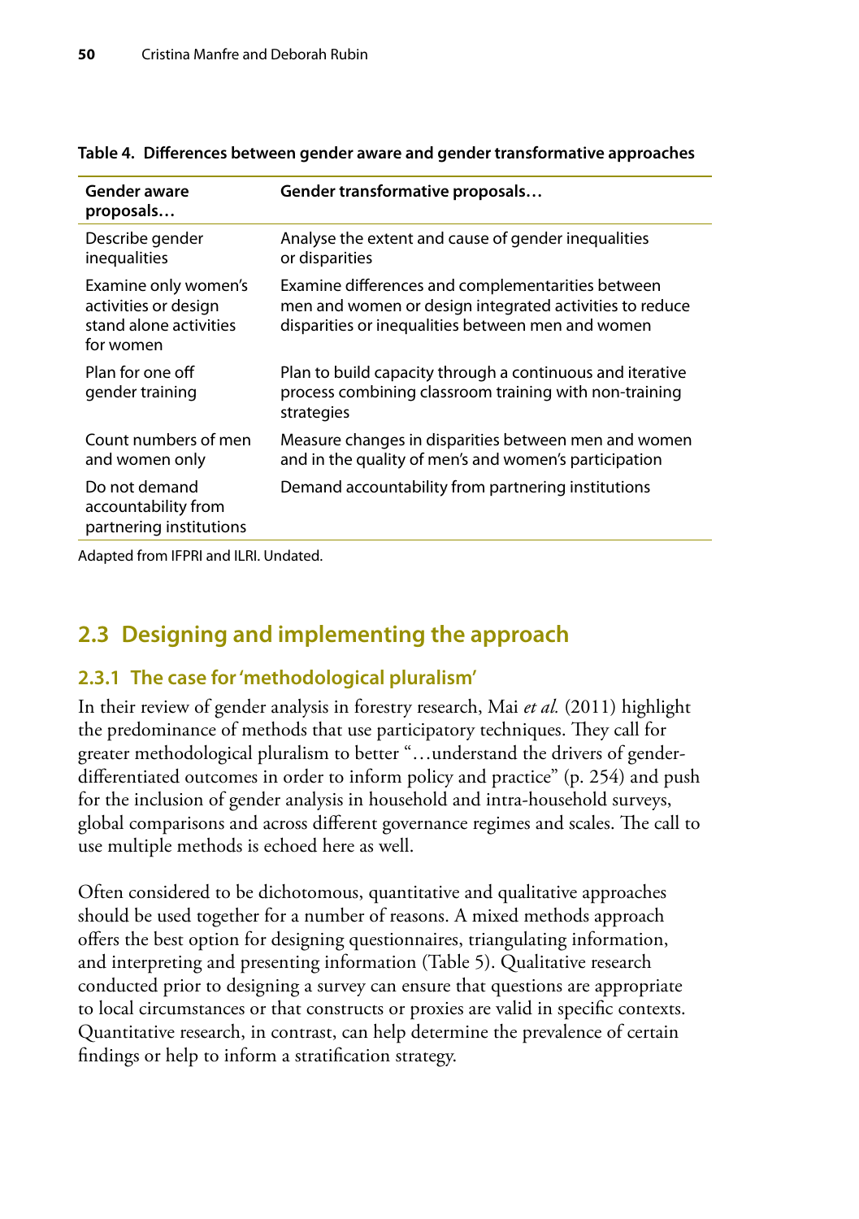**Table 4. Differences between gender aware and gender transformative approaches**

| Gender aware proposals… | Gender transformative proposals… |
| --- | --- |
| Describe gender inequalities | Analyse the extent and cause of gender inequalities or disparities |
| Examine only women's activities or design stand alone activities for women | Examine differences and complementarities between men and women or design integrated activities to reduce disparities or inequalities between men and women |
| Plan for one off gender training | Plan to build capacity through a continuous and iterative process combining classroom training with non-training strategies |
| Count numbers of men and women only | Measure changes in disparities between men and women and in the quality of men's and women's participation |
| Do not demand accountability from partnering institutions | Demand accountability from partnering institutions |

Adapted from IFPRI and ILRI. Undated.

## 2.3 Designing and implementing the approach

### 2.3.1 The case for 'methodological pluralism'

In their review of gender analysis in forestry research, Mai *et al.* (2011) highlight the predominance of methods that use participatory techniques. They call for greater methodological pluralism to better "…understand the drivers of gender-differentiated outcomes in order to inform policy and practice" (p. 254) and push for the inclusion of gender analysis in household and intra-household surveys, global comparisons and across different governance regimes and scales. The call to use multiple methods is echoed here as well.

Often considered to be dichotomous, quantitative and qualitative approaches should be used together for a number of reasons. A mixed methods approach offers the best option for designing questionnaires, triangulating information, and interpreting and presenting information (Table 5). Qualitative research conducted prior to designing a survey can ensure that questions are appropriate to local circumstances or that constructs or proxies are valid in specific contexts. Quantitative research, in contrast, can help determine the prevalence of certain findings or help to inform a stratification strategy.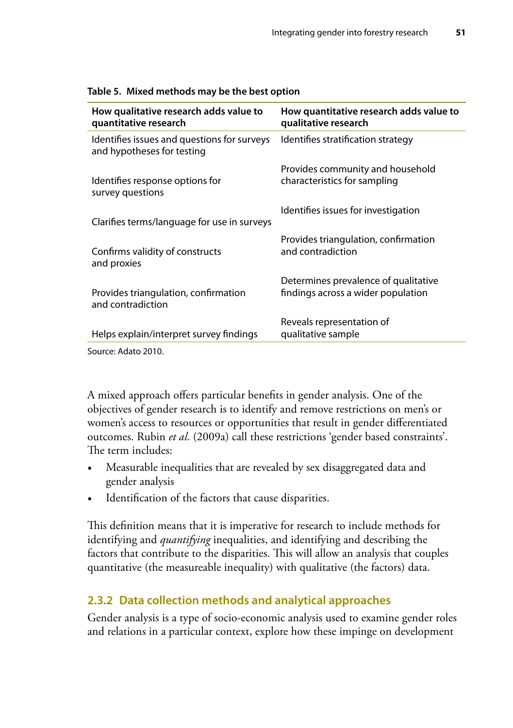**Table 5. Mixed methods may be the best option**

| How qualitative research adds value to quantitative research | How quantitative research adds value to qualitative research |
|---|---|
| Identifies issues and questions for surveys and hypotheses for testing | Identifies stratification strategy |
| Identifies response options for survey questions | Provides community and household characteristics for sampling |
| Clarifies terms/language for use in surveys | Identifies issues for investigation |
| Confirms validity of constructs and proxies | Provides triangulation, confirmation and contradiction |
| Provides triangulation, confirmation and contradiction | Determines prevalence of qualitative findings across a wider population |
| Helps explain/interpret survey findings | Reveals representation of qualitative sample |

Source: Adato 2010.

A mixed approach offers particular benefits in gender analysis. One of the objectives of gender research is to identify and remove restrictions on men's or women's access to resources or opportunities that result in gender differentiated outcomes. Rubin *et al*. (2009a) call these restrictions 'gender based constraints'. The term includes:

- Measurable inequalities that are revealed by sex disaggregated data and gender analysis
- Identification of the factors that cause disparities.

This definition means that it is imperative for research to include methods for identifying and *quantifying* inequalities, and identifying and describing the factors that contribute to the disparities. This will allow an analysis that couples quantitative (the measureable inequality) with qualitative (the factors) data.

### 2.3.2 Data collection methods and analytical approaches

Gender analysis is a type of socio-economic analysis used to examine gender roles and relations in a particular context, explore how these impinge on development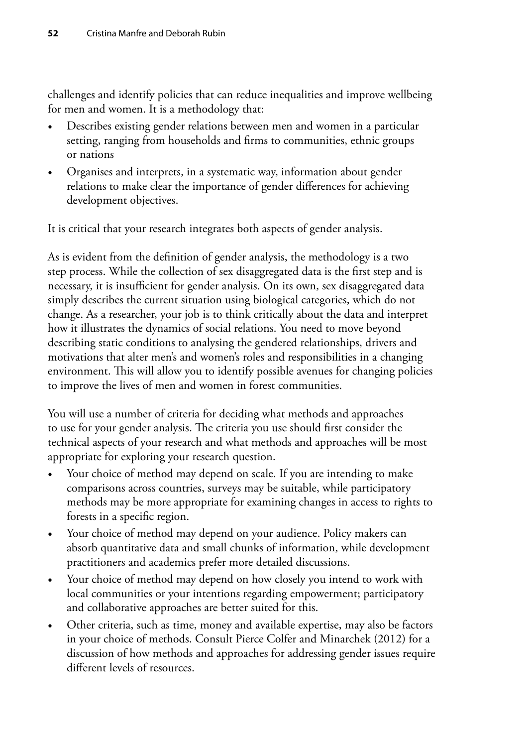challenges and identify policies that can reduce inequalities and improve wellbeing for men and women. It is a methodology that:

- Describes existing gender relations between men and women in a particular setting, ranging from households and firms to communities, ethnic groups or nations
- Organises and interprets, in a systematic way, information about gender relations to make clear the importance of gender differences for achieving development objectives.

It is critical that your research integrates both aspects of gender analysis.

As is evident from the definition of gender analysis, the methodology is a two step process. While the collection of sex disaggregated data is the first step and is necessary, it is insufficient for gender analysis. On its own, sex disaggregated data simply describes the current situation using biological categories, which do not change. As a researcher, your job is to think critically about the data and interpret how it illustrates the dynamics of social relations. You need to move beyond describing static conditions to analysing the gendered relationships, drivers and motivations that alter men's and women's roles and responsibilities in a changing environment. This will allow you to identify possible avenues for changing policies to improve the lives of men and women in forest communities.

You will use a number of criteria for deciding what methods and approaches to use for your gender analysis. The criteria you use should first consider the technical aspects of your research and what methods and approaches will be most appropriate for exploring your research question.

- Your choice of method may depend on scale. If you are intending to make comparisons across countries, surveys may be suitable, while participatory methods may be more appropriate for examining changes in access to rights to forests in a specific region.
- Your choice of method may depend on your audience. Policy makers can absorb quantitative data and small chunks of information, while development practitioners and academics prefer more detailed discussions.
- Your choice of method may depend on how closely you intend to work with local communities or your intentions regarding empowerment; participatory and collaborative approaches are better suited for this.
- Other criteria, such as time, money and available expertise, may also be factors in your choice of methods. Consult Pierce Colfer and Minarchek (2012) for a discussion of how methods and approaches for addressing gender issues require different levels of resources.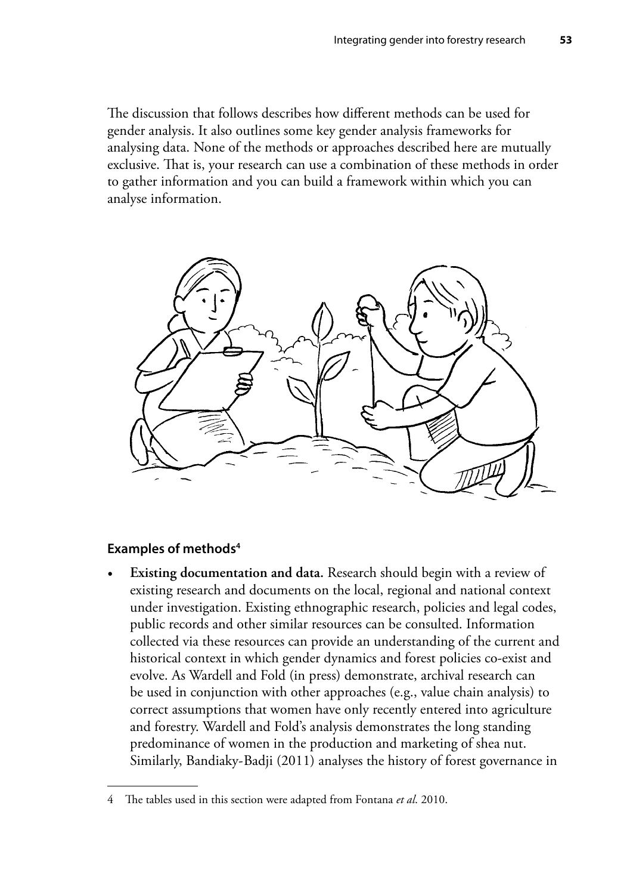The discussion that follows describes how different methods can be used for gender analysis. It also outlines some key gender analysis frameworks for analysing data. None of the methods or approaches described here are mutually exclusive. That is, your research can use a combination of these methods in order to gather information and you can build a framework within which you can analyse information.

### Examples of methods[4]

- **Existing documentation and data.** Research should begin with a review of existing research and documents on the local, regional and national context under investigation. Existing ethnographic research, policies and legal codes, public records and other similar resources can be consulted. Information collected via these resources can provide an understanding of the current and historical context in which gender dynamics and forest policies co-exist and evolve. As Wardell and Fold (in press) demonstrate, archival research can be used in conjunction with other approaches (e.g., value chain analysis) to correct assumptions that women have only recently entered into agriculture and forestry. Wardell and Fold's analysis demonstrates the long standing predominance of women in the production and marketing of shea nut. Similarly, Bandiaky-Badji (2011) analyses the history of forest governance in

---

4 The tables used in this section were adapted from Fontana *et al.* 2010.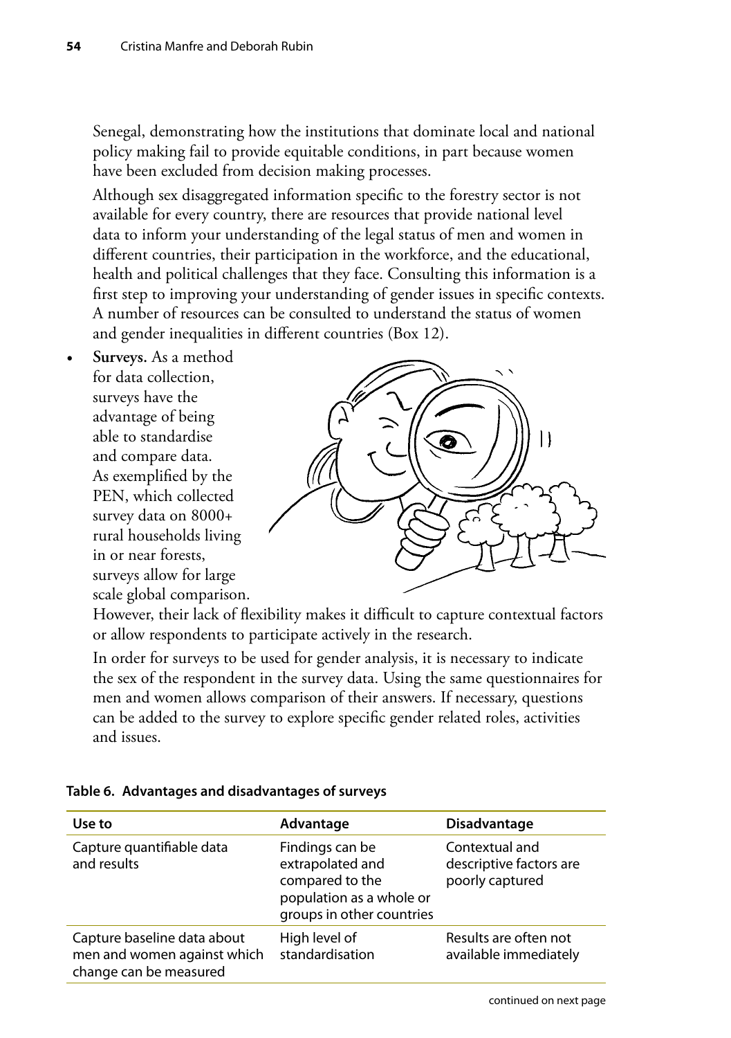Senegal, demonstrating how the institutions that dominate local and national policy making fail to provide equitable conditions, in part because women have been excluded from decision making processes.

Although sex disaggregated information specific to the forestry sector is not available for every country, there are resources that provide national level data to inform your understanding of the legal status of men and women in different countries, their participation in the workforce, and the educational, health and political challenges that they face. Consulting this information is a first step to improving your understanding of gender issues in specific contexts. A number of resources can be consulted to understand the status of women and gender inequalities in different countries (Box 12).

- **Surveys.** As a method for data collection, surveys have the advantage of being able to standardise and compare data. As exemplified by the PEN, which collected survey data on 8000+ rural households living in or near forests, surveys allow for large scale global comparison. However, their lack of flexibility makes it difficult to capture contextual factors or allow respondents to participate actively in the research.

  In order for surveys to be used for gender analysis, it is necessary to indicate the sex of the respondent in the survey data. Using the same questionnaires for men and women allows comparison of their answers. If necessary, questions can be added to the survey to explore specific gender related roles, activities and issues.

**Table 6. Advantages and disadvantages of surveys**

| Use to | Advantage | Disadvantage |
|---|---|---|
| Capture quantifiable data and results | Findings can be extrapolated and compared to the population as a whole or groups in other countries | Contextual and descriptive factors are poorly captured |
| Capture baseline data about men and women against which change can be measured | High level of standardisation | Results are often not available immediately |

continued on next page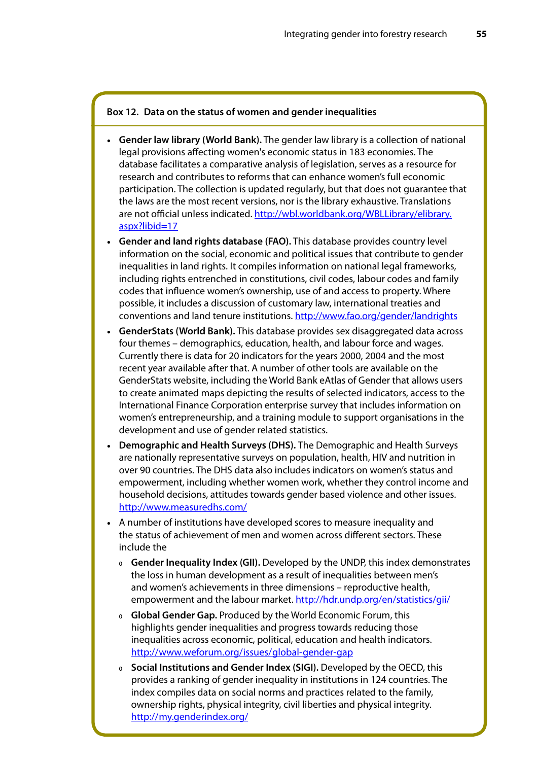**Box 12. Data on the status of women and gender inequalities**

- **Gender law library (World Bank).** The gender law library is a collection of national legal provisions affecting women's economic status in 183 economies. The database facilitates a comparative analysis of legislation, serves as a resource for research and contributes to reforms that can enhance women's full economic participation. The collection is updated regularly, but that does not guarantee that the laws are the most recent versions, nor is the library exhaustive. Translations are not official unless indicated. http://wbl.worldbank.org/WBLLibrary/elibrary.aspx?libid=17
- **Gender and land rights database (FAO).** This database provides country level information on the social, economic and political issues that contribute to gender inequalities in land rights. It compiles information on national legal frameworks, including rights entrenched in constitutions, civil codes, labour codes and family codes that influence women's ownership, use of and access to property. Where possible, it includes a discussion of customary law, international treaties and conventions and land tenure institutions. http://www.fao.org/gender/landrights
- **GenderStats (World Bank).** This database provides sex disaggregated data across four themes – demographics, education, health, and labour force and wages. Currently there is data for 20 indicators for the years 2000, 2004 and the most recent year available after that. A number of other tools are available on the GenderStats website, including the World Bank eAtlas of Gender that allows users to create animated maps depicting the results of selected indicators, access to the International Finance Corporation enterprise survey that includes information on women's entrepreneurship, and a training module to support organisations in the development and use of gender related statistics.
- **Demographic and Health Surveys (DHS).** The Demographic and Health Surveys are nationally representative surveys on population, health, HIV and nutrition in over 90 countries. The DHS data also includes indicators on women's status and empowerment, including whether women work, whether they control income and household decisions, attitudes towards gender based violence and other issues. http://www.measuredhs.com/
- A number of institutions have developed scores to measure inequality and the status of achievement of men and women across different sectors. These include the
  - **Gender Inequality Index (GII).** Developed by the UNDP, this index demonstrates the loss in human development as a result of inequalities between men's and women's achievements in three dimensions – reproductive health, empowerment and the labour market. http://hdr.undp.org/en/statistics/gii/
  - **Global Gender Gap.** Produced by the World Economic Forum, this highlights gender inequalities and progress towards reducing those inequalities across economic, political, education and health indicators. http://www.weforum.org/issues/global-gender-gap
  - **Social Institutions and Gender Index (SIGI).** Developed by the OECD, this provides a ranking of gender inequality in institutions in 124 countries. The index compiles data on social norms and practices related to the family, ownership rights, physical integrity, civil liberties and physical integrity. http://my.genderindex.org/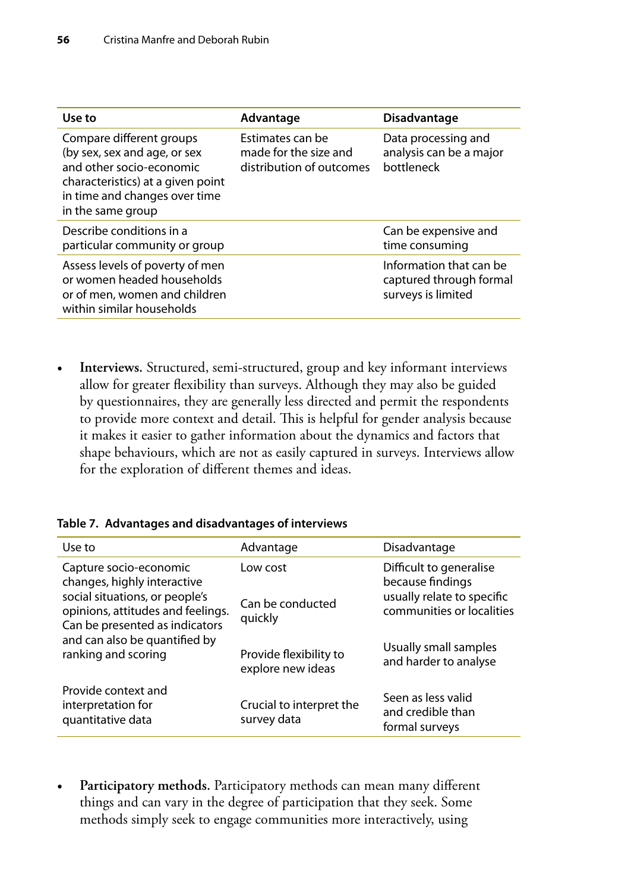| Use to | Advantage | Disadvantage |
|---|---|---|
| Compare different groups (by sex, sex and age, or sex and other socio-economic characteristics) at a given point in time and changes over time in the same group | Estimates can be made for the size and distribution of outcomes | Data processing and analysis can be a major bottleneck |
| Describe conditions in a particular community or group | | Can be expensive and time consuming |
| Assess levels of poverty of men or women headed households or of men, women and children within similar households | | Information that can be captured through formal surveys is limited |

- **Interviews.** Structured, semi-structured, group and key informant interviews allow for greater flexibility than surveys. Although they may also be guided by questionnaires, they are generally less directed and permit the respondents to provide more context and detail. This is helpful for gender analysis because it makes it easier to gather information about the dynamics and factors that shape behaviours, which are not as easily captured in surveys. Interviews allow for the exploration of different themes and ideas.

**Table 7. Advantages and disadvantages of interviews**

| Use to | Advantage | Disadvantage |
|---|---|---|
| Capture socio-economic changes, highly interactive social situations, or people's opinions, attitudes and feelings. Can be presented as indicators and can also be quantified by ranking and scoring | Low cost | Difficult to generalise because findings usually relate to specific communities or localities |
| | Can be conducted quickly | |
| | Provide flexibility to explore new ideas | Usually small samples and harder to analyse |
| Provide context and interpretation for quantitative data | Crucial to interpret the survey data | Seen as less valid and credible than formal surveys |

- **Participatory methods.** Participatory methods can mean many different things and can vary in the degree of participation that they seek. Some methods simply seek to engage communities more interactively, using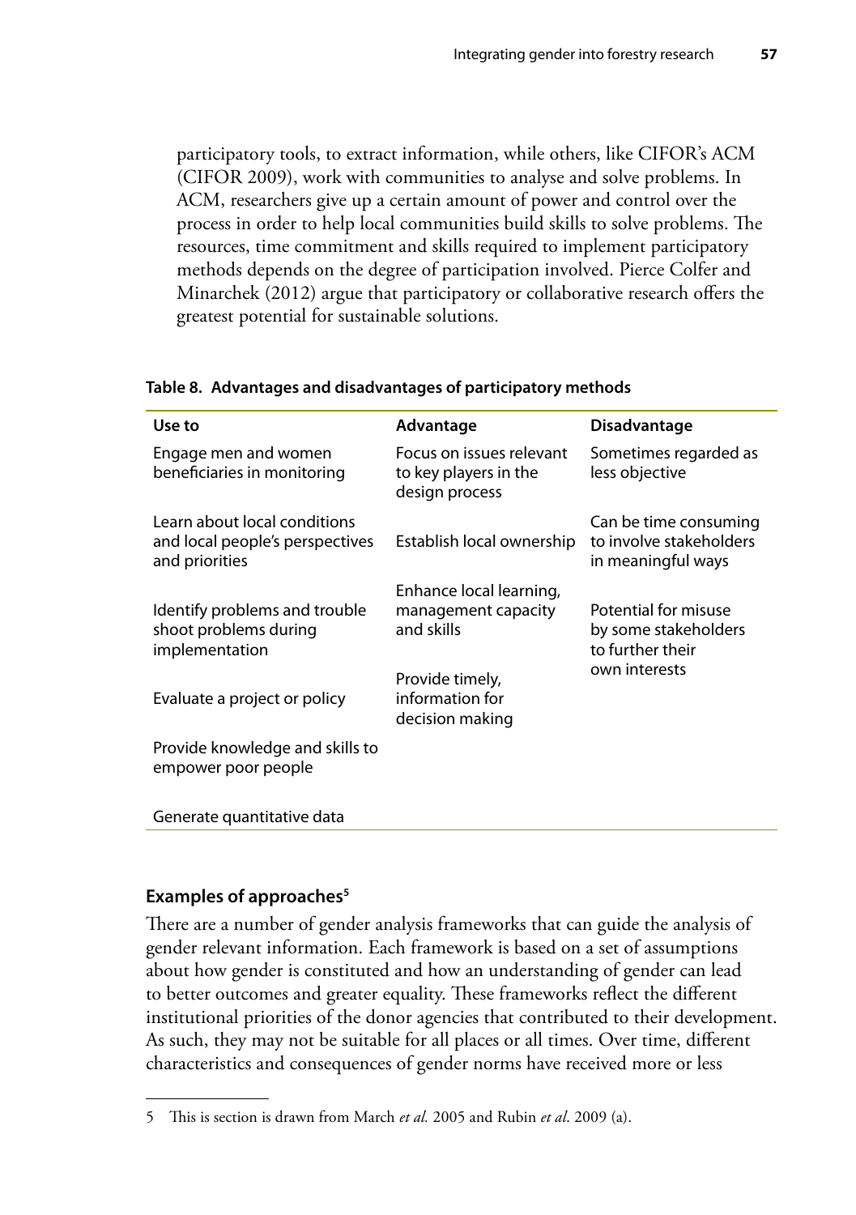participatory tools, to extract information, while others, like CIFOR's ACM (CIFOR 2009), work with communities to analyse and solve problems. In ACM, researchers give up a certain amount of power and control over the process in order to help local communities build skills to solve problems. The resources, time commitment and skills required to implement participatory methods depends on the degree of participation involved. Pierce Colfer and Minarchek (2012) argue that participatory or collaborative research offers the greatest potential for sustainable solutions.

**Table 8. Advantages and disadvantages of participatory methods**

| Use to | Advantage | Disadvantage |
|---|---|---|
| Engage men and women beneficiaries in monitoring | Focus on issues relevant to key players in the design process | Sometimes regarded as less objective |
| Learn about local conditions and local people's perspectives and priorities | Establish local ownership | Can be time consuming to involve stakeholders in meaningful ways |
| Identify problems and trouble shoot problems during implementation | Enhance local learning, management capacity and skills | Potential for misuse by some stakeholders to further their own interests |
| Evaluate a project or policy | Provide timely, information for decision making | |
| Provide knowledge and skills to empower poor people | | |
| Generate quantitative data | | |

### Examples of approaches[5]

There are a number of gender analysis frameworks that can guide the analysis of gender relevant information. Each framework is based on a set of assumptions about how gender is constituted and how an understanding of gender can lead to better outcomes and greater equality. These frameworks reflect the different institutional priorities of the donor agencies that contributed to their development. As such, they may not be suitable for all places or all times. Over time, different characteristics and consequences of gender norms have received more or less

5 This is section is drawn from March *et al.* 2005 and Rubin *et al*. 2009 (a).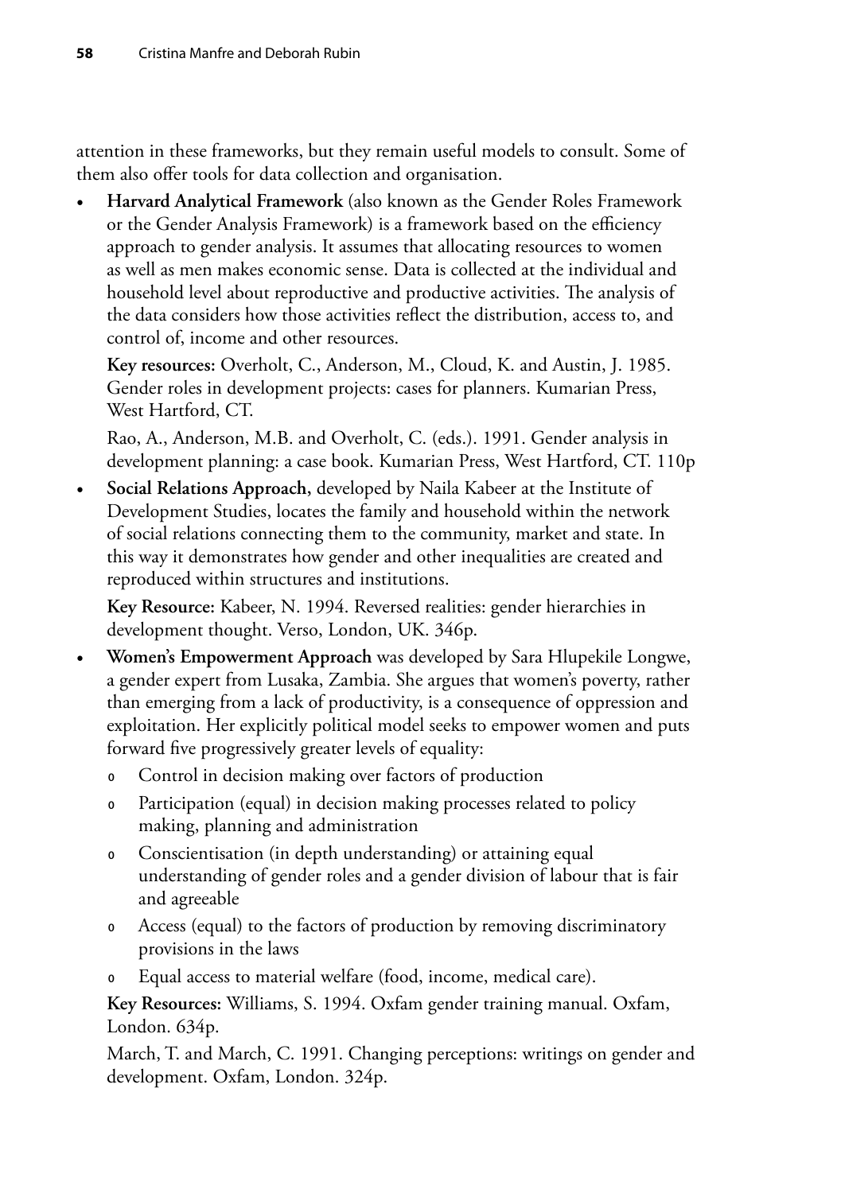attention in these frameworks, but they remain useful models to consult. Some of them also offer tools for data collection and organisation.

- **Harvard Analytical Framework** (also known as the Gender Roles Framework or the Gender Analysis Framework) is a framework based on the efficiency approach to gender analysis. It assumes that allocating resources to women as well as men makes economic sense. Data is collected at the individual and household level about reproductive and productive activities. The analysis of the data considers how those activities reflect the distribution, access to, and control of, income and other resources.

  **Key resources:** Overholt, C., Anderson, M., Cloud, K. and Austin, J. 1985. Gender roles in development projects: cases for planners. Kumarian Press, West Hartford, CT.

  Rao, A., Anderson, M.B. and Overholt, C. (eds.). 1991. Gender analysis in development planning: a case book. Kumarian Press, West Hartford, CT. 110p

- **Social Relations Approach,** developed by Naila Kabeer at the Institute of Development Studies, locates the family and household within the network of social relations connecting them to the community, market and state. In this way it demonstrates how gender and other inequalities are created and reproduced within structures and institutions.

  **Key Resource:** Kabeer, N. 1994. Reversed realities: gender hierarchies in development thought. Verso, London, UK. 346p.

- **Women's Empowerment Approach** was developed by Sara Hlupekile Longwe, a gender expert from Lusaka, Zambia. She argues that women's poverty, rather than emerging from a lack of productivity, is a consequence of oppression and exploitation. Her explicitly political model seeks to empower women and puts forward five progressively greater levels of equality:
  - Control in decision making over factors of production
  - Participation (equal) in decision making processes related to policy making, planning and administration
  - Conscientisation (in depth understanding) or attaining equal understanding of gender roles and a gender division of labour that is fair and agreeable
  - Access (equal) to the factors of production by removing discriminatory provisions in the laws
  - Equal access to material welfare (food, income, medical care).

  **Key Resources:** Williams, S. 1994. Oxfam gender training manual. Oxfam, London. 634p.

  March, T. and March, C. 1991. Changing perceptions: writings on gender and development. Oxfam, London. 324p.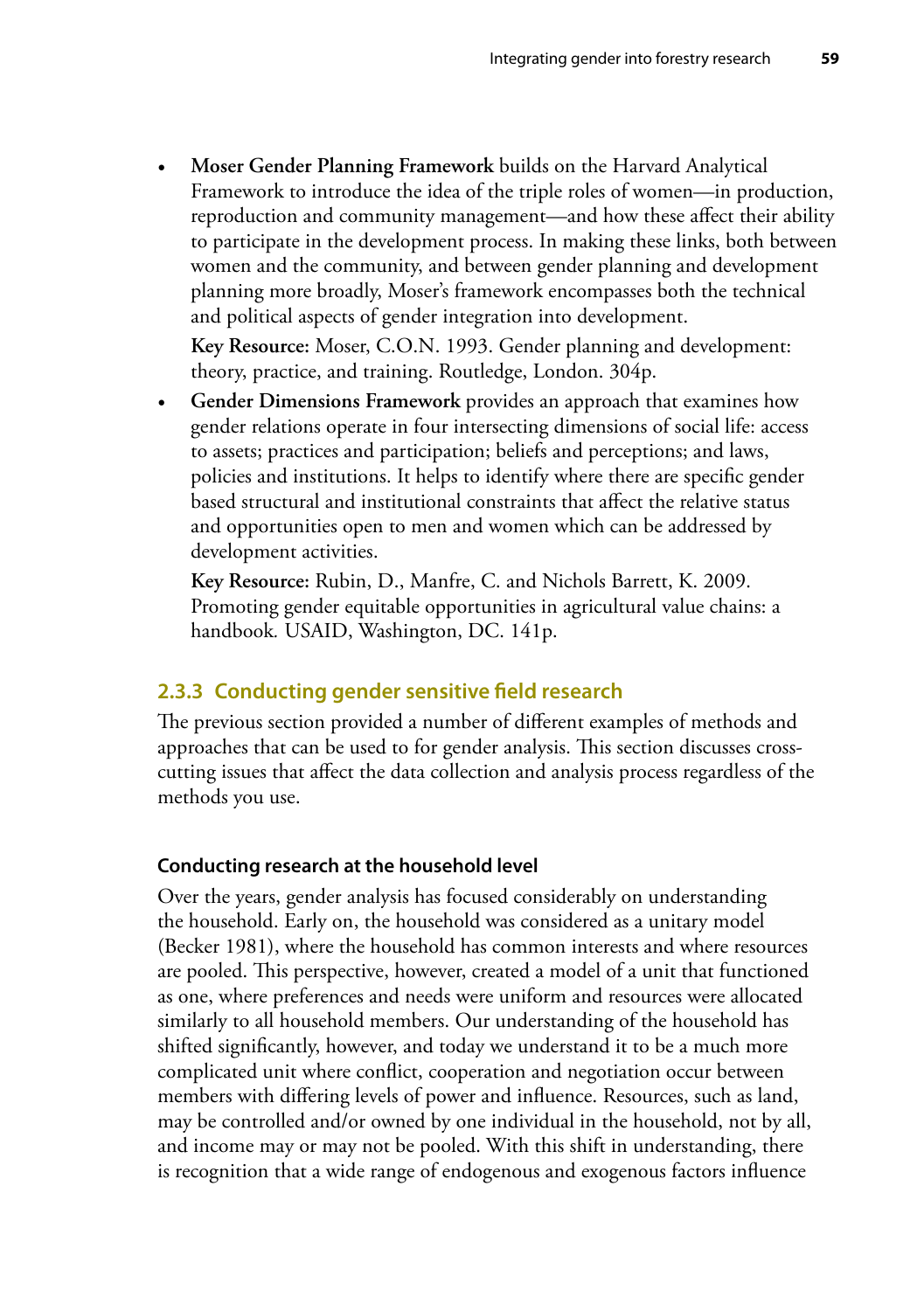- **Moser Gender Planning Framework** builds on the Harvard Analytical Framework to introduce the idea of the triple roles of women—in production, reproduction and community management—and how these affect their ability to participate in the development process. In making these links, both between women and the community, and between gender planning and development planning more broadly, Moser's framework encompasses both the technical and political aspects of gender integration into development.

  **Key Resource:** Moser, C.O.N. 1993. Gender planning and development: theory, practice, and training. Routledge, London. 304p.

- **Gender Dimensions Framework** provides an approach that examines how gender relations operate in four intersecting dimensions of social life: access to assets; practices and participation; beliefs and perceptions; and laws, policies and institutions. It helps to identify where there are specific gender based structural and institutional constraints that affect the relative status and opportunities open to men and women which can be addressed by development activities.

  **Key Resource:** Rubin, D., Manfre, C. and Nichols Barrett, K. 2009. Promoting gender equitable opportunities in agricultural value chains: a handbook*.* USAID, Washington, DC. 141p.

### 2.3.3 Conducting gender sensitive field research

The previous section provided a number of different examples of methods and approaches that can be used to for gender analysis. This section discusses cross-cutting issues that affect the data collection and analysis process regardless of the methods you use.

#### Conducting research at the household level

Over the years, gender analysis has focused considerably on understanding the household. Early on, the household was considered as a unitary model (Becker 1981), where the household has common interests and where resources are pooled. This perspective, however, created a model of a unit that functioned as one, where preferences and needs were uniform and resources were allocated similarly to all household members. Our understanding of the household has shifted significantly, however, and today we understand it to be a much more complicated unit where conflict, cooperation and negotiation occur between members with differing levels of power and influence. Resources, such as land, may be controlled and/or owned by one individual in the household, not by all, and income may or may not be pooled. With this shift in understanding, there is recognition that a wide range of endogenous and exogenous factors influence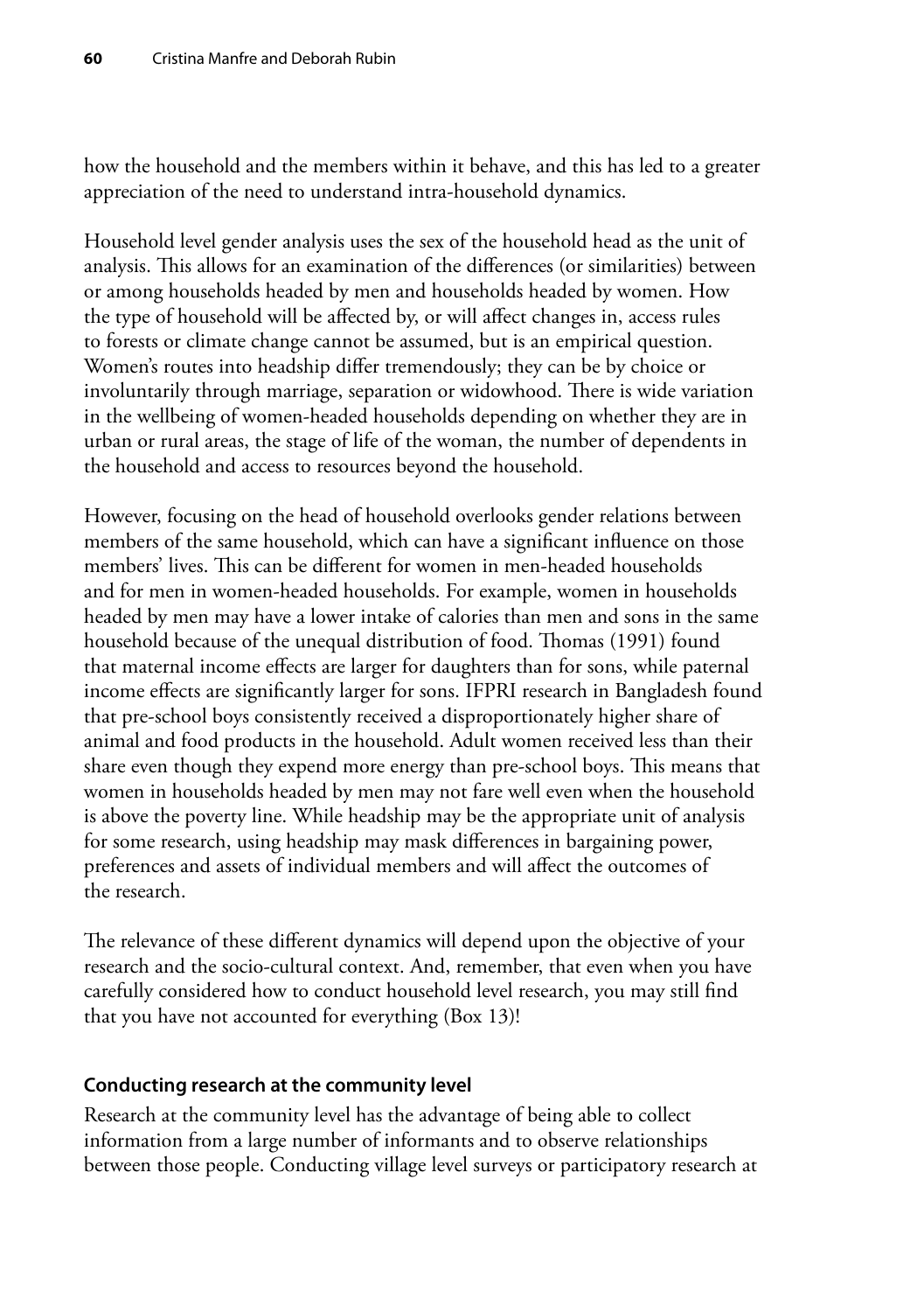how the household and the members within it behave, and this has led to a greater appreciation of the need to understand intra-household dynamics.

Household level gender analysis uses the sex of the household head as the unit of analysis. This allows for an examination of the differences (or similarities) between or among households headed by men and households headed by women. How the type of household will be affected by, or will affect changes in, access rules to forests or climate change cannot be assumed, but is an empirical question. Women's routes into headship differ tremendously; they can be by choice or involuntarily through marriage, separation or widowhood. There is wide variation in the wellbeing of women-headed households depending on whether they are in urban or rural areas, the stage of life of the woman, the number of dependents in the household and access to resources beyond the household.

However, focusing on the head of household overlooks gender relations between members of the same household, which can have a significant influence on those members' lives. This can be different for women in men-headed households and for men in women-headed households. For example, women in households headed by men may have a lower intake of calories than men and sons in the same household because of the unequal distribution of food. Thomas (1991) found that maternal income effects are larger for daughters than for sons, while paternal income effects are significantly larger for sons. IFPRI research in Bangladesh found that pre-school boys consistently received a disproportionately higher share of animal and food products in the household. Adult women received less than their share even though they expend more energy than pre-school boys. This means that women in households headed by men may not fare well even when the household is above the poverty line. While headship may be the appropriate unit of analysis for some research, using headship may mask differences in bargaining power, preferences and assets of individual members and will affect the outcomes of the research.

The relevance of these different dynamics will depend upon the objective of your research and the socio-cultural context. And, remember, that even when you have carefully considered how to conduct household level research, you may still find that you have not accounted for everything (Box 13)!

### Conducting research at the community level

Research at the community level has the advantage of being able to collect information from a large number of informants and to observe relationships between those people. Conducting village level surveys or participatory research at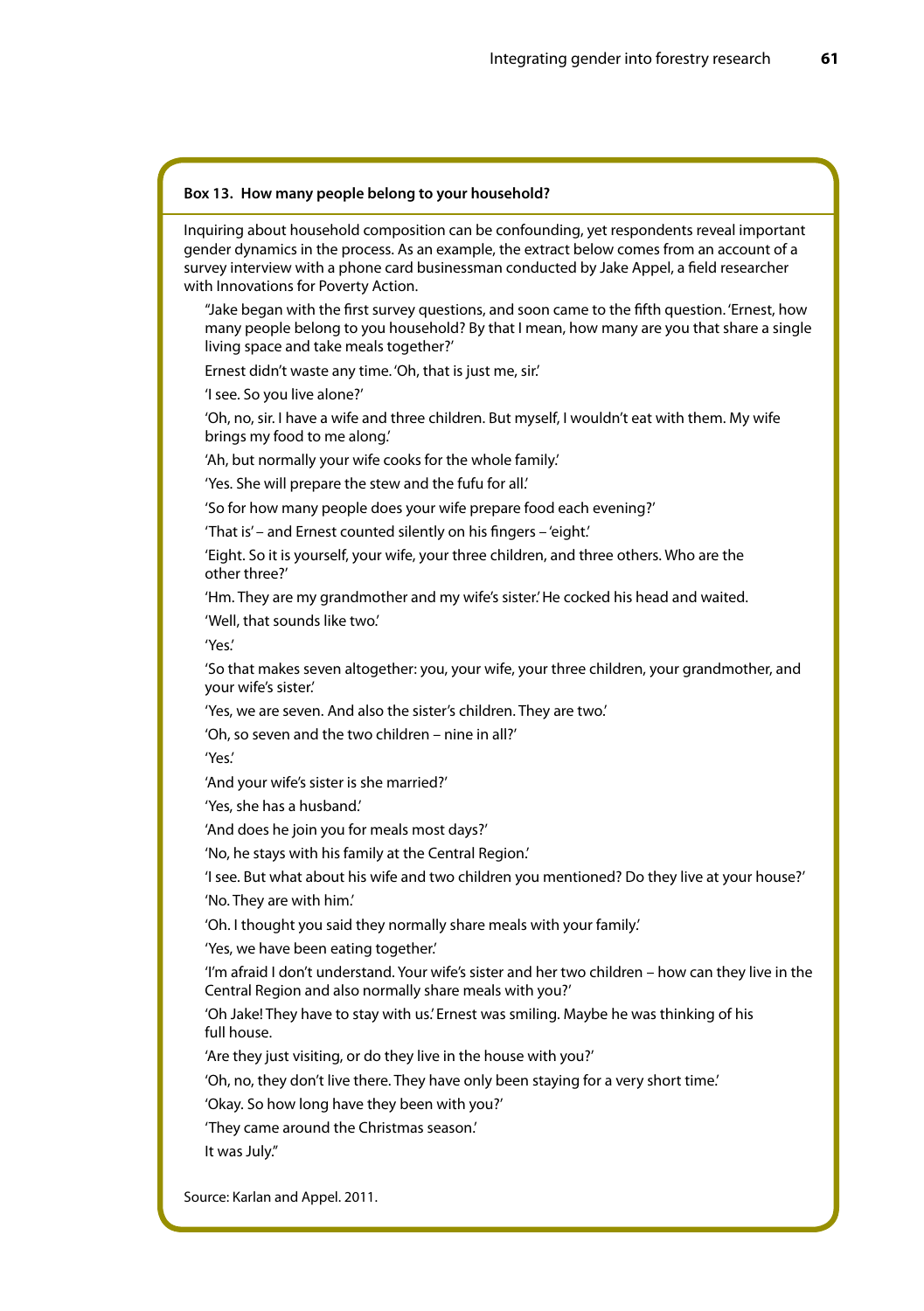**Box 13. How many people belong to your household?**

Inquiring about household composition can be confounding, yet respondents reveal important gender dynamics in the process. As an example, the extract below comes from an account of a survey interview with a phone card businessman conducted by Jake Appel, a field researcher with Innovations for Poverty Action.

> "Jake began with the first survey questions, and soon came to the fifth question. 'Ernest, how many people belong to you household? By that I mean, how many are you that share a single living space and take meals together?'
>
> Ernest didn't waste any time. 'Oh, that is just me, sir.'
>
> 'I see. So you live alone?'
>
> 'Oh, no, sir. I have a wife and three children. But myself, I wouldn't eat with them. My wife brings my food to me along.'
>
> 'Ah, but normally your wife cooks for the whole family.'
>
> 'Yes. She will prepare the stew and the fufu for all.'
>
> 'So for how many people does your wife prepare food each evening?'
>
> 'That is' – and Ernest counted silently on his fingers – 'eight.'
>
> 'Eight. So it is yourself, your wife, your three children, and three others. Who are the other three?'
>
> 'Hm. They are my grandmother and my wife's sister.' He cocked his head and waited.
>
> 'Well, that sounds like two.'
>
> 'Yes.'
>
> 'So that makes seven altogether: you, your wife, your three children, your grandmother, and your wife's sister.'
>
> 'Yes, we are seven. And also the sister's children. They are two.'
>
> 'Oh, so seven and the two children – nine in all?'
>
> 'Yes.'
>
> 'And your wife's sister is she married?'
>
> 'Yes, she has a husband.'
>
> 'And does he join you for meals most days?'
>
> 'No, he stays with his family at the Central Region.'
>
> 'I see. But what about his wife and two children you mentioned? Do they live at your house?'
>
> 'No. They are with him.'
>
> 'Oh. I thought you said they normally share meals with your family.'
>
> 'Yes, we have been eating together.'
>
> 'I'm afraid I don't understand. Your wife's sister and her two children – how can they live in the Central Region and also normally share meals with you?'
>
> 'Oh Jake! They have to stay with us.' Ernest was smiling. Maybe he was thinking of his full house.
>
> 'Are they just visiting, or do they live in the house with you?'
>
> 'Oh, no, they don't live there. They have only been staying for a very short time.'
>
> 'Okay. So how long have they been with you?'
>
> 'They came around the Christmas season.'
>
> It was July."

Source: Karlan and Appel. 2011.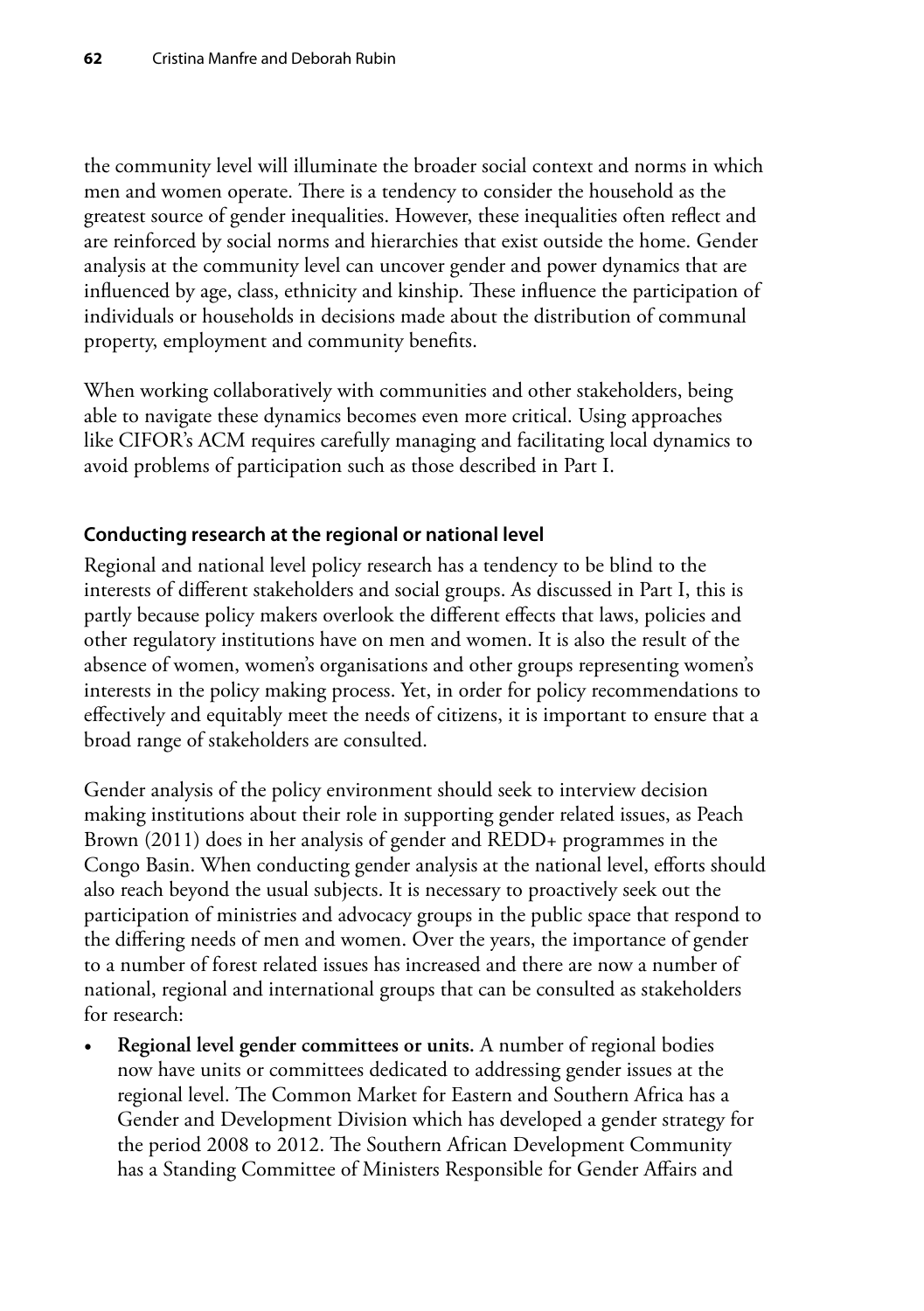the community level will illuminate the broader social context and norms in which men and women operate. There is a tendency to consider the household as the greatest source of gender inequalities. However, these inequalities often reflect and are reinforced by social norms and hierarchies that exist outside the home. Gender analysis at the community level can uncover gender and power dynamics that are influenced by age, class, ethnicity and kinship. These influence the participation of individuals or households in decisions made about the distribution of communal property, employment and community benefits.

When working collaboratively with communities and other stakeholders, being able to navigate these dynamics becomes even more critical. Using approaches like CIFOR's ACM requires carefully managing and facilitating local dynamics to avoid problems of participation such as those described in Part I.

### Conducting research at the regional or national level

Regional and national level policy research has a tendency to be blind to the interests of different stakeholders and social groups. As discussed in Part I, this is partly because policy makers overlook the different effects that laws, policies and other regulatory institutions have on men and women. It is also the result of the absence of women, women's organisations and other groups representing women's interests in the policy making process. Yet, in order for policy recommendations to effectively and equitably meet the needs of citizens, it is important to ensure that a broad range of stakeholders are consulted.

Gender analysis of the policy environment should seek to interview decision making institutions about their role in supporting gender related issues, as Peach Brown (2011) does in her analysis of gender and REDD+ programmes in the Congo Basin. When conducting gender analysis at the national level, efforts should also reach beyond the usual subjects. It is necessary to proactively seek out the participation of ministries and advocacy groups in the public space that respond to the differing needs of men and women. Over the years, the importance of gender to a number of forest related issues has increased and there are now a number of national, regional and international groups that can be consulted as stakeholders for research:

- **Regional level gender committees or units.** A number of regional bodies now have units or committees dedicated to addressing gender issues at the regional level. The Common Market for Eastern and Southern Africa has a Gender and Development Division which has developed a gender strategy for the period 2008 to 2012. The Southern African Development Community has a Standing Committee of Ministers Responsible for Gender Affairs and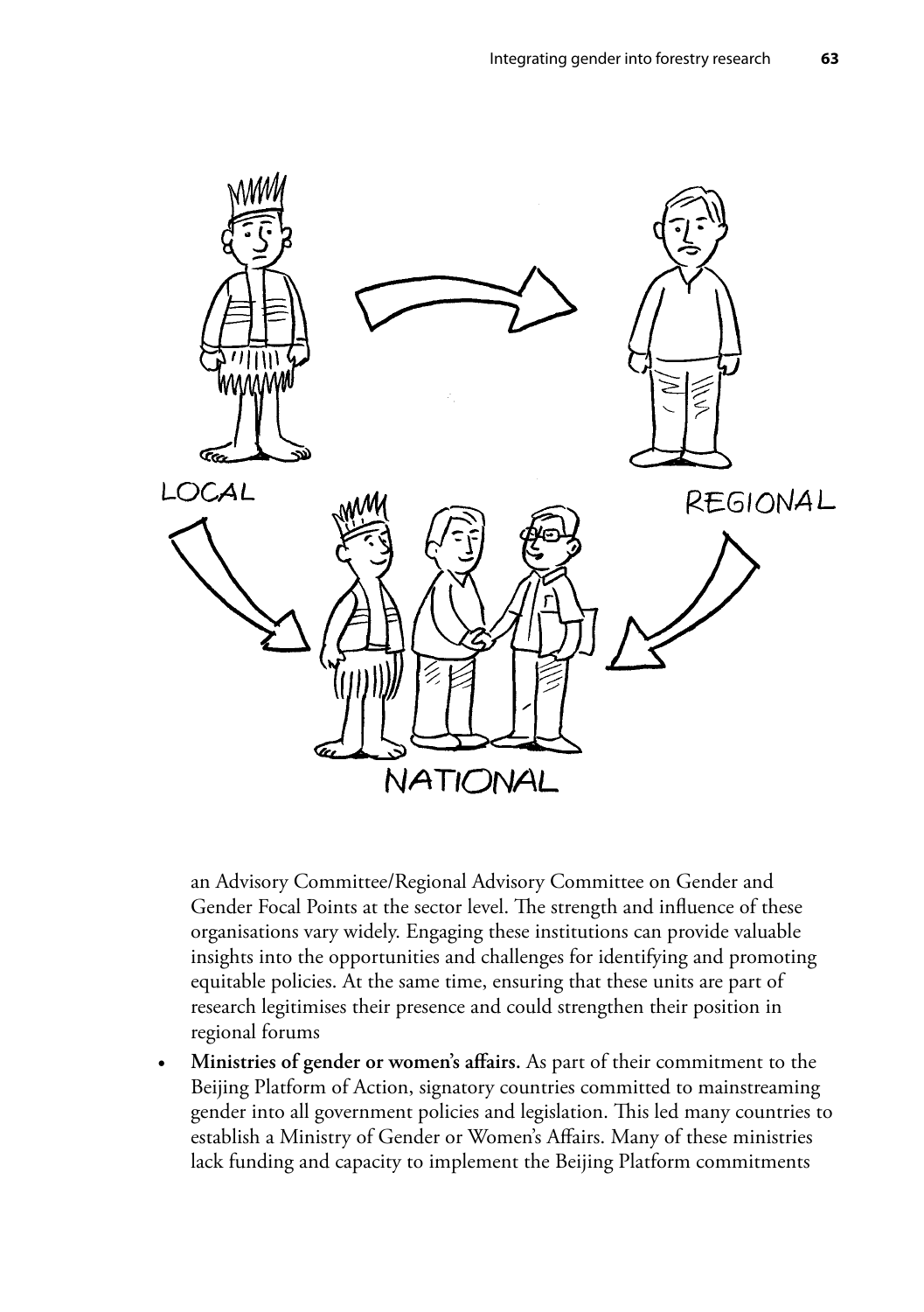an Advisory Committee/Regional Advisory Committee on Gender and Gender Focal Points at the sector level. The strength and influence of these organisations vary widely. Engaging these institutions can provide valuable insights into the opportunities and challenges for identifying and promoting equitable policies. At the same time, ensuring that these units are part of research legitimises their presence and could strengthen their position in regional forums

- **Ministries of gender or women's affairs.** As part of their commitment to the Beijing Platform of Action, signatory countries committed to mainstreaming gender into all government policies and legislation. This led many countries to establish a Ministry of Gender or Women's Affairs. Many of these ministries lack funding and capacity to implement the Beijing Platform commitments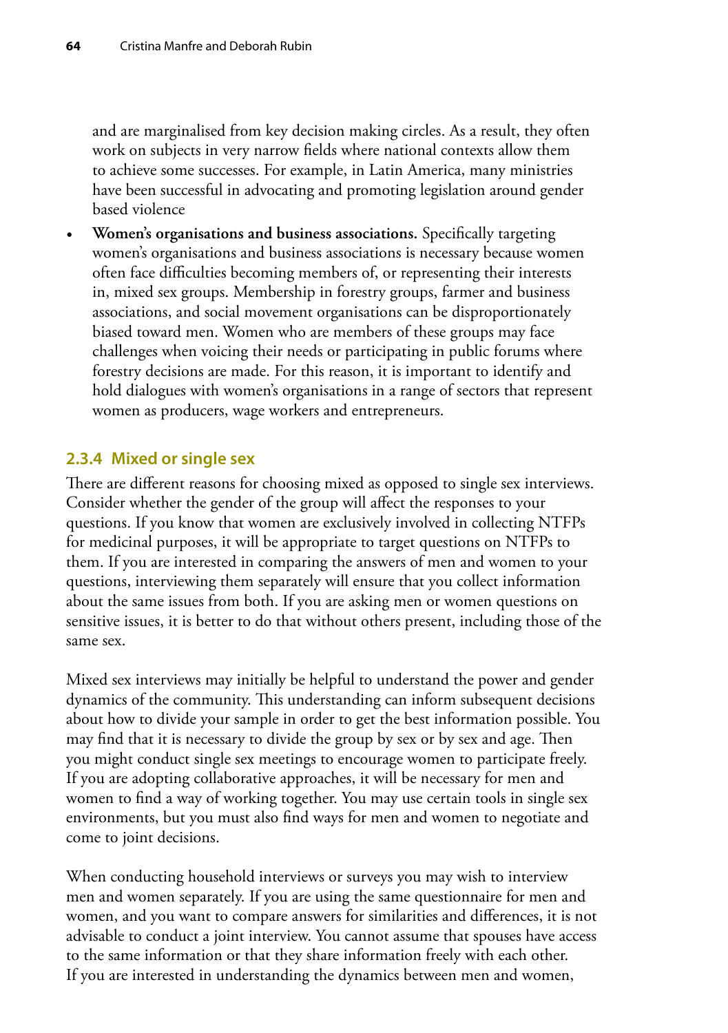and are marginalised from key decision making circles. As a result, they often work on subjects in very narrow fields where national contexts allow them to achieve some successes. For example, in Latin America, many ministries have been successful in advocating and promoting legislation around gender based violence

- **Women's organisations and business associations.** Specifically targeting women's organisations and business associations is necessary because women often face difficulties becoming members of, or representing their interests in, mixed sex groups. Membership in forestry groups, farmer and business associations, and social movement organisations can be disproportionately biased toward men. Women who are members of these groups may face challenges when voicing their needs or participating in public forums where forestry decisions are made. For this reason, it is important to identify and hold dialogues with women's organisations in a range of sectors that represent women as producers, wage workers and entrepreneurs.

### 2.3.4 Mixed or single sex

There are different reasons for choosing mixed as opposed to single sex interviews. Consider whether the gender of the group will affect the responses to your questions. If you know that women are exclusively involved in collecting NTFPs for medicinal purposes, it will be appropriate to target questions on NTFPs to them. If you are interested in comparing the answers of men and women to your questions, interviewing them separately will ensure that you collect information about the same issues from both. If you are asking men or women questions on sensitive issues, it is better to do that without others present, including those of the same sex.

Mixed sex interviews may initially be helpful to understand the power and gender dynamics of the community. This understanding can inform subsequent decisions about how to divide your sample in order to get the best information possible. You may find that it is necessary to divide the group by sex or by sex and age. Then you might conduct single sex meetings to encourage women to participate freely. If you are adopting collaborative approaches, it will be necessary for men and women to find a way of working together. You may use certain tools in single sex environments, but you must also find ways for men and women to negotiate and come to joint decisions.

When conducting household interviews or surveys you may wish to interview men and women separately. If you are using the same questionnaire for men and women, and you want to compare answers for similarities and differences, it is not advisable to conduct a joint interview. You cannot assume that spouses have access to the same information or that they share information freely with each other. If you are interested in understanding the dynamics between men and women,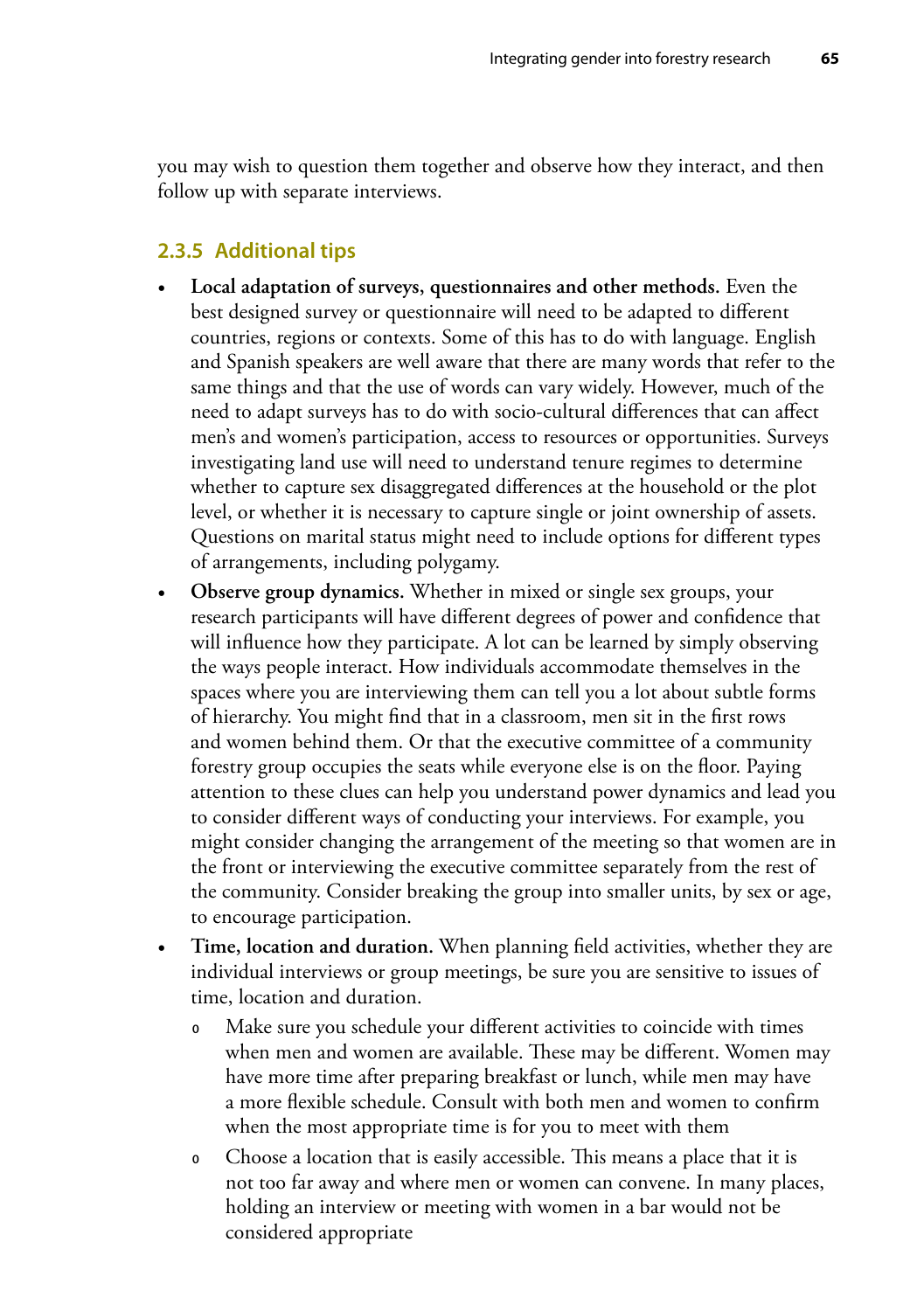you may wish to question them together and observe how they interact, and then follow up with separate interviews.

### 2.3.5 Additional tips

- **Local adaptation of surveys, questionnaires and other methods.** Even the best designed survey or questionnaire will need to be adapted to different countries, regions or contexts. Some of this has to do with language. English and Spanish speakers are well aware that there are many words that refer to the same things and that the use of words can vary widely. However, much of the need to adapt surveys has to do with socio-cultural differences that can affect men's and women's participation, access to resources or opportunities. Surveys investigating land use will need to understand tenure regimes to determine whether to capture sex disaggregated differences at the household or the plot level, or whether it is necessary to capture single or joint ownership of assets. Questions on marital status might need to include options for different types of arrangements, including polygamy.
- **Observe group dynamics.** Whether in mixed or single sex groups, your research participants will have different degrees of power and confidence that will influence how they participate. A lot can be learned by simply observing the ways people interact. How individuals accommodate themselves in the spaces where you are interviewing them can tell you a lot about subtle forms of hierarchy. You might find that in a classroom, men sit in the first rows and women behind them. Or that the executive committee of a community forestry group occupies the seats while everyone else is on the floor. Paying attention to these clues can help you understand power dynamics and lead you to consider different ways of conducting your interviews. For example, you might consider changing the arrangement of the meeting so that women are in the front or interviewing the executive committee separately from the rest of the community. Consider breaking the group into smaller units, by sex or age, to encourage participation.
- **Time, location and duration.** When planning field activities, whether they are individual interviews or group meetings, be sure you are sensitive to issues of time, location and duration.
  - Make sure you schedule your different activities to coincide with times when men and women are available. These may be different. Women may have more time after preparing breakfast or lunch, while men may have a more flexible schedule. Consult with both men and women to confirm when the most appropriate time is for you to meet with them
  - Choose a location that is easily accessible. This means a place that it is not too far away and where men or women can convene. In many places, holding an interview or meeting with women in a bar would not be considered appropriate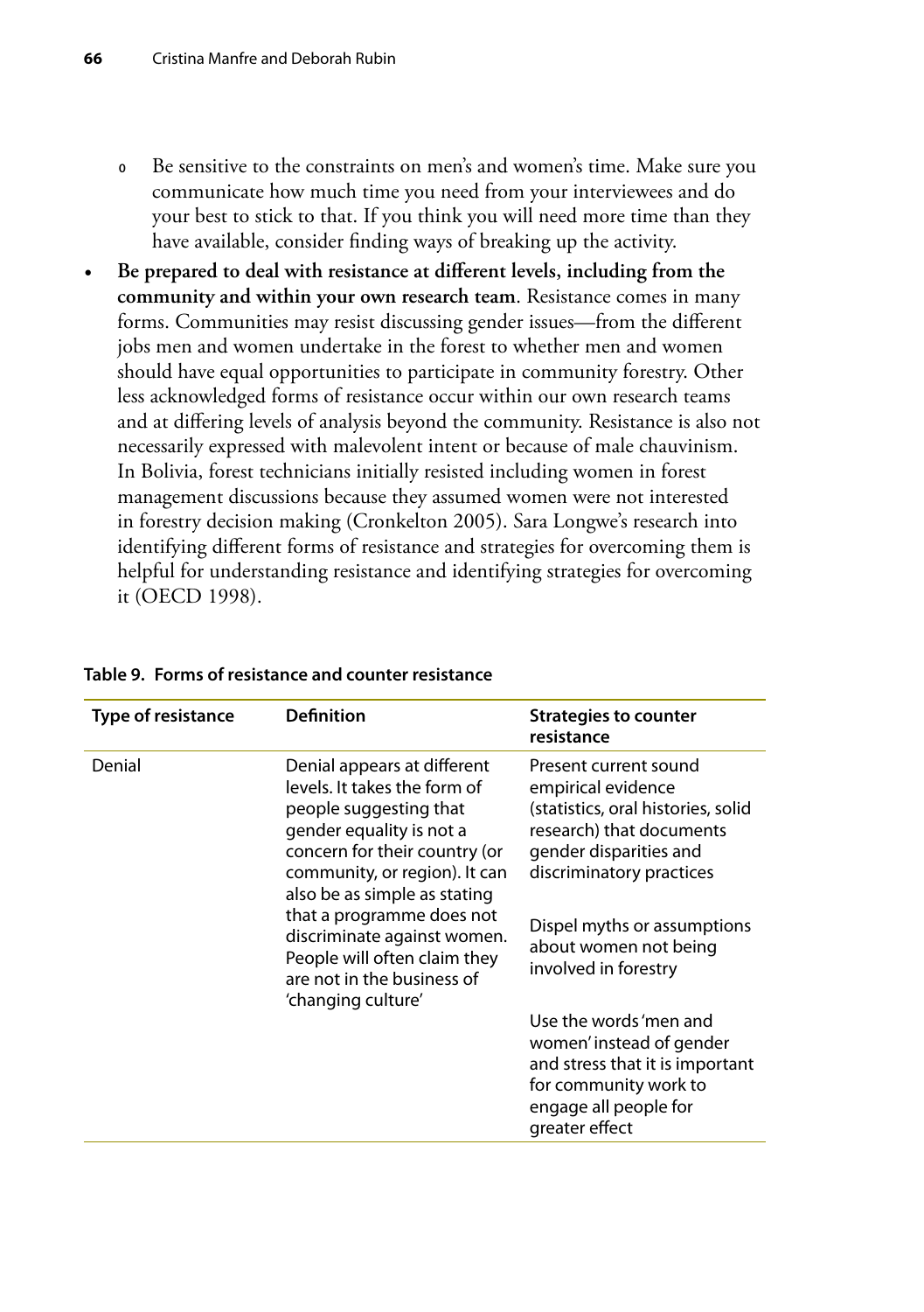- Be sensitive to the constraints on men's and women's time. Make sure you communicate how much time you need from your interviewees and do your best to stick to that. If you think you will need more time than they have available, consider finding ways of breaking up the activity.

- **Be prepared to deal with resistance at different levels, including from the community and within your own research team**. Resistance comes in many forms. Communities may resist discussing gender issues—from the different jobs men and women undertake in the forest to whether men and women should have equal opportunities to participate in community forestry. Other less acknowledged forms of resistance occur within our own research teams and at differing levels of analysis beyond the community. Resistance is also not necessarily expressed with malevolent intent or because of male chauvinism. In Bolivia, forest technicians initially resisted including women in forest management discussions because they assumed women were not interested in forestry decision making (Cronkelton 2005). Sara Longwe's research into identifying different forms of resistance and strategies for overcoming them is helpful for understanding resistance and identifying strategies for overcoming it (OECD 1998).

**Table 9. Forms of resistance and counter resistance**

| Type of resistance | Definition | Strategies to counter resistance |
|---|---|---|
| Denial | Denial appears at different levels. It takes the form of people suggesting that gender equality is not a concern for their country (or community, or region). It can also be as simple as stating that a programme does not discriminate against women. People will often claim they are not in the business of 'changing culture' | Present current sound empirical evidence (statistics, oral histories, solid research) that documents gender disparities and discriminatory practices<br><br>Dispel myths or assumptions about women not being involved in forestry<br><br>Use the words 'men and women' instead of gender and stress that it is important for community work to engage all people for greater effect |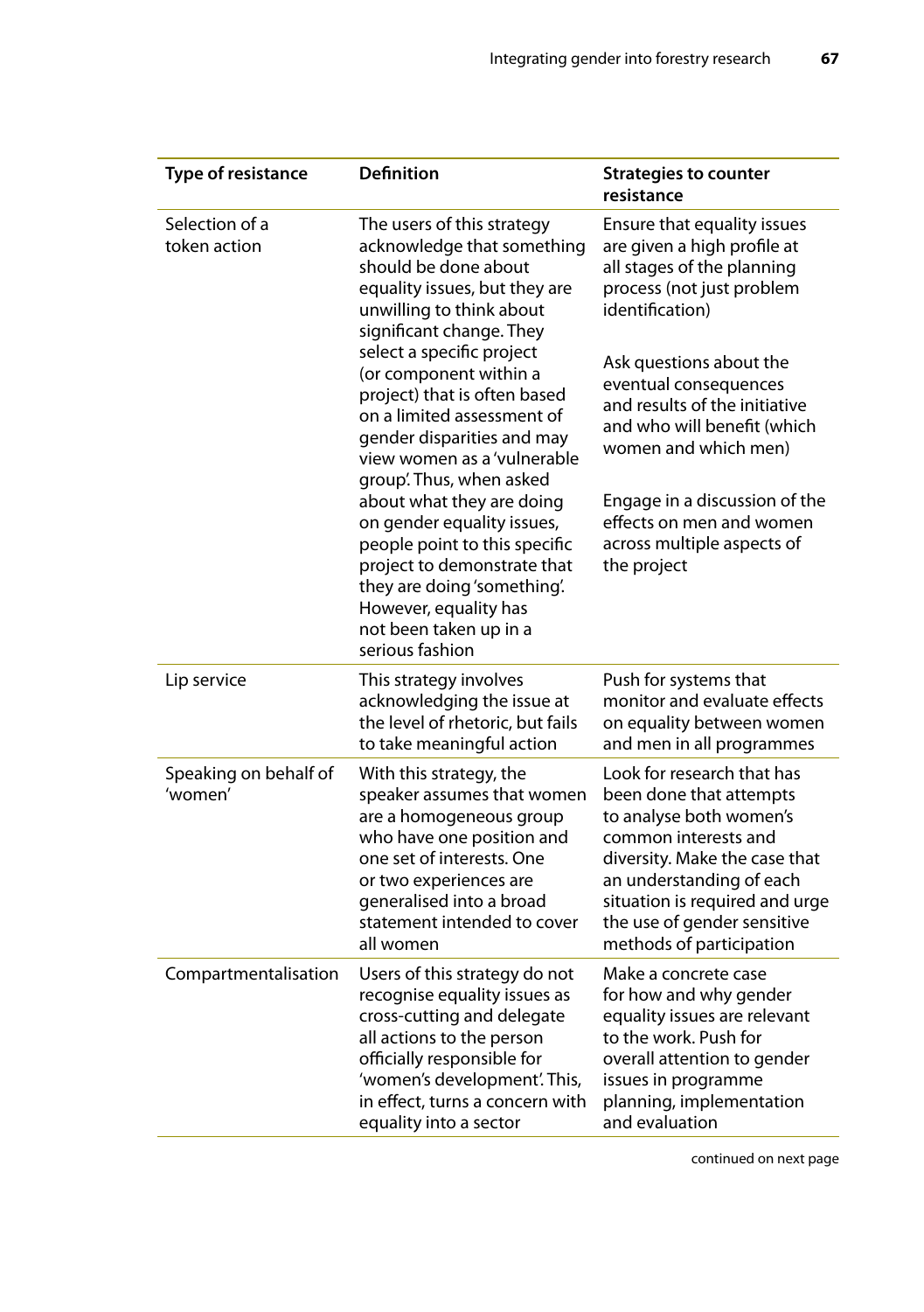| Type of resistance | Definition | Strategies to counter resistance |
|---|---|---|
| Selection of a token action | The users of this strategy acknowledge that something should be done about equality issues, but they are unwilling to think about significant change. They select a specific project (or component within a project) that is often based on a limited assessment of gender disparities and may view women as a 'vulnerable group'. Thus, when asked about what they are doing on gender equality issues, people point to this specific project to demonstrate that they are doing 'something'. However, equality has not been taken up in a serious fashion | Ensure that equality issues are given a high profile at all stages of the planning process (not just problem identification)<br><br>Ask questions about the eventual consequences and results of the initiative and who will benefit (which women and which men)<br><br>Engage in a discussion of the effects on men and women across multiple aspects of the project |
| Lip service | This strategy involves acknowledging the issue at the level of rhetoric, but fails to take meaningful action | Push for systems that monitor and evaluate effects on equality between women and men in all programmes |
| Speaking on behalf of 'women' | With this strategy, the speaker assumes that women are a homogeneous group who have one position and one set of interests. One or two experiences are generalised into a broad statement intended to cover all women | Look for research that has been done that attempts to analyse both women's common interests and diversity. Make the case that an understanding of each situation is required and urge the use of gender sensitive methods of participation |
| Compartmentalisation | Users of this strategy do not recognise equality issues as cross-cutting and delegate all actions to the person officially responsible for 'women's development'. This, in effect, turns a concern with equality into a sector | Make a concrete case for how and why gender equality issues are relevant to the work. Push for overall attention to gender issues in programme planning, implementation and evaluation |

continued on next page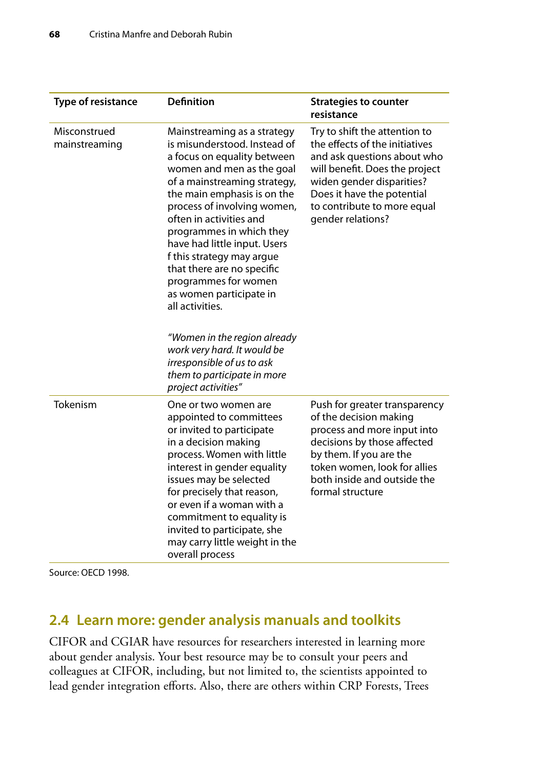| Type of resistance | Definition | Strategies to counter resistance |
| --- | --- | --- |
| Misconstrued mainstreaming | Mainstreaming as a strategy is misunderstood. Instead of a focus on equality between women and men as the goal of a mainstreaming strategy, the main emphasis is on the process of involving women, often in activities and programmes in which they have had little input. Users f this strategy may argue that there are no specific programmes for women as women participate in all activities. *"Women in the region already work very hard. It would be irresponsible of us to ask them to participate in more project activities"* | Try to shift the attention to the effects of the initiatives and ask questions about who will benefit. Does the project widen gender disparities? Does it have the potential to contribute to more equal gender relations? |
| Tokenism | One or two women are appointed to committees or invited to participate in a decision making process. Women with little interest in gender equality issues may be selected for precisely that reason, or even if a woman with a commitment to equality is invited to participate, she may carry little weight in the overall process | Push for greater transparency of the decision making process and more input into decisions by those affected by them. If you are the token women, look for allies both inside and outside the formal structure |

Source: OECD 1998.

## 2.4 Learn more: gender analysis manuals and toolkits

CIFOR and CGIAR have resources for researchers interested in learning more about gender analysis. Your best resource may be to consult your peers and colleagues at CIFOR, including, but not limited to, the scientists appointed to lead gender integration efforts. Also, there are others within CRP Forests, Trees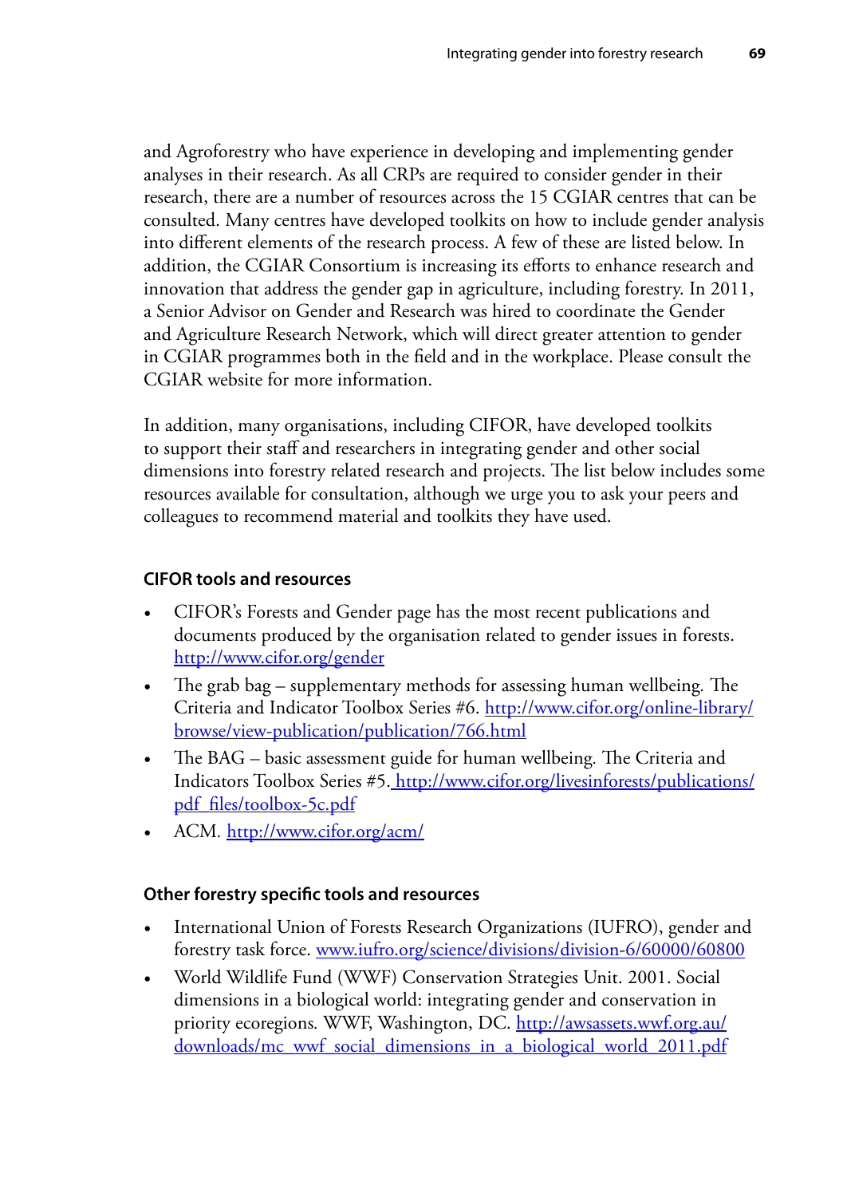and Agroforestry who have experience in developing and implementing gender analyses in their research. As all CRPs are required to consider gender in their research, there are a number of resources across the 15 CGIAR centres that can be consulted. Many centres have developed toolkits on how to include gender analysis into different elements of the research process. A few of these are listed below. In addition, the CGIAR Consortium is increasing its efforts to enhance research and innovation that address the gender gap in agriculture, including forestry. In 2011, a Senior Advisor on Gender and Research was hired to coordinate the Gender and Agriculture Research Network, which will direct greater attention to gender in CGIAR programmes both in the field and in the workplace. Please consult the CGIAR website for more information.

In addition, many organisations, including CIFOR, have developed toolkits to support their staff and researchers in integrating gender and other social dimensions into forestry related research and projects. The list below includes some resources available for consultation, although we urge you to ask your peers and colleagues to recommend material and toolkits they have used.

#### CIFOR tools and resources

- CIFOR's Forests and Gender page has the most recent publications and documents produced by the organisation related to gender issues in forests. http://www.cifor.org/gender
- The grab bag – supplementary methods for assessing human wellbeing. The Criteria and Indicator Toolbox Series #6. http://www.cifor.org/online-library/browse/view-publication/publication/766.html
- The BAG – basic assessment guide for human wellbeing. The Criteria and Indicators Toolbox Series #5. http://www.cifor.org/livesinforests/publications/pdf_files/toolbox-5c.pdf
- ACM. http://www.cifor.org/acm/

#### Other forestry specific tools and resources

- International Union of Forests Research Organizations (IUFRO), gender and forestry task force. www.iufro.org/science/divisions/division-6/60000/60800
- World Wildlife Fund (WWF) Conservation Strategies Unit. 2001. Social dimensions in a biological world: integrating gender and conservation in priority ecoregions. WWF, Washington, DC. http://awsassets.wwf.org.au/downloads/mc_wwf_social_dimensions_in_a_biological_world_2011.pdf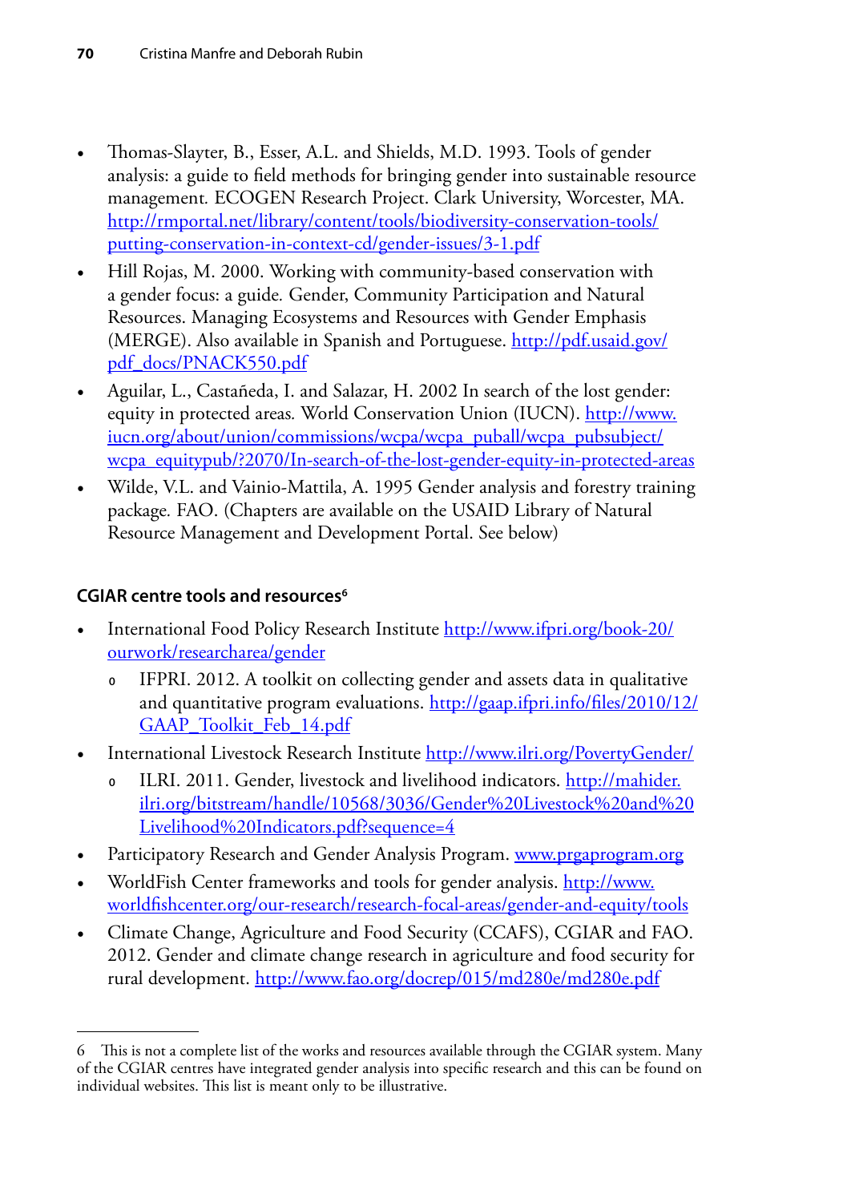- Thomas-Slayter, B., Esser, A.L. and Shields, M.D. 1993. Tools of gender analysis: a guide to field methods for bringing gender into sustainable resource management. ECOGEN Research Project. Clark University, Worcester, MA. http://rmportal.net/library/content/tools/biodiversity-conservation-tools/putting-conservation-in-context-cd/gender-issues/3-1.pdf
- Hill Rojas, M. 2000. Working with community-based conservation with a gender focus: a guide. Gender, Community Participation and Natural Resources. Managing Ecosystems and Resources with Gender Emphasis (MERGE). Also available in Spanish and Portuguese. http://pdf.usaid.gov/pdf_docs/PNACK550.pdf
- Aguilar, L., Castañeda, I. and Salazar, H. 2002 In search of the lost gender: equity in protected areas. World Conservation Union (IUCN). http://www.iucn.org/about/union/commissions/wcpa/wcpa_puball/wcpa_pubsubject/wcpa_equitypub/?2070/In-search-of-the-lost-gender-equity-in-protected-areas
- Wilde, V.L. and Vainio-Mattila, A. 1995 Gender analysis and forestry training package. FAO. (Chapters are available on the USAID Library of Natural Resource Management and Development Portal. See below)

### CGIAR centre tools and resources[6]

- International Food Policy Research Institute http://www.ifpri.org/book-20/ourwork/researcharea/gender
  - IFPRI. 2012. A toolkit on collecting gender and assets data in qualitative and quantitative program evaluations. http://gaap.ifpri.info/files/2010/12/GAAP_Toolkit_Feb_14.pdf
- International Livestock Research Institute http://www.ilri.org/PovertyGender/
  - ILRI. 2011. Gender, livestock and livelihood indicators. http://mahider.ilri.org/bitstream/handle/10568/3036/Gender%20Livestock%20and%20Livelihood%20Indicators.pdf?sequence=4
- Participatory Research and Gender Analysis Program. www.prgaprogram.org
- WorldFish Center frameworks and tools for gender analysis. http://www.worldfishcenter.org/our-research/research-focal-areas/gender-and-equity/tools
- Climate Change, Agriculture and Food Security (CCAFS), CGIAR and FAO. 2012. Gender and climate change research in agriculture and food security for rural development. http://www.fao.org/docrep/015/md280e/md280e.pdf

---

6 This is not a complete list of the works and resources available through the CGIAR system. Many of the CGIAR centres have integrated gender analysis into specific research and this can be found on individual websites. This list is meant only to be illustrative.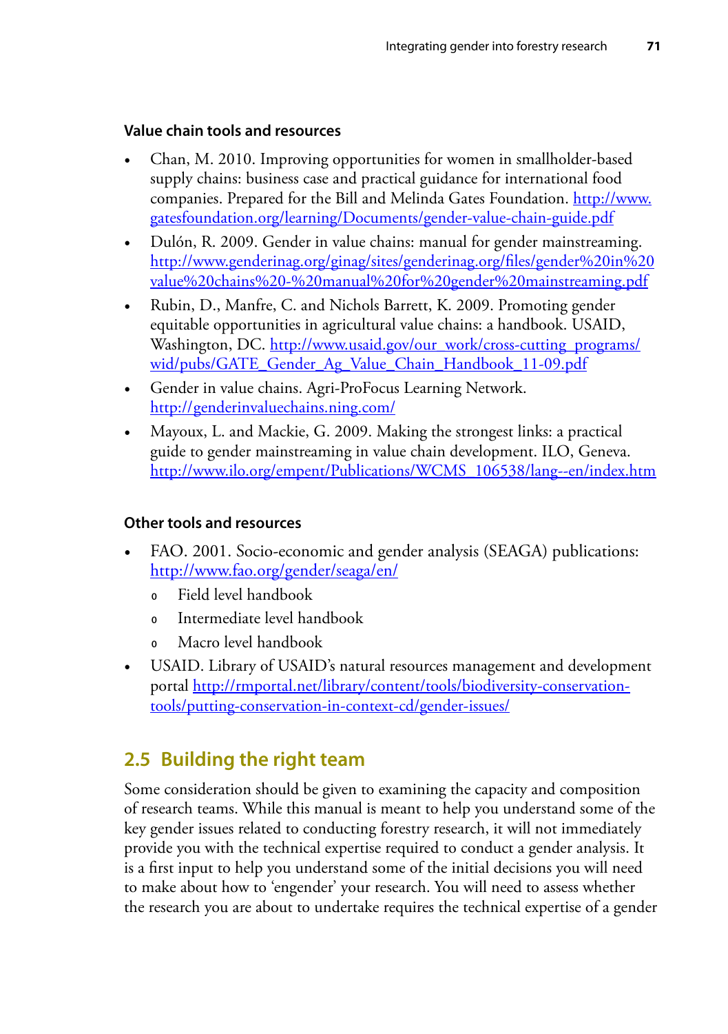### Value chain tools and resources

- Chan, M. 2010. Improving opportunities for women in smallholder-based supply chains: business case and practical guidance for international food companies. Prepared for the Bill and Melinda Gates Foundation. http://www.gatesfoundation.org/learning/Documents/gender-value-chain-guide.pdf
- Dulón, R. 2009. Gender in value chains: manual for gender mainstreaming. http://www.genderinag.org/ginag/sites/genderinag.org/files/gender%20in%20value%20chains%20-%20manual%20for%20gender%20mainstreaming.pdf
- Rubin, D., Manfre, C. and Nichols Barrett, K. 2009. Promoting gender equitable opportunities in agricultural value chains: a handbook. USAID, Washington, DC. http://www.usaid.gov/our_work/cross-cutting_programs/wid/pubs/GATE_Gender_Ag_Value_Chain_Handbook_11-09.pdf
- Gender in value chains. Agri-ProFocus Learning Network. http://genderinvaluechains.ning.com/
- Mayoux, L. and Mackie, G. 2009. Making the strongest links: a practical guide to gender mainstreaming in value chain development. ILO, Geneva. http://www.ilo.org/empent/Publications/WCMS_106538/lang--en/index.htm

### Other tools and resources

- FAO. 2001. Socio-economic and gender analysis (SEAGA) publications: http://www.fao.org/gender/seaga/en/
  - Field level handbook
  - Intermediate level handbook
  - Macro level handbook
- USAID. Library of USAID's natural resources management and development portal http://rmportal.net/library/content/tools/biodiversity-conservation-tools/putting-conservation-in-context-cd/gender-issues/

## 2.5 Building the right team

Some consideration should be given to examining the capacity and composition of research teams. While this manual is meant to help you understand some of the key gender issues related to conducting forestry research, it will not immediately provide you with the technical expertise required to conduct a gender analysis. It is a first input to help you understand some of the initial decisions you will need to make about how to 'engender' your research. You will need to assess whether the research you are about to undertake requires the technical expertise of a gender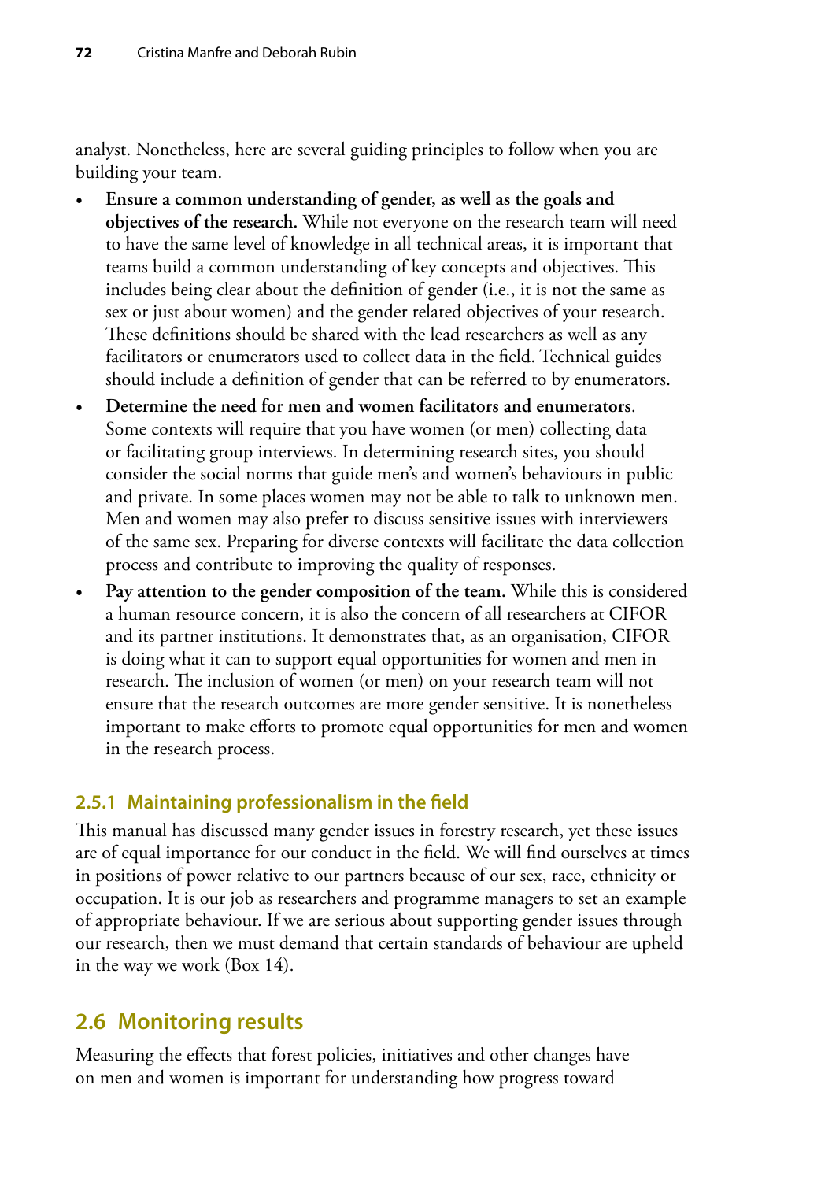analyst. Nonetheless, here are several guiding principles to follow when you are building your team.

- **Ensure a common understanding of gender, as well as the goals and objectives of the research.** While not everyone on the research team will need to have the same level of knowledge in all technical areas, it is important that teams build a common understanding of key concepts and objectives. This includes being clear about the definition of gender (i.e., it is not the same as sex or just about women) and the gender related objectives of your research. These definitions should be shared with the lead researchers as well as any facilitators or enumerators used to collect data in the field. Technical guides should include a definition of gender that can be referred to by enumerators.
- **Determine the need for men and women facilitators and enumerators**. Some contexts will require that you have women (or men) collecting data or facilitating group interviews. In determining research sites, you should consider the social norms that guide men's and women's behaviours in public and private. In some places women may not be able to talk to unknown men. Men and women may also prefer to discuss sensitive issues with interviewers of the same sex. Preparing for diverse contexts will facilitate the data collection process and contribute to improving the quality of responses.
- **Pay attention to the gender composition of the team.** While this is considered a human resource concern, it is also the concern of all researchers at CIFOR and its partner institutions. It demonstrates that, as an organisation, CIFOR is doing what it can to support equal opportunities for women and men in research. The inclusion of women (or men) on your research team will not ensure that the research outcomes are more gender sensitive. It is nonetheless important to make efforts to promote equal opportunities for men and women in the research process.

### 2.5.1 Maintaining professionalism in the field

This manual has discussed many gender issues in forestry research, yet these issues are of equal importance for our conduct in the field. We will find ourselves at times in positions of power relative to our partners because of our sex, race, ethnicity or occupation. It is our job as researchers and programme managers to set an example of appropriate behaviour. If we are serious about supporting gender issues through our research, then we must demand that certain standards of behaviour are upheld in the way we work (Box 14).

## 2.6 Monitoring results

Measuring the effects that forest policies, initiatives and other changes have on men and women is important for understanding how progress toward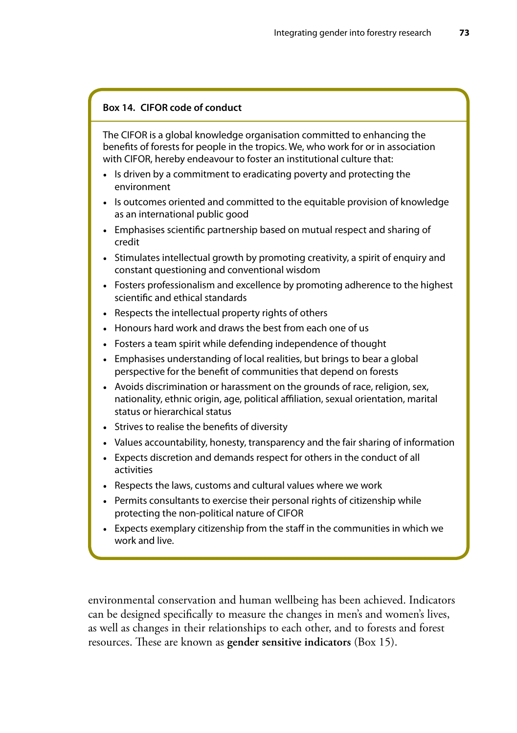**Box 14. CIFOR code of conduct**

The CIFOR is a global knowledge organisation committed to enhancing the benefits of forests for people in the tropics. We, who work for or in association with CIFOR, hereby endeavour to foster an institutional culture that:

- Is driven by a commitment to eradicating poverty and protecting the environment
- Is outcomes oriented and committed to the equitable provision of knowledge as an international public good
- Emphasises scientific partnership based on mutual respect and sharing of credit
- Stimulates intellectual growth by promoting creativity, a spirit of enquiry and constant questioning and conventional wisdom
- Fosters professionalism and excellence by promoting adherence to the highest scientific and ethical standards
- Respects the intellectual property rights of others
- Honours hard work and draws the best from each one of us
- Fosters a team spirit while defending independence of thought
- Emphasises understanding of local realities, but brings to bear a global perspective for the benefit of communities that depend on forests
- Avoids discrimination or harassment on the grounds of race, religion, sex, nationality, ethnic origin, age, political affiliation, sexual orientation, marital status or hierarchical status
- Strives to realise the benefits of diversity
- Values accountability, honesty, transparency and the fair sharing of information
- Expects discretion and demands respect for others in the conduct of all activities
- Respects the laws, customs and cultural values where we work
- Permits consultants to exercise their personal rights of citizenship while protecting the non-political nature of CIFOR
- Expects exemplary citizenship from the staff in the communities in which we work and live.

environmental conservation and human wellbeing has been achieved. Indicators can be designed specifically to measure the changes in men's and women's lives, as well as changes in their relationships to each other, and to forests and forest resources. These are known as **gender sensitive indicators** (Box 15).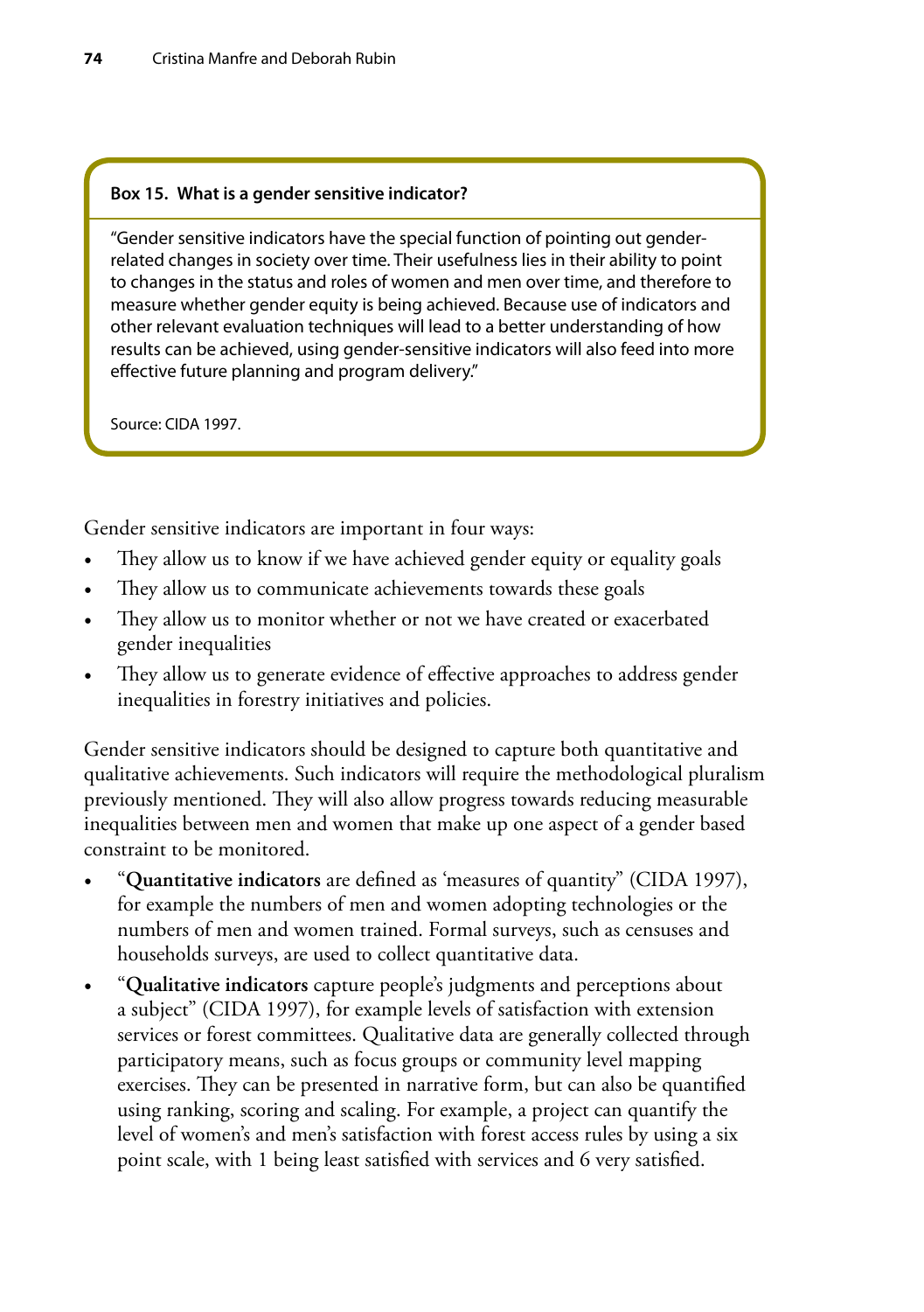**Box 15. What is a gender sensitive indicator?**

"Gender sensitive indicators have the special function of pointing out gender-related changes in society over time. Their usefulness lies in their ability to point to changes in the status and roles of women and men over time, and therefore to measure whether gender equity is being achieved. Because use of indicators and other relevant evaluation techniques will lead to a better understanding of how results can be achieved, using gender-sensitive indicators will also feed into more effective future planning and program delivery."

Source: CIDA 1997.

Gender sensitive indicators are important in four ways:

- They allow us to know if we have achieved gender equity or equality goals
- They allow us to communicate achievements towards these goals
- They allow us to monitor whether or not we have created or exacerbated gender inequalities
- They allow us to generate evidence of effective approaches to address gender inequalities in forestry initiatives and policies.

Gender sensitive indicators should be designed to capture both quantitative and qualitative achievements. Such indicators will require the methodological pluralism previously mentioned. They will also allow progress towards reducing measurable inequalities between men and women that make up one aspect of a gender based constraint to be monitored.

- "**Quantitative indicators** are defined as 'measures of quantity" (CIDA 1997), for example the numbers of men and women adopting technologies or the numbers of men and women trained. Formal surveys, such as censuses and households surveys, are used to collect quantitative data.
- "**Qualitative indicators** capture people's judgments and perceptions about a subject" (CIDA 1997), for example levels of satisfaction with extension services or forest committees. Qualitative data are generally collected through participatory means, such as focus groups or community level mapping exercises. They can be presented in narrative form, but can also be quantified using ranking, scoring and scaling. For example, a project can quantify the level of women's and men's satisfaction with forest access rules by using a six point scale, with 1 being least satisfied with services and 6 very satisfied.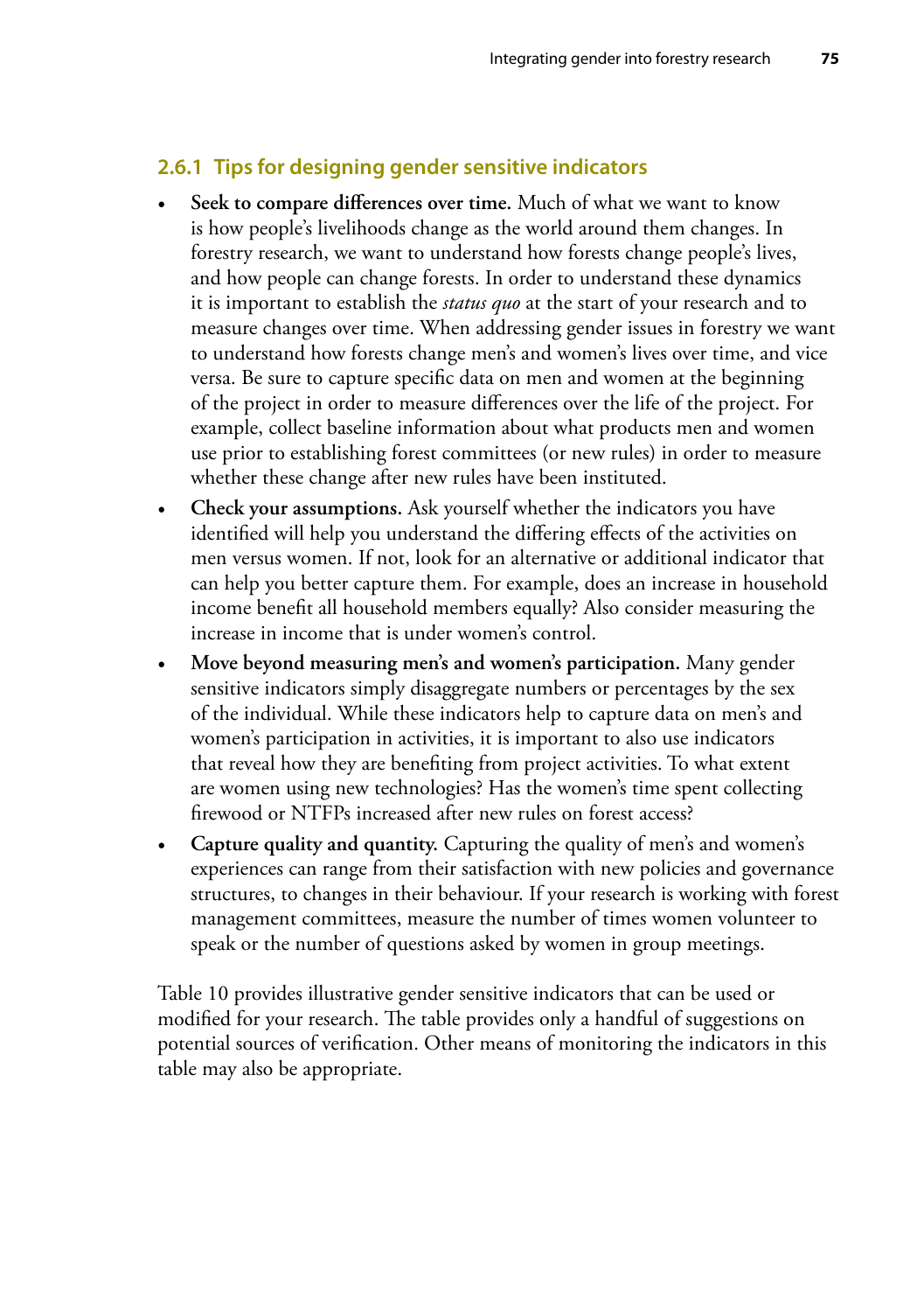### 2.6.1 Tips for designing gender sensitive indicators

- **Seek to compare differences over time.** Much of what we want to know is how people's livelihoods change as the world around them changes. In forestry research, we want to understand how forests change people's lives, and how people can change forests. In order to understand these dynamics it is important to establish the *status quo* at the start of your research and to measure changes over time. When addressing gender issues in forestry we want to understand how forests change men's and women's lives over time, and vice versa. Be sure to capture specific data on men and women at the beginning of the project in order to measure differences over the life of the project. For example, collect baseline information about what products men and women use prior to establishing forest committees (or new rules) in order to measure whether these change after new rules have been instituted.
- **Check your assumptions.** Ask yourself whether the indicators you have identified will help you understand the differing effects of the activities on men versus women. If not, look for an alternative or additional indicator that can help you better capture them. For example, does an increase in household income benefit all household members equally? Also consider measuring the increase in income that is under women's control.
- **Move beyond measuring men's and women's participation.** Many gender sensitive indicators simply disaggregate numbers or percentages by the sex of the individual. While these indicators help to capture data on men's and women's participation in activities, it is important to also use indicators that reveal how they are benefiting from project activities. To what extent are women using new technologies? Has the women's time spent collecting firewood or NTFPs increased after new rules on forest access?
- **Capture quality and quantity.** Capturing the quality of men's and women's experiences can range from their satisfaction with new policies and governance structures, to changes in their behaviour. If your research is working with forest management committees, measure the number of times women volunteer to speak or the number of questions asked by women in group meetings.

Table 10 provides illustrative gender sensitive indicators that can be used or modified for your research. The table provides only a handful of suggestions on potential sources of verification. Other means of monitoring the indicators in this table may also be appropriate.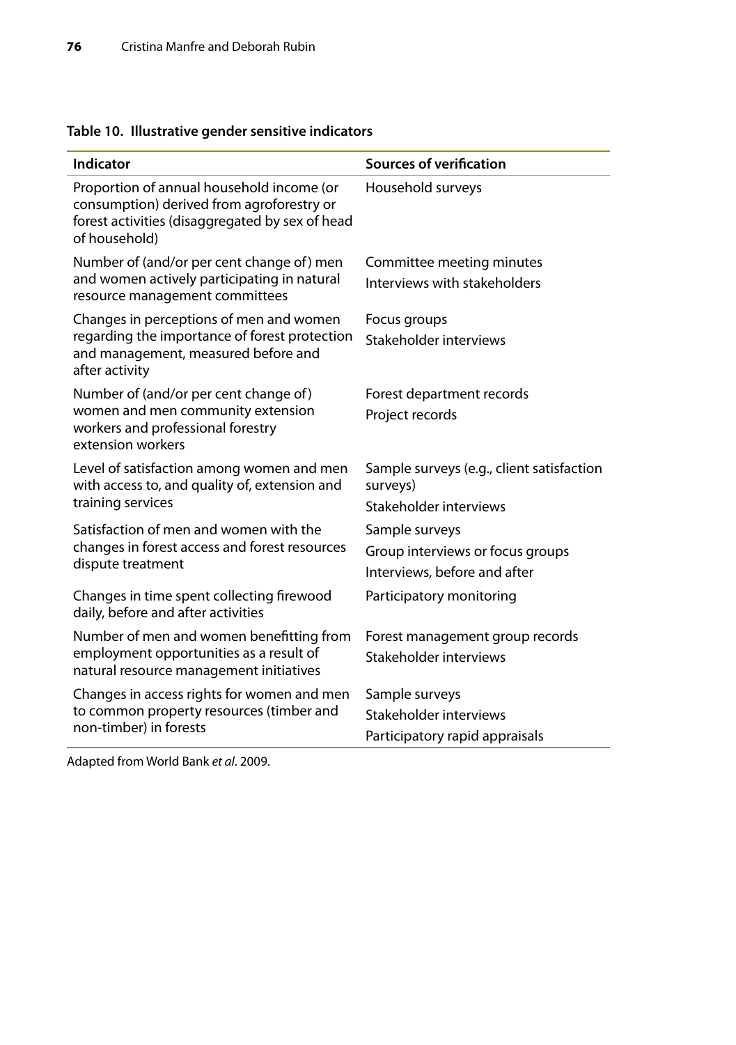**Table 10. Illustrative gender sensitive indicators**

| Indicator | Sources of verification |
|---|---|
| Proportion of annual household income (or consumption) derived from agroforestry or forest activities (disaggregated by sex of head of household) | Household surveys |
| Number of (and/or per cent change of) men and women actively participating in natural resource management committees | Committee meeting minutes<br>Interviews with stakeholders |
| Changes in perceptions of men and women regarding the importance of forest protection and management, measured before and after activity | Focus groups<br>Stakeholder interviews |
| Number of (and/or per cent change of) women and men community extension workers and professional forestry extension workers | Forest department records<br>Project records |
| Level of satisfaction among women and men with access to, and quality of, extension and training services | Sample surveys (e.g., client satisfaction surveys)<br>Stakeholder interviews |
| Satisfaction of men and women with the changes in forest access and forest resources dispute treatment | Sample surveys<br>Group interviews or focus groups<br>Interviews, before and after |
| Changes in time spent collecting firewood daily, before and after activities | Participatory monitoring |
| Number of men and women benefitting from employment opportunities as a result of natural resource management initiatives | Forest management group records<br>Stakeholder interviews |
| Changes in access rights for women and men to common property resources (timber and non-timber) in forests | Sample surveys<br>Stakeholder interviews<br>Participatory rapid appraisals |

Adapted from World Bank *et al*. 2009.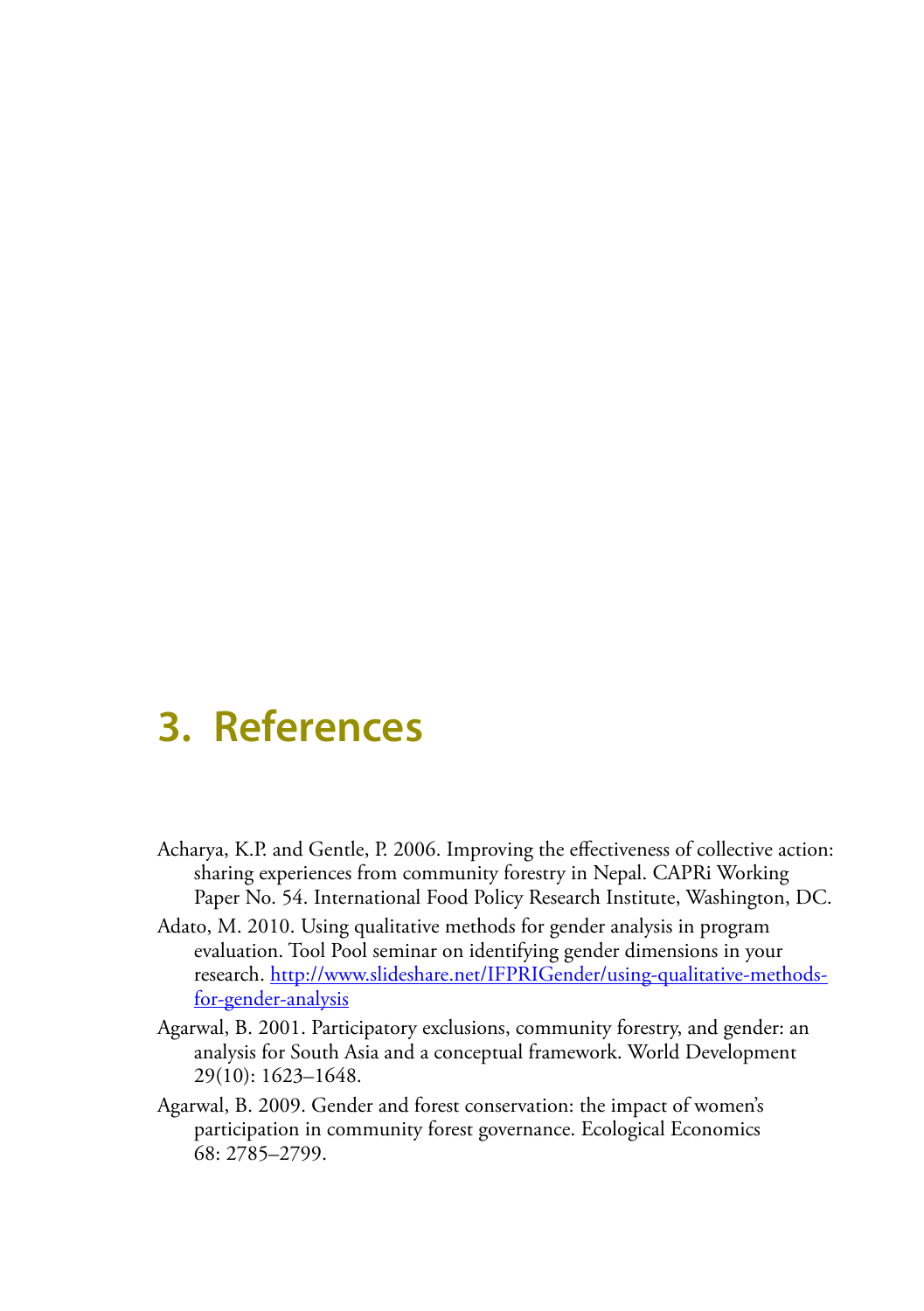# 3. References

Acharya, K.P. and Gentle, P. 2006. Improving the effectiveness of collective action: sharing experiences from community forestry in Nepal. CAPRi Working Paper No. 54. International Food Policy Research Institute, Washington, DC.

Adato, M. 2010. Using qualitative methods for gender analysis in program evaluation. Tool Pool seminar on identifying gender dimensions in your research. http://www.slideshare.net/IFPRIGender/using-qualitative-methods-for-gender-analysis

Agarwal, B. 2001. Participatory exclusions, community forestry, and gender: an analysis for South Asia and a conceptual framework. World Development 29(10): 1623–1648.

Agarwal, B. 2009. Gender and forest conservation: the impact of women's participation in community forest governance. Ecological Economics 68: 2785–2799.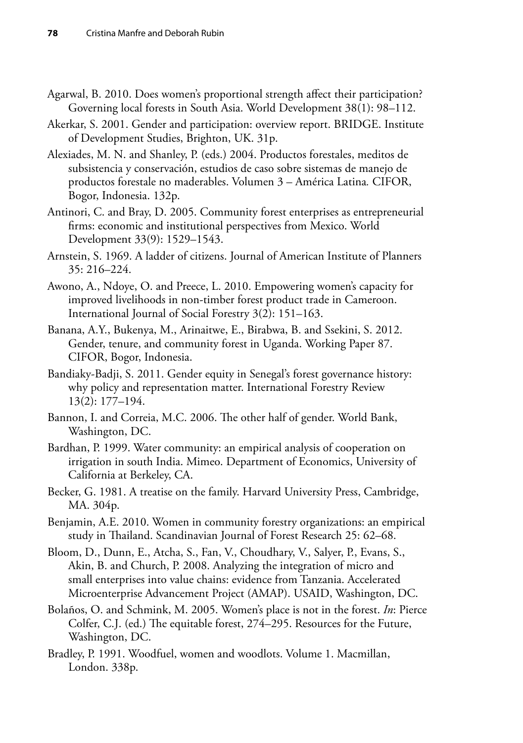Agarwal, B. 2010. Does women's proportional strength affect their participation? Governing local forests in South Asia. World Development 38(1): 98–112.

Akerkar, S. 2001. Gender and participation: overview report. BRIDGE. Institute of Development Studies, Brighton, UK. 31p.

Alexiades, M. N. and Shanley, P. (eds.) 2004. Productos forestales, meditos de subsistencia y conservación, estudios de caso sobre sistemas de manejo de productos forestale no maderables. Volumen 3 – América Latina. CIFOR, Bogor, Indonesia. 132p.

Antinori, C. and Bray, D. 2005. Community forest enterprises as entrepreneurial firms: economic and institutional perspectives from Mexico. World Development 33(9): 1529–1543.

Arnstein, S. 1969. A ladder of citizens. Journal of American Institute of Planners 35: 216–224.

Awono, A., Ndoye, O. and Preece, L. 2010. Empowering women's capacity for improved livelihoods in non-timber forest product trade in Cameroon. International Journal of Social Forestry 3(2): 151–163.

Banana, A.Y., Bukenya, M., Arinaitwe, E., Birabwa, B. and Ssekini, S. 2012. Gender, tenure, and community forest in Uganda. Working Paper 87. CIFOR, Bogor, Indonesia.

Bandiaky-Badji, S. 2011. Gender equity in Senegal's forest governance history: why policy and representation matter. International Forestry Review 13(2): 177–194.

Bannon, I. and Correia, M.C. 2006. The other half of gender. World Bank, Washington, DC.

Bardhan, P. 1999. Water community: an empirical analysis of cooperation on irrigation in south India. Mimeo. Department of Economics, University of California at Berkeley, CA.

Becker, G. 1981. A treatise on the family. Harvard University Press, Cambridge, MA. 304p.

Benjamin, A.E. 2010. Women in community forestry organizations: an empirical study in Thailand. Scandinavian Journal of Forest Research 25: 62–68.

Bloom, D., Dunn, E., Atcha, S., Fan, V., Choudhary, V., Salyer, P., Evans, S., Akin, B. and Church, P. 2008. Analyzing the integration of micro and small enterprises into value chains: evidence from Tanzania. Accelerated Microenterprise Advancement Project (AMAP). USAID, Washington, DC.

Bolaños, O. and Schmink, M. 2005. Women's place is not in the forest. *In*: Pierce Colfer, C.J. (ed.) The equitable forest, 274–295. Resources for the Future, Washington, DC.

Bradley, P. 1991. Woodfuel, women and woodlots. Volume 1. Macmillan, London. 338p.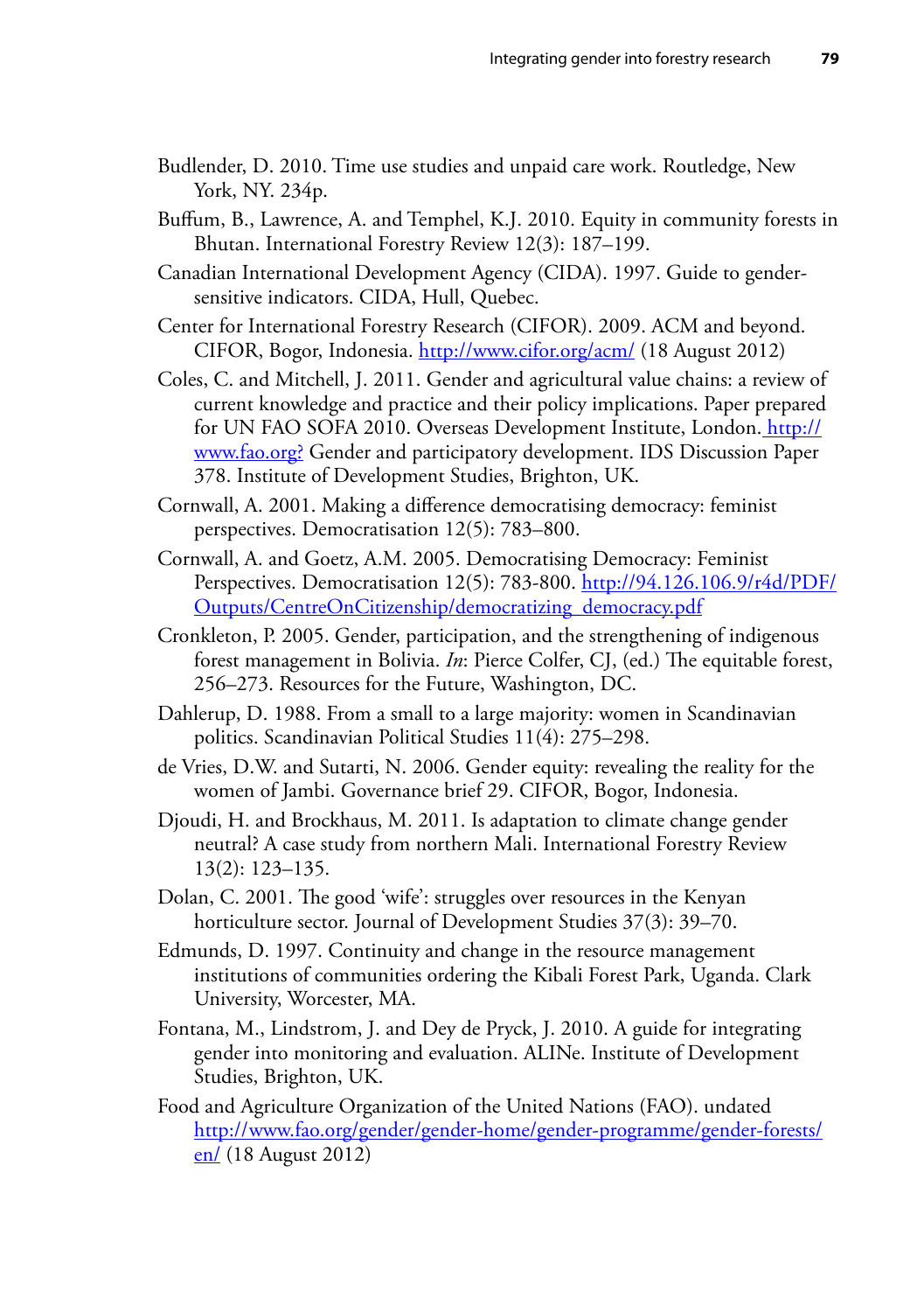Budlender, D. 2010. Time use studies and unpaid care work. Routledge, New York, NY. 234p.

Buffum, B., Lawrence, A. and Temphel, K.J. 2010. Equity in community forests in Bhutan. International Forestry Review 12(3): 187–199.

Canadian International Development Agency (CIDA). 1997. Guide to gender-sensitive indicators. CIDA, Hull, Quebec.

Center for International Forestry Research (CIFOR). 2009. ACM and beyond. CIFOR, Bogor, Indonesia. http://www.cifor.org/acm/ (18 August 2012)

Coles, C. and Mitchell, J. 2011. Gender and agricultural value chains: a review of current knowledge and practice and their policy implications. Paper prepared for UN FAO SOFA 2010. Overseas Development Institute, London. http://www.fao.org? Gender and participatory development. IDS Discussion Paper 378. Institute of Development Studies, Brighton, UK.

Cornwall, A. 2001. Making a difference democratising democracy: feminist perspectives. Democratisation 12(5): 783–800.

Cornwall, A. and Goetz, A.M. 2005. Democratising Democracy: Feminist Perspectives. Democratisation 12(5): 783-800. http://94.126.106.9/r4d/PDF/Outputs/CentreOnCitizenship/democratizing_democracy.pdf

Cronkleton, P. 2005. Gender, participation, and the strengthening of indigenous forest management in Bolivia. *In*: Pierce Colfer, CJ, (ed.) The equitable forest, 256–273. Resources for the Future, Washington, DC.

Dahlerup, D. 1988. From a small to a large majority: women in Scandinavian politics. Scandinavian Political Studies 11(4): 275–298.

de Vries, D.W. and Sutarti, N. 2006. Gender equity: revealing the reality for the women of Jambi. Governance brief 29. CIFOR, Bogor, Indonesia.

Djoudi, H. and Brockhaus, M. 2011. Is adaptation to climate change gender neutral? A case study from northern Mali. International Forestry Review 13(2): 123–135.

Dolan, C. 2001. The good 'wife': struggles over resources in the Kenyan horticulture sector. Journal of Development Studies 37(3): 39–70.

Edmunds, D. 1997. Continuity and change in the resource management institutions of communities ordering the Kibali Forest Park, Uganda. Clark University, Worcester, MA.

Fontana, M., Lindstrom, J. and Dey de Pryck, J. 2010. A guide for integrating gender into monitoring and evaluation. ALINe. Institute of Development Studies, Brighton, UK.

Food and Agriculture Organization of the United Nations (FAO). undated http://www.fao.org/gender/gender-home/gender-programme/gender-forests/en/ (18 August 2012)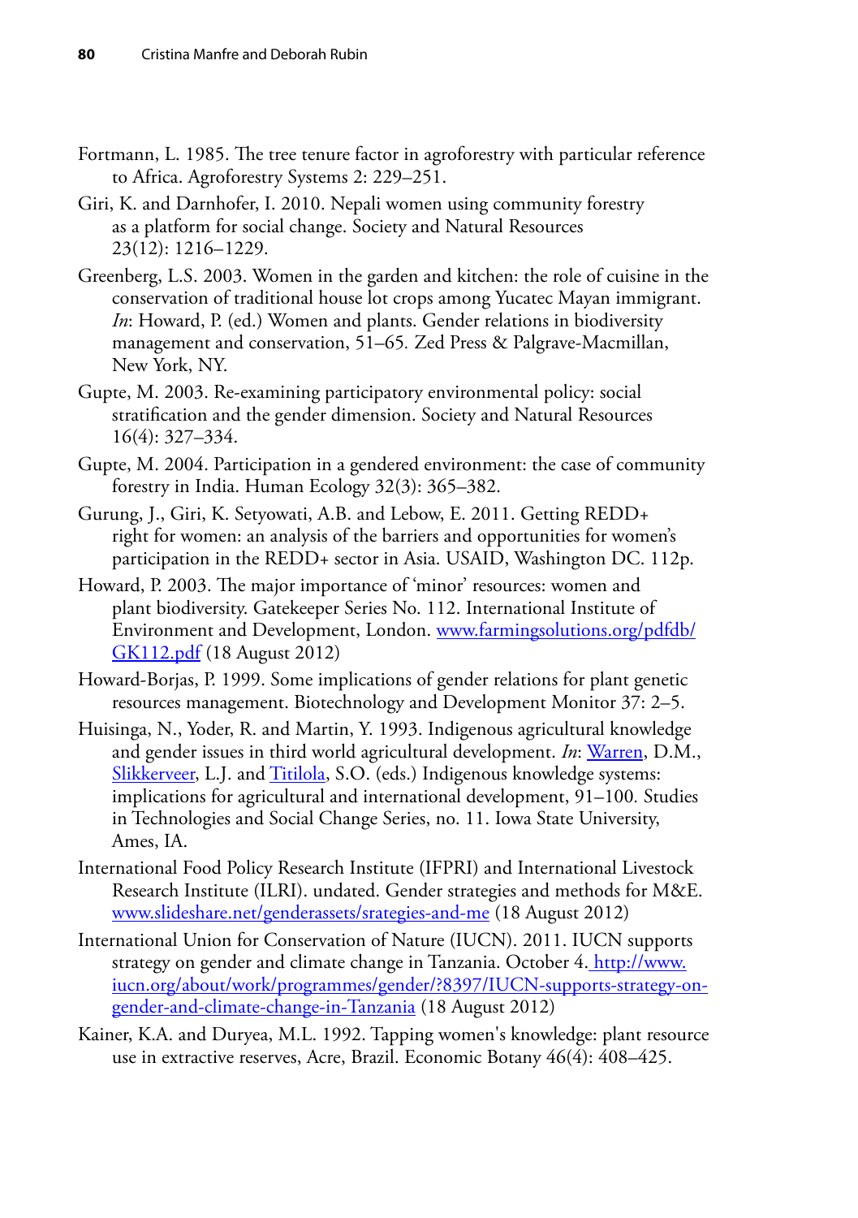Fortmann, L. 1985. The tree tenure factor in agroforestry with particular reference to Africa. Agroforestry Systems 2: 229–251.

Giri, K. and Darnhofer, I. 2010. Nepali women using community forestry as a platform for social change. Society and Natural Resources 23(12): 1216–1229.

Greenberg, L.S. 2003. Women in the garden and kitchen: the role of cuisine in the conservation of traditional house lot crops among Yucatec Mayan immigrant. *In*: Howard, P. (ed.) Women and plants. Gender relations in biodiversity management and conservation, 51–65. Zed Press & Palgrave-Macmillan, New York, NY.

Gupte, M. 2003. Re-examining participatory environmental policy: social stratification and the gender dimension. Society and Natural Resources 16(4): 327–334.

Gupte, M. 2004. Participation in a gendered environment: the case of community forestry in India. Human Ecology 32(3): 365–382.

Gurung, J., Giri, K. Setyowati, A.B. and Lebow, E. 2011. Getting REDD+ right for women: an analysis of the barriers and opportunities for women's participation in the REDD+ sector in Asia. USAID, Washington DC. 112p.

Howard, P. 2003. The major importance of 'minor' resources: women and plant biodiversity. Gatekeeper Series No. 112. International Institute of Environment and Development, London. www.farmingsolutions.org/pdfdb/GK112.pdf (18 August 2012)

Howard-Borjas, P. 1999. Some implications of gender relations for plant genetic resources management. Biotechnology and Development Monitor 37: 2–5.

Huisinga, N., Yoder, R. and Martin, Y. 1993. Indigenous agricultural knowledge and gender issues in third world agricultural development. *In*: Warren, D.M., Slikkerveer, L.J. and Titilola, S.O. (eds.) Indigenous knowledge systems: implications for agricultural and international development, 91–100. Studies in Technologies and Social Change Series, no. 11. Iowa State University, Ames, IA.

International Food Policy Research Institute (IFPRI) and International Livestock Research Institute (ILRI). undated. Gender strategies and methods for M&E. www.slideshare.net/genderassets/srategies-and-me (18 August 2012)

International Union for Conservation of Nature (IUCN). 2011. IUCN supports strategy on gender and climate change in Tanzania. October 4. http://www.iucn.org/about/work/programmes/gender/?8397/IUCN-supports-strategy-on-gender-and-climate-change-in-Tanzania (18 August 2012)

Kainer, K.A. and Duryea, M.L. 1992. Tapping women's knowledge: plant resource use in extractive reserves, Acre, Brazil. Economic Botany 46(4): 408–425.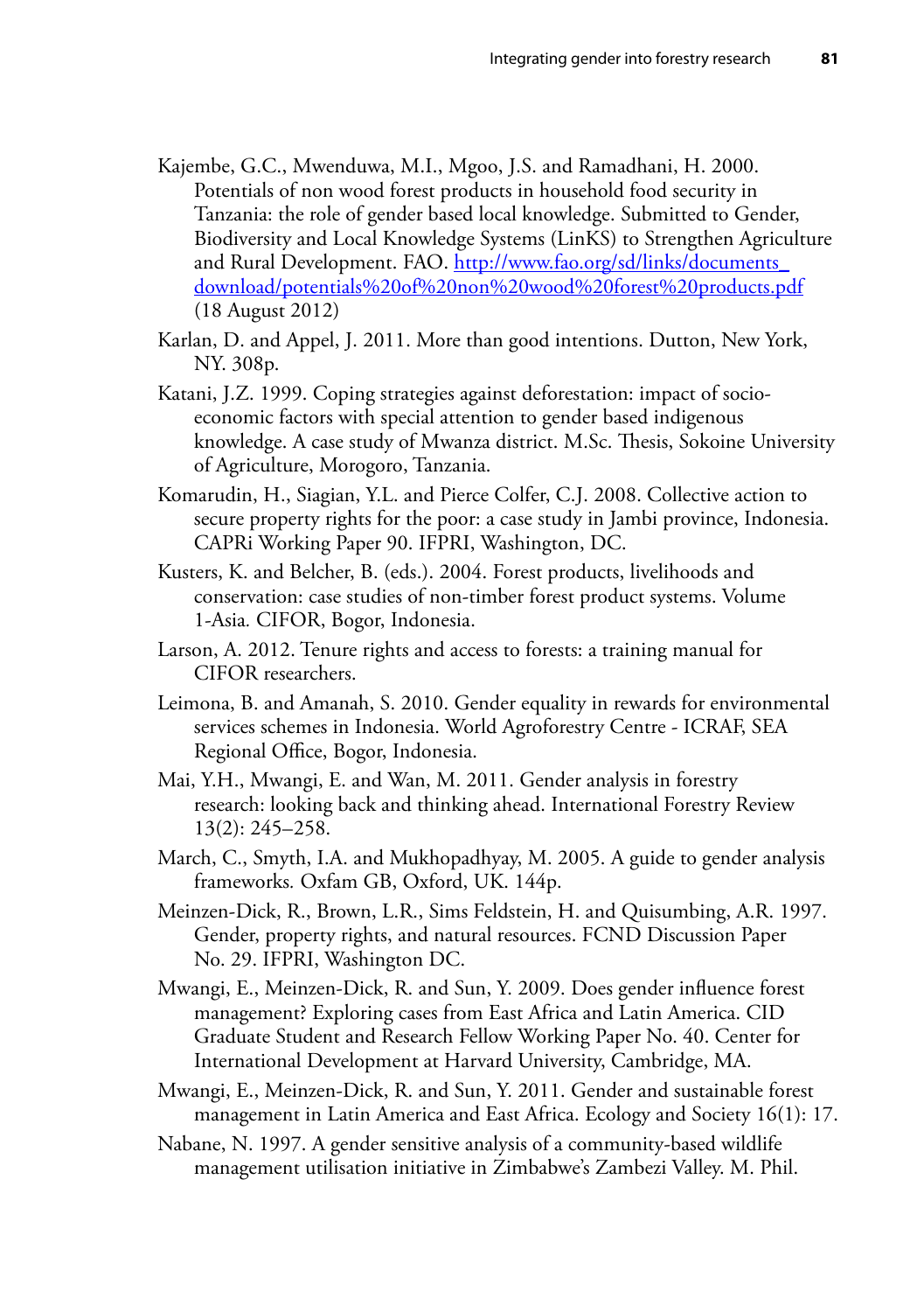Kajembe, G.C., Mwenduwa, M.I., Mgoo, J.S. and Ramadhani, H. 2000. Potentials of non wood forest products in household food security in Tanzania: the role of gender based local knowledge. Submitted to Gender, Biodiversity and Local Knowledge Systems (LinKS) to Strengthen Agriculture and Rural Development. FAO. http://www.fao.org/sd/links/documents_download/potentials%20of%20non%20wood%20forest%20products.pdf (18 August 2012)

Karlan, D. and Appel, J. 2011. More than good intentions. Dutton, New York, NY. 308p.

Katani, J.Z. 1999. Coping strategies against deforestation: impact of socio-economic factors with special attention to gender based indigenous knowledge. A case study of Mwanza district. M.Sc. Thesis, Sokoine University of Agriculture, Morogoro, Tanzania.

Komarudin, H., Siagian, Y.L. and Pierce Colfer, C.J. 2008. Collective action to secure property rights for the poor: a case study in Jambi province, Indonesia. CAPRi Working Paper 90. IFPRI, Washington, DC.

Kusters, K. and Belcher, B. (eds.). 2004. Forest products, livelihoods and conservation: case studies of non-timber forest product systems. Volume 1-Asia. CIFOR, Bogor, Indonesia.

Larson, A. 2012. Tenure rights and access to forests: a training manual for CIFOR researchers.

Leimona, B. and Amanah, S. 2010. Gender equality in rewards for environmental services schemes in Indonesia. World Agroforestry Centre - ICRAF, SEA Regional Office, Bogor, Indonesia.

Mai, Y.H., Mwangi, E. and Wan, M. 2011. Gender analysis in forestry research: looking back and thinking ahead. International Forestry Review 13(2): 245–258.

March, C., Smyth, I.A. and Mukhopadhyay, M. 2005. A guide to gender analysis frameworks. Oxfam GB, Oxford, UK. 144p.

Meinzen-Dick, R., Brown, L.R., Sims Feldstein, H. and Quisumbing, A.R. 1997. Gender, property rights, and natural resources. FCND Discussion Paper No. 29. IFPRI, Washington DC.

Mwangi, E., Meinzen-Dick, R. and Sun, Y. 2009. Does gender influence forest management? Exploring cases from East Africa and Latin America. CID Graduate Student and Research Fellow Working Paper No. 40. Center for International Development at Harvard University, Cambridge, MA.

Mwangi, E., Meinzen-Dick, R. and Sun, Y. 2011. Gender and sustainable forest management in Latin America and East Africa. Ecology and Society 16(1): 17.

Nabane, N. 1997. A gender sensitive analysis of a community-based wildlife management utilisation initiative in Zimbabwe's Zambezi Valley. M. Phil.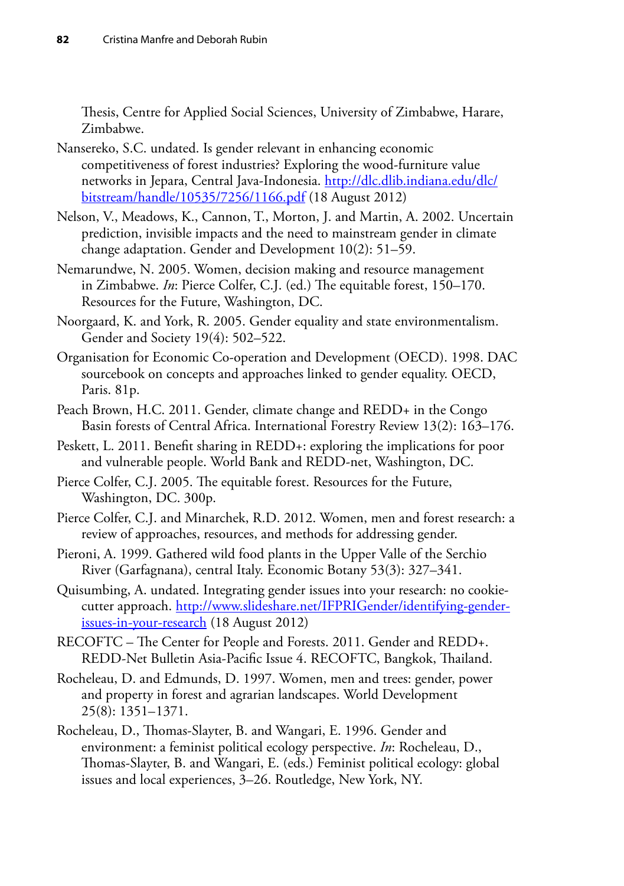Thesis, Centre for Applied Social Sciences, University of Zimbabwe, Harare, Zimbabwe.

Nansereko, S.C. undated. Is gender relevant in enhancing economic competitiveness of forest industries? Exploring the wood-furniture value networks in Jepara, Central Java-Indonesia. http://dlc.dlib.indiana.edu/dlc/bitstream/handle/10535/7256/1166.pdf (18 August 2012)

Nelson, V., Meadows, K., Cannon, T., Morton, J. and Martin, A. 2002. Uncertain prediction, invisible impacts and the need to mainstream gender in climate change adaptation. Gender and Development 10(2): 51–59.

Nemarundwe, N. 2005. Women, decision making and resource management in Zimbabwe. *In*: Pierce Colfer, C.J. (ed.) The equitable forest, 150–170. Resources for the Future, Washington, DC.

Noorgaard, K. and York, R. 2005. Gender equality and state environmentalism. Gender and Society 19(4): 502–522.

Organisation for Economic Co-operation and Development (OECD). 1998. DAC sourcebook on concepts and approaches linked to gender equality. OECD, Paris. 81p.

Peach Brown, H.C. 2011. Gender, climate change and REDD+ in the Congo Basin forests of Central Africa. International Forestry Review 13(2): 163–176.

Peskett, L. 2011. Benefit sharing in REDD+: exploring the implications for poor and vulnerable people. World Bank and REDD-net, Washington, DC.

Pierce Colfer, C.J. 2005. The equitable forest. Resources for the Future, Washington, DC. 300p.

Pierce Colfer, C.J. and Minarchek, R.D. 2012. Women, men and forest research: a review of approaches, resources, and methods for addressing gender.

Pieroni, A. 1999. Gathered wild food plants in the Upper Valle of the Serchio River (Garfagnana), central Italy. Economic Botany 53(3): 327–341.

Quisumbing, A. undated. Integrating gender issues into your research: no cookie-cutter approach. http://www.slideshare.net/IFPRIGender/identifying-gender-issues-in-your-research (18 August 2012)

RECOFTC – The Center for People and Forests. 2011. Gender and REDD+. REDD-Net Bulletin Asia-Pacific Issue 4. RECOFTC, Bangkok, Thailand.

Rocheleau, D. and Edmunds, D. 1997. Women, men and trees: gender, power and property in forest and agrarian landscapes. World Development 25(8): 1351–1371.

Rocheleau, D., Thomas-Slayter, B. and Wangari, E. 1996. Gender and environment: a feminist political ecology perspective. *In*: Rocheleau, D., Thomas-Slayter, B. and Wangari, E. (eds.) Feminist political ecology: global issues and local experiences, 3–26. Routledge, New York, NY.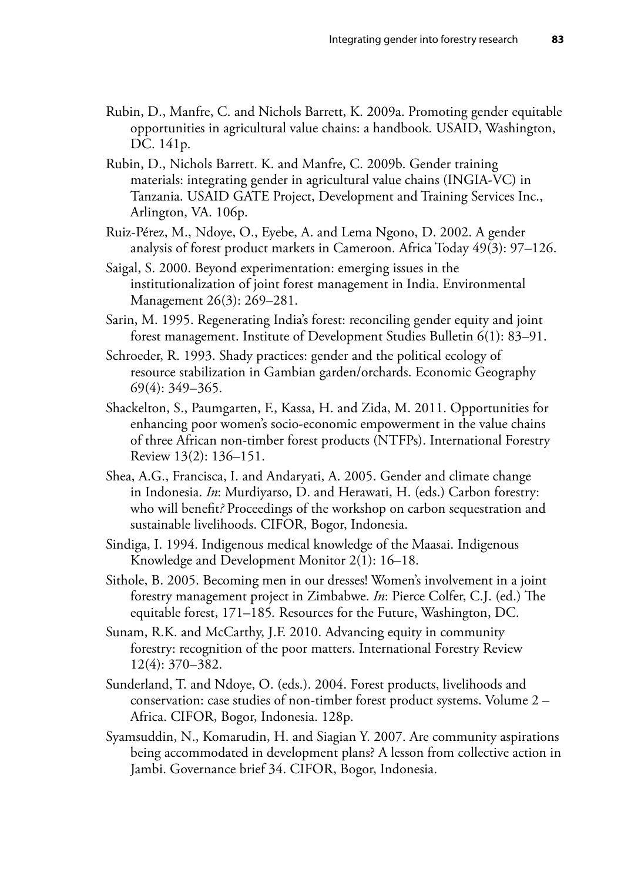Rubin, D., Manfre, C. and Nichols Barrett, K. 2009a. Promoting gender equitable opportunities in agricultural value chains: a handbook. USAID, Washington, DC. 141p.

Rubin, D., Nichols Barrett. K. and Manfre, C. 2009b. Gender training materials: integrating gender in agricultural value chains (INGIA-VC) in Tanzania. USAID GATE Project, Development and Training Services Inc., Arlington, VA. 106p.

Ruiz-Pérez, M., Ndoye, O., Eyebe, A. and Lema Ngono, D. 2002. A gender analysis of forest product markets in Cameroon. Africa Today 49(3): 97–126.

Saigal, S. 2000. Beyond experimentation: emerging issues in the institutionalization of joint forest management in India. Environmental Management 26(3): 269–281.

Sarin, M. 1995. Regenerating India's forest: reconciling gender equity and joint forest management. Institute of Development Studies Bulletin 6(1): 83–91.

Schroeder, R. 1993. Shady practices: gender and the political ecology of resource stabilization in Gambian garden/orchards. Economic Geography 69(4): 349–365.

Shackelton, S., Paumgarten, F., Kassa, H. and Zida, M. 2011. Opportunities for enhancing poor women's socio-economic empowerment in the value chains of three African non-timber forest products (NTFPs). International Forestry Review 13(2): 136–151.

Shea, A.G., Francisca, I. and Andaryati, A. 2005. Gender and climate change in Indonesia. *In*: Murdiyarso, D. and Herawati, H. (eds.) Carbon forestry: who will benefit? Proceedings of the workshop on carbon sequestration and sustainable livelihoods. CIFOR, Bogor, Indonesia.

Sindiga, I. 1994. Indigenous medical knowledge of the Maasai. Indigenous Knowledge and Development Monitor 2(1): 16–18.

Sithole, B. 2005. Becoming men in our dresses! Women's involvement in a joint forestry management project in Zimbabwe. *In*: Pierce Colfer, C.J. (ed.) The equitable forest, 171–185. Resources for the Future, Washington, DC.

Sunam, R.K. and McCarthy, J.F. 2010. Advancing equity in community forestry: recognition of the poor matters. International Forestry Review 12(4): 370–382.

Sunderland, T. and Ndoye, O. (eds.). 2004. Forest products, livelihoods and conservation: case studies of non-timber forest product systems. Volume 2 – Africa. CIFOR, Bogor, Indonesia. 128p.

Syamsuddin, N., Komarudin, H. and Siagian Y. 2007. Are community aspirations being accommodated in development plans? A lesson from collective action in Jambi. Governance brief 34. CIFOR, Bogor, Indonesia.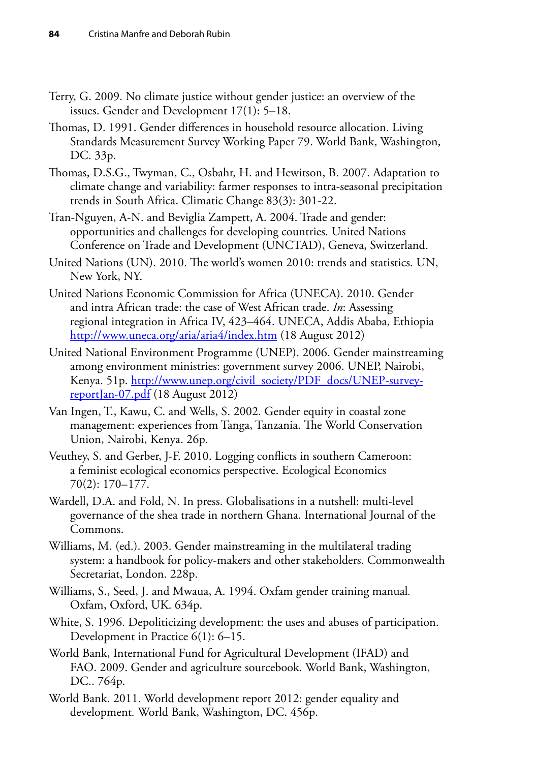Terry, G. 2009. No climate justice without gender justice: an overview of the issues. Gender and Development 17(1): 5–18.

Thomas, D. 1991. Gender differences in household resource allocation. Living Standards Measurement Survey Working Paper 79. World Bank, Washington, DC. 33p.

Thomas, D.S.G., Twyman, C., Osbahr, H. and Hewitson, B. 2007. Adaptation to climate change and variability: farmer responses to intra-seasonal precipitation trends in South Africa. Climatic Change 83(3): 301-22.

Tran-Nguyen, A-N. and Beviglia Zampett, A. 2004. Trade and gender: opportunities and challenges for developing countries. United Nations Conference on Trade and Development (UNCTAD), Geneva, Switzerland.

United Nations (UN). 2010. The world's women 2010: trends and statistics. UN, New York, NY.

United Nations Economic Commission for Africa (UNECA). 2010. Gender and intra African trade: the case of West African trade. *In*: Assessing regional integration in Africa IV, 423–464. UNECA, Addis Ababa, Ethiopia http://www.uneca.org/aria/aria4/index.htm (18 August 2012)

United National Environment Programme (UNEP). 2006. Gender mainstreaming among environment ministries: government survey 2006. UNEP, Nairobi, Kenya. 51p. http://www.unep.org/civil_society/PDF_docs/UNEP-survey-reportJan-07.pdf (18 August 2012)

Van Ingen, T., Kawu, C. and Wells, S. 2002. Gender equity in coastal zone management: experiences from Tanga, Tanzania. The World Conservation Union, Nairobi, Kenya. 26p.

Veuthey, S. and Gerber, J-F. 2010. Logging conflicts in southern Cameroon: a feminist ecological economics perspective. Ecological Economics 70(2): 170–177.

Wardell, D.A. and Fold, N. In press. Globalisations in a nutshell: multi-level governance of the shea trade in northern Ghana. International Journal of the Commons.

Williams, M. (ed.). 2003. Gender mainstreaming in the multilateral trading system: a handbook for policy-makers and other stakeholders. Commonwealth Secretariat, London. 228p.

Williams, S., Seed, J. and Mwaua, A. 1994. Oxfam gender training manual. Oxfam, Oxford, UK. 634p.

White, S. 1996. Depoliticizing development: the uses and abuses of participation. Development in Practice 6(1): 6–15.

World Bank, International Fund for Agricultural Development (IFAD) and FAO. 2009. Gender and agriculture sourcebook. World Bank, Washington, DC.. 764p.

World Bank. 2011. World development report 2012: gender equality and development. World Bank, Washington, DC. 456p.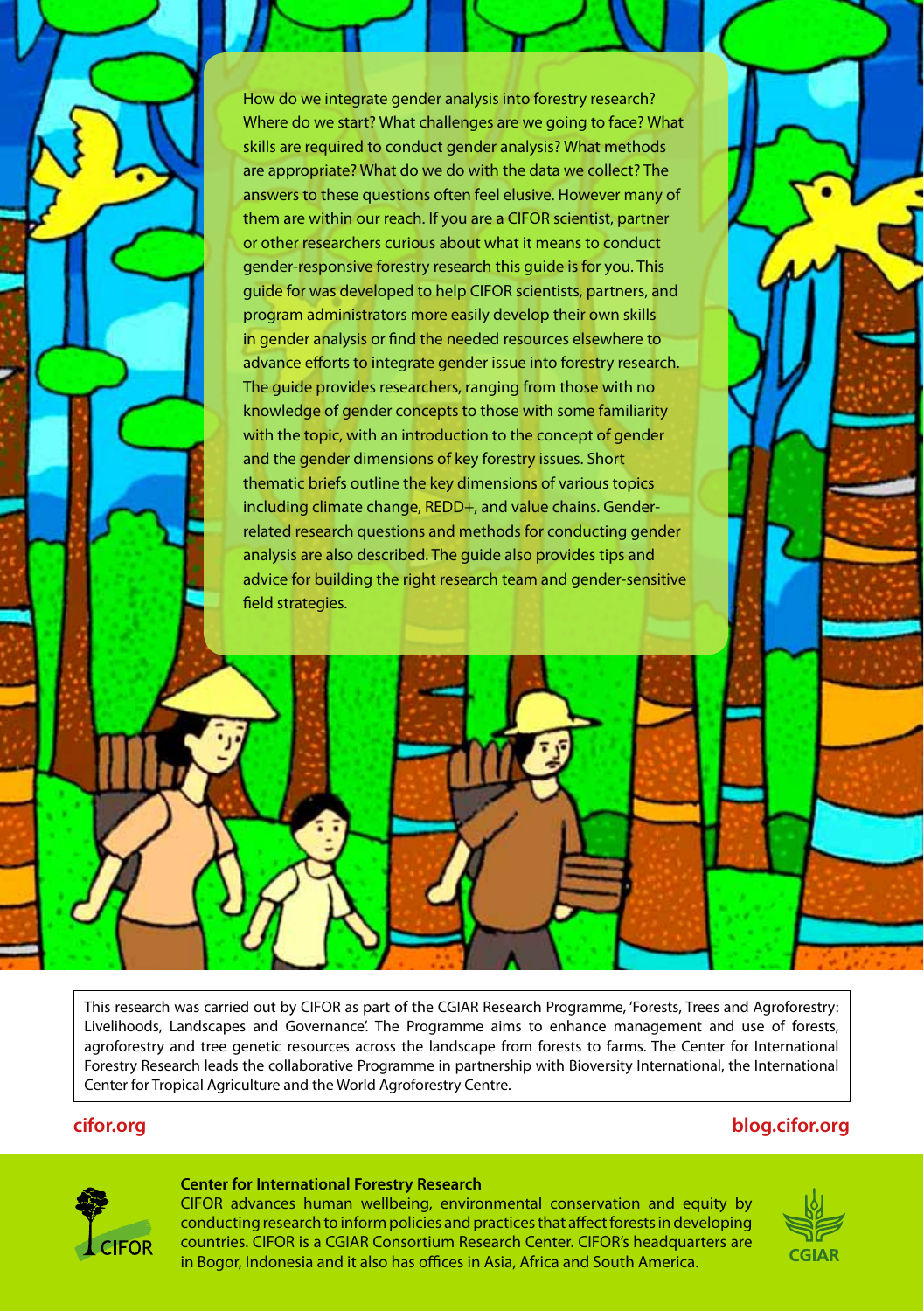How do we integrate gender analysis into forestry research? Where do we start? What challenges are we going to face? What skills are required to conduct gender analysis? What methods are appropriate? What do we do with the data we collect? The answers to these questions often feel elusive. However many of them are within our reach. If you are a CIFOR scientist, partner or other researchers curious about what it means to conduct gender-responsive forestry research this guide is for you. This guide for was developed to help CIFOR scientists, partners, and program administrators more easily develop their own skills in gender analysis or find the needed resources elsewhere to advance efforts to integrate gender issue into forestry research. The guide provides researchers, ranging from those with no knowledge of gender concepts to those with some familiarity with the topic, with an introduction to the concept of gender and the gender dimensions of key forestry issues. Short thematic briefs outline the key dimensions of various topics including climate change, REDD+, and value chains. Gender-related research questions and methods for conducting gender analysis are also described. The guide also provides tips and advice for building the right research team and gender-sensitive field strategies.

This research was carried out by CIFOR as part of the CGIAR Research Programme, 'Forests, Trees and Agroforestry: Livelihoods, Landscapes and Governance'. The Programme aims to enhance management and use of forests, agroforestry and tree genetic resources across the landscape from forests to farms. The Center for International Forestry Research leads the collaborative Programme in partnership with Bioversity International, the International Center for Tropical Agriculture and the World Agroforestry Centre.

**cifor.org** **blog.cifor.org**

**Center for International Forestry Research**

CIFOR advances human wellbeing, environmental conservation and equity by conducting research to inform policies and practices that affect forests in developing countries. CIFOR is a CGIAR Consortium Research Center. CIFOR's headquarters are in Bogor, Indonesia and it also has offices in Asia, Africa and South America.